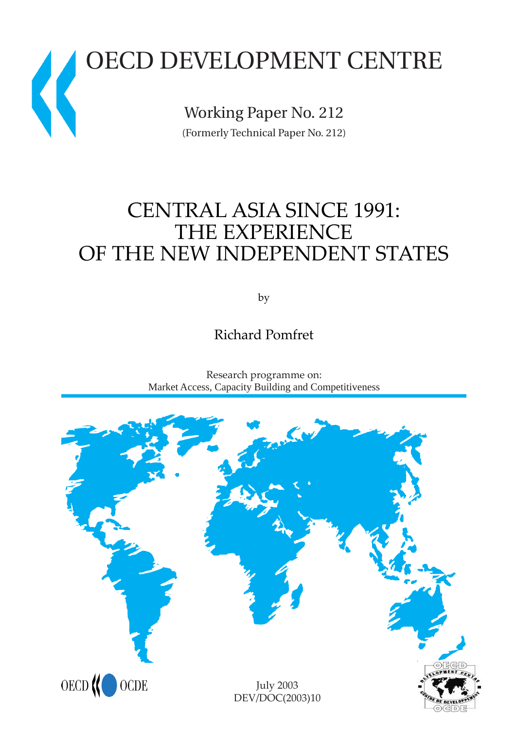# OECD DEVELOPMENT CENTRE

Working Paper No. 212

(Formerly Technical Paper No. 212)

# CENTRAL ASIA SINCE 1991: THE EXPERIENCE OF THE NEW INDEPENDENT STATES

by

Richard Pomfret

Research programme on:
Market Access, Capacity Building and Competitiveness

July 2003
DEV/DOC(2003)10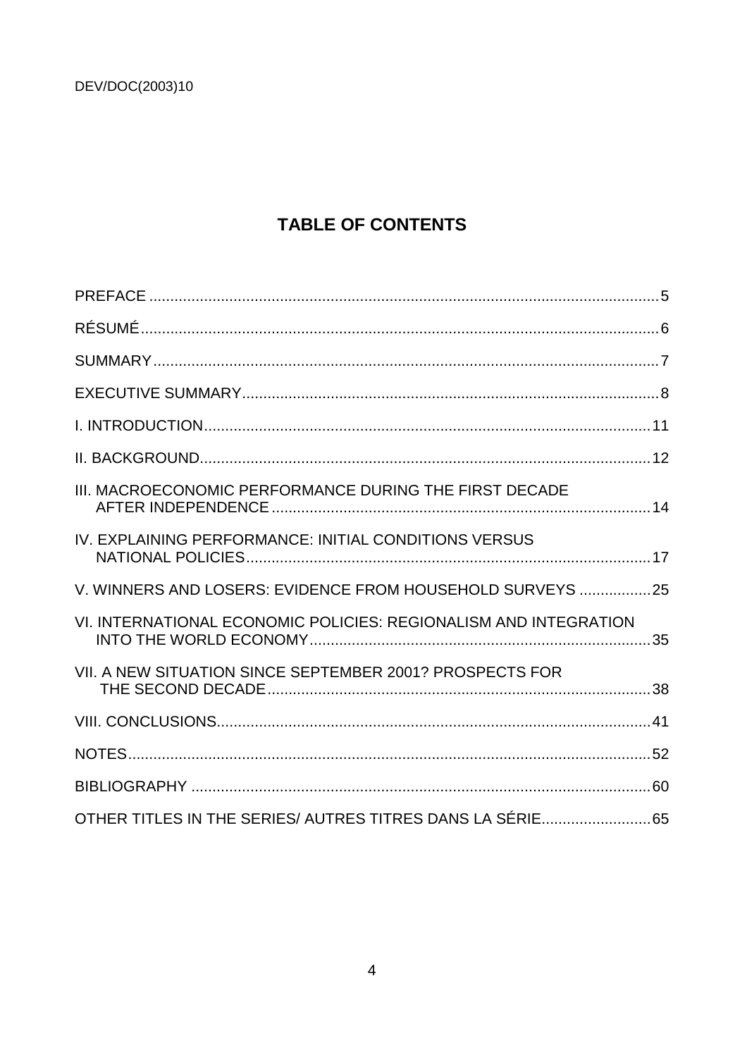# TABLE OF CONTENTS

PREFACE .......... 5

RÉSUMÉ .......... 6

SUMMARY .......... 7

EXECUTIVE SUMMARY .......... 8

I. INTRODUCTION .......... 11

II. BACKGROUND .......... 12

III. MACROECONOMIC PERFORMANCE DURING THE FIRST DECADE AFTER INDEPENDENCE .......... 14

IV. EXPLAINING PERFORMANCE: INITIAL CONDITIONS VERSUS NATIONAL POLICIES .......... 17

V. WINNERS AND LOSERS: EVIDENCE FROM HOUSEHOLD SURVEYS .......... 25

VI. INTERNATIONAL ECONOMIC POLICIES: REGIONALISM AND INTEGRATION INTO THE WORLD ECONOMY .......... 35

VII. A NEW SITUATION SINCE SEPTEMBER 2001? PROSPECTS FOR THE SECOND DECADE .......... 38

VIII. CONCLUSIONS .......... 41

NOTES .......... 52

BIBLIOGRAPHY .......... 60

OTHER TITLES IN THE SERIES/ AUTRES TITRES DANS LA SÉRIE .......... 65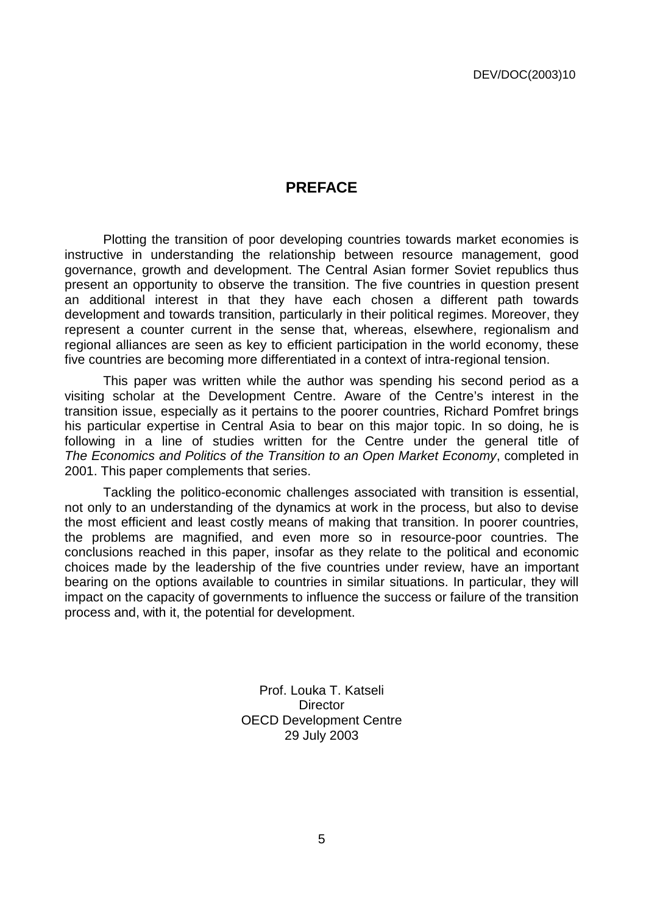# PREFACE

Plotting the transition of poor developing countries towards market economies is instructive in understanding the relationship between resource management, good governance, growth and development. The Central Asian former Soviet republics thus present an opportunity to observe the transition. The five countries in question present an additional interest in that they have each chosen a different path towards development and towards transition, particularly in their political regimes. Moreover, they represent a counter current in the sense that, whereas, elsewhere, regionalism and regional alliances are seen as key to efficient participation in the world economy, these five countries are becoming more differentiated in a context of intra-regional tension.

This paper was written while the author was spending his second period as a visiting scholar at the Development Centre. Aware of the Centre's interest in the transition issue, especially as it pertains to the poorer countries, Richard Pomfret brings his particular expertise in Central Asia to bear on this major topic. In so doing, he is following in a line of studies written for the Centre under the general title of *The Economics and Politics of the Transition to an Open Market Economy*, completed in 2001. This paper complements that series.

Tackling the politico-economic challenges associated with transition is essential, not only to an understanding of the dynamics at work in the process, but also to devise the most efficient and least costly means of making that transition. In poorer countries, the problems are magnified, and even more so in resource-poor countries. The conclusions reached in this paper, insofar as they relate to the political and economic choices made by the leadership of the five countries under review, have an important bearing on the options available to countries in similar situations. In particular, they will impact on the capacity of governments to influence the success or failure of the transition process and, with it, the potential for development.

Prof. Louka T. Katseli
Director
OECD Development Centre
29 July 2003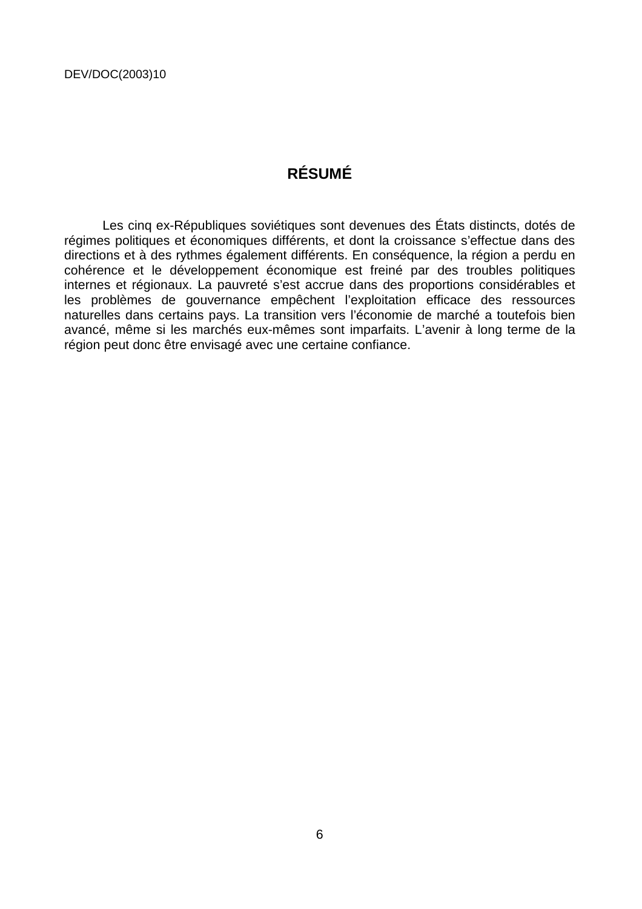# RÉSUMÉ

Les cinq ex-Républiques soviétiques sont devenues des États distincts, dotés de régimes politiques et économiques différents, et dont la croissance s'effectue dans des directions et à des rythmes également différents. En conséquence, la région a perdu en cohérence et le développement économique est freiné par des troubles politiques internes et régionaux. La pauvreté s'est accrue dans des proportions considérables et les problèmes de gouvernance empêchent l'exploitation efficace des ressources naturelles dans certains pays. La transition vers l'économie de marché a toutefois bien avancé, même si les marchés eux-mêmes sont imparfaits. L'avenir à long terme de la région peut donc être envisagé avec une certaine confiance.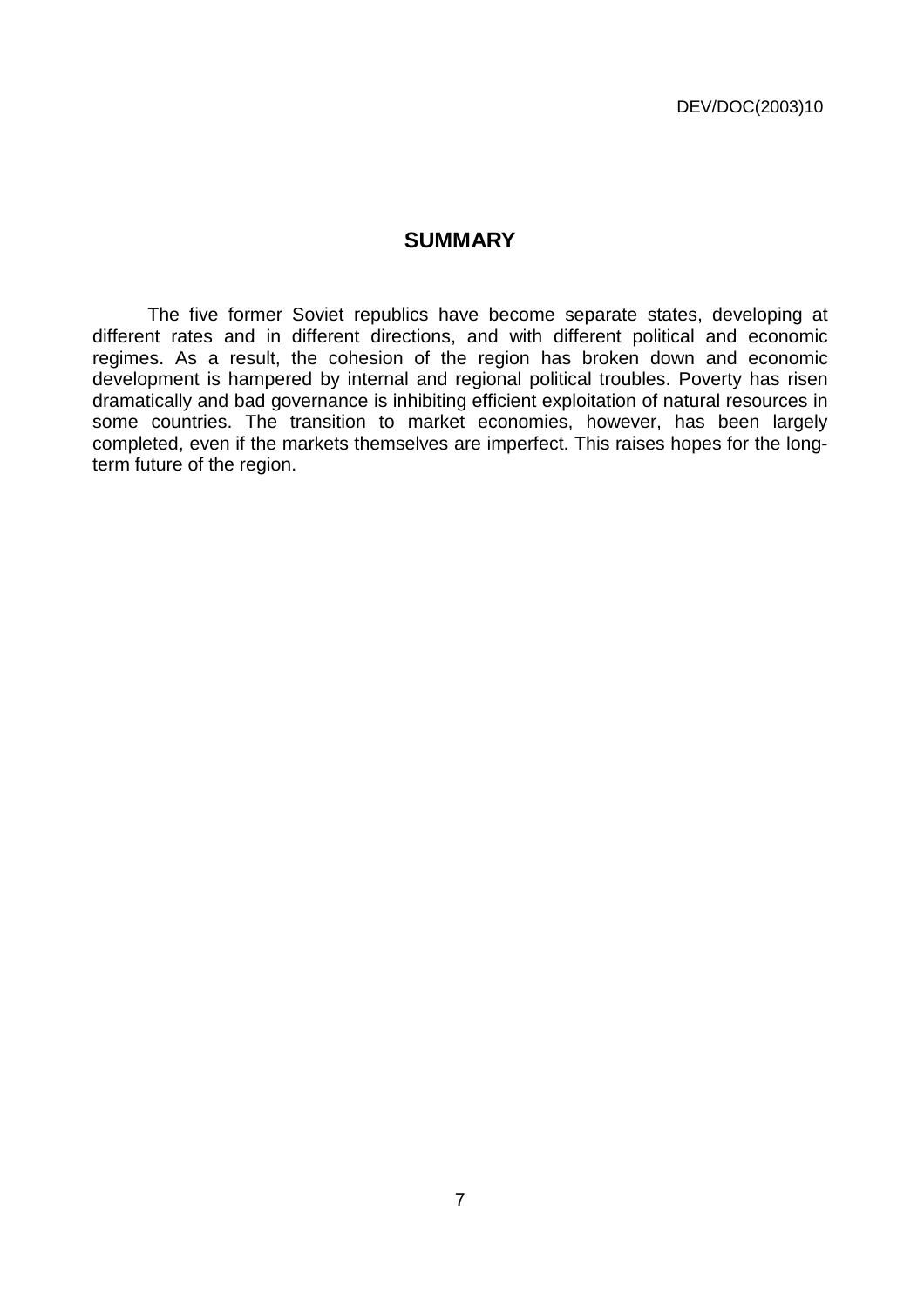# SUMMARY

The five former Soviet republics have become separate states, developing at different rates and in different directions, and with different political and economic regimes. As a result, the cohesion of the region has broken down and economic development is hampered by internal and regional political troubles. Poverty has risen dramatically and bad governance is inhibiting efficient exploitation of natural resources in some countries. The transition to market economies, however, has been largely completed, even if the markets themselves are imperfect. This raises hopes for the long-term future of the region.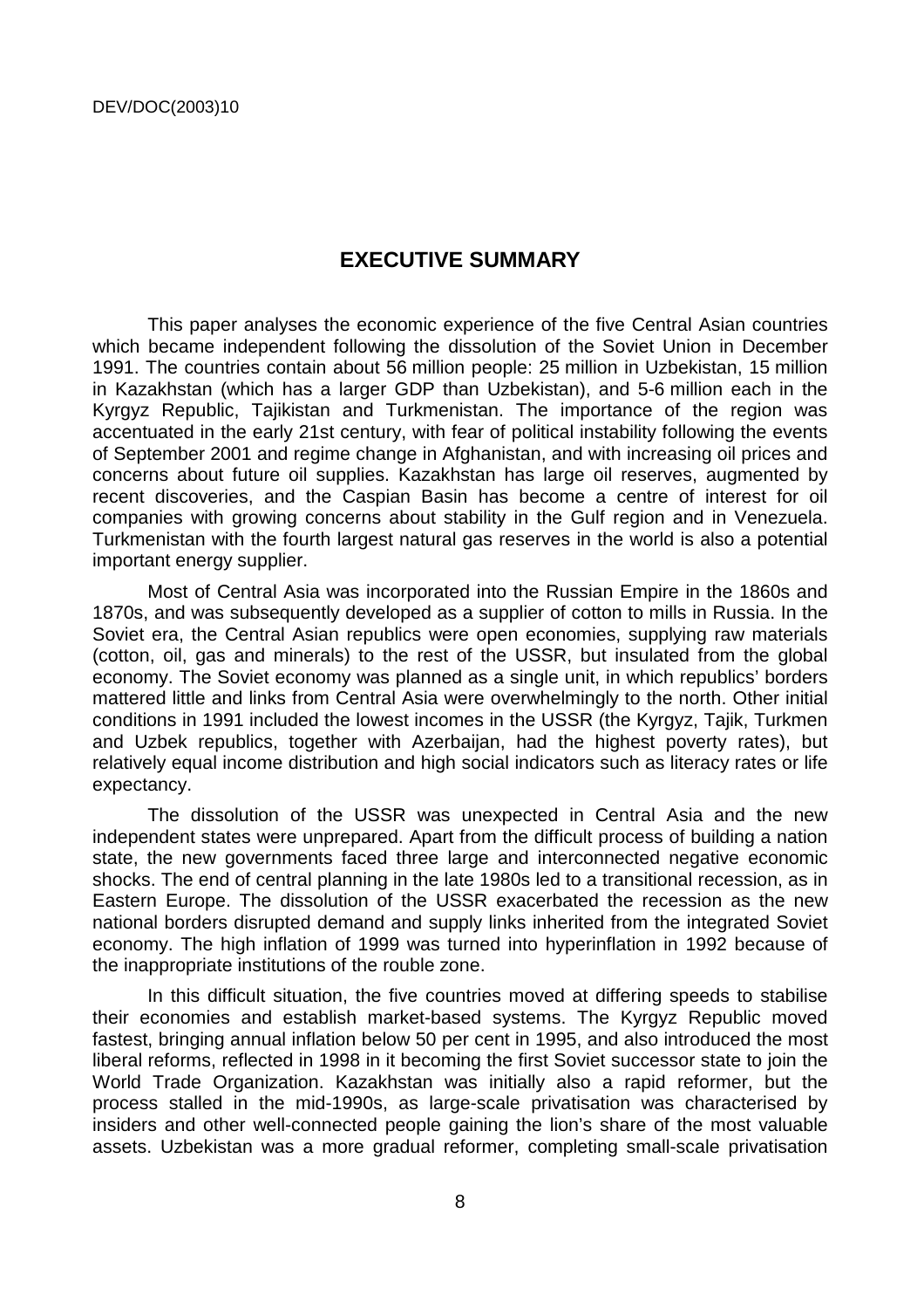# EXECUTIVE SUMMARY

This paper analyses the economic experience of the five Central Asian countries which became independent following the dissolution of the Soviet Union in December 1991. The countries contain about 56 million people: 25 million in Uzbekistan, 15 million in Kazakhstan (which has a larger GDP than Uzbekistan), and 5-6 million each in the Kyrgyz Republic, Tajikistan and Turkmenistan. The importance of the region was accentuated in the early 21st century, with fear of political instability following the events of September 2001 and regime change in Afghanistan, and with increasing oil prices and concerns about future oil supplies. Kazakhstan has large oil reserves, augmented by recent discoveries, and the Caspian Basin has become a centre of interest for oil companies with growing concerns about stability in the Gulf region and in Venezuela. Turkmenistan with the fourth largest natural gas reserves in the world is also a potential important energy supplier.

Most of Central Asia was incorporated into the Russian Empire in the 1860s and 1870s, and was subsequently developed as a supplier of cotton to mills in Russia. In the Soviet era, the Central Asian republics were open economies, supplying raw materials (cotton, oil, gas and minerals) to the rest of the USSR, but insulated from the global economy. The Soviet economy was planned as a single unit, in which republics' borders mattered little and links from Central Asia were overwhelmingly to the north. Other initial conditions in 1991 included the lowest incomes in the USSR (the Kyrgyz, Tajik, Turkmen and Uzbek republics, together with Azerbaijan, had the highest poverty rates), but relatively equal income distribution and high social indicators such as literacy rates or life expectancy.

The dissolution of the USSR was unexpected in Central Asia and the new independent states were unprepared. Apart from the difficult process of building a nation state, the new governments faced three large and interconnected negative economic shocks. The end of central planning in the late 1980s led to a transitional recession, as in Eastern Europe. The dissolution of the USSR exacerbated the recession as the new national borders disrupted demand and supply links inherited from the integrated Soviet economy. The high inflation of 1999 was turned into hyperinflation in 1992 because of the inappropriate institutions of the rouble zone.

In this difficult situation, the five countries moved at differing speeds to stabilise their economies and establish market-based systems. The Kyrgyz Republic moved fastest, bringing annual inflation below 50 per cent in 1995, and also introduced the most liberal reforms, reflected in 1998 in it becoming the first Soviet successor state to join the World Trade Organization. Kazakhstan was initially also a rapid reformer, but the process stalled in the mid-1990s, as large-scale privatisation was characterised by insiders and other well-connected people gaining the lion's share of the most valuable assets. Uzbekistan was a more gradual reformer, completing small-scale privatisation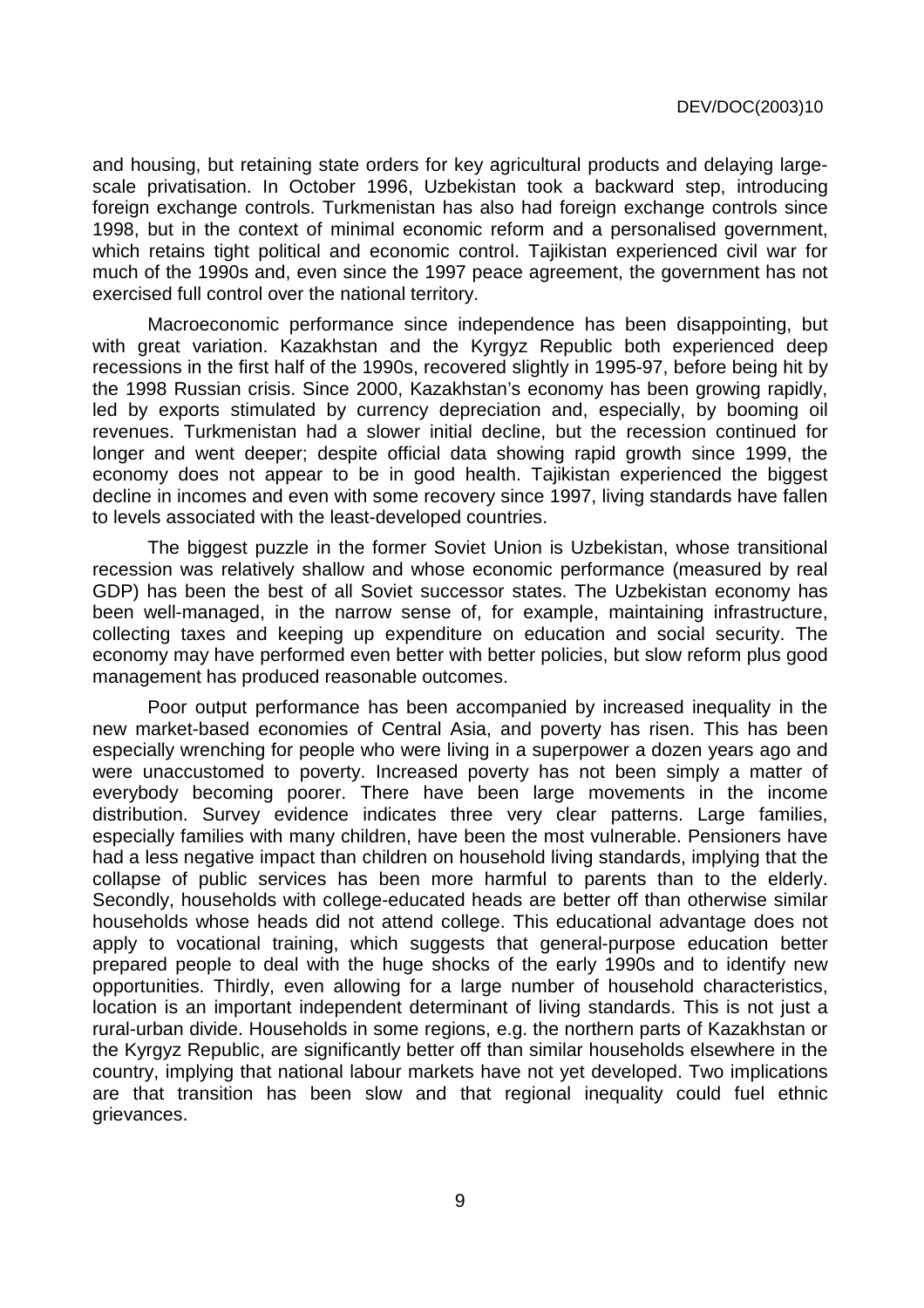and housing, but retaining state orders for key agricultural products and delaying large-scale privatisation. In October 1996, Uzbekistan took a backward step, introducing foreign exchange controls. Turkmenistan has also had foreign exchange controls since 1998, but in the context of minimal economic reform and a personalised government, which retains tight political and economic control. Tajikistan experienced civil war for much of the 1990s and, even since the 1997 peace agreement, the government has not exercised full control over the national territory.

Macroeconomic performance since independence has been disappointing, but with great variation. Kazakhstan and the Kyrgyz Republic both experienced deep recessions in the first half of the 1990s, recovered slightly in 1995-97, before being hit by the 1998 Russian crisis. Since 2000, Kazakhstan's economy has been growing rapidly, led by exports stimulated by currency depreciation and, especially, by booming oil revenues. Turkmenistan had a slower initial decline, but the recession continued for longer and went deeper; despite official data showing rapid growth since 1999, the economy does not appear to be in good health. Tajikistan experienced the biggest decline in incomes and even with some recovery since 1997, living standards have fallen to levels associated with the least-developed countries.

The biggest puzzle in the former Soviet Union is Uzbekistan, whose transitional recession was relatively shallow and whose economic performance (measured by real GDP) has been the best of all Soviet successor states. The Uzbekistan economy has been well-managed, in the narrow sense of, for example, maintaining infrastructure, collecting taxes and keeping up expenditure on education and social security. The economy may have performed even better with better policies, but slow reform plus good management has produced reasonable outcomes.

Poor output performance has been accompanied by increased inequality in the new market-based economies of Central Asia, and poverty has risen. This has been especially wrenching for people who were living in a superpower a dozen years ago and were unaccustomed to poverty. Increased poverty has not been simply a matter of everybody becoming poorer. There have been large movements in the income distribution. Survey evidence indicates three very clear patterns. Large families, especially families with many children, have been the most vulnerable. Pensioners have had a less negative impact than children on household living standards, implying that the collapse of public services has been more harmful to parents than to the elderly. Secondly, households with college-educated heads are better off than otherwise similar households whose heads did not attend college. This educational advantage does not apply to vocational training, which suggests that general-purpose education better prepared people to deal with the huge shocks of the early 1990s and to identify new opportunities. Thirdly, even allowing for a large number of household characteristics, location is an important independent determinant of living standards. This is not just a rural-urban divide. Households in some regions, e.g. the northern parts of Kazakhstan or the Kyrgyz Republic, are significantly better off than similar households elsewhere in the country, implying that national labour markets have not yet developed. Two implications are that transition has been slow and that regional inequality could fuel ethnic grievances.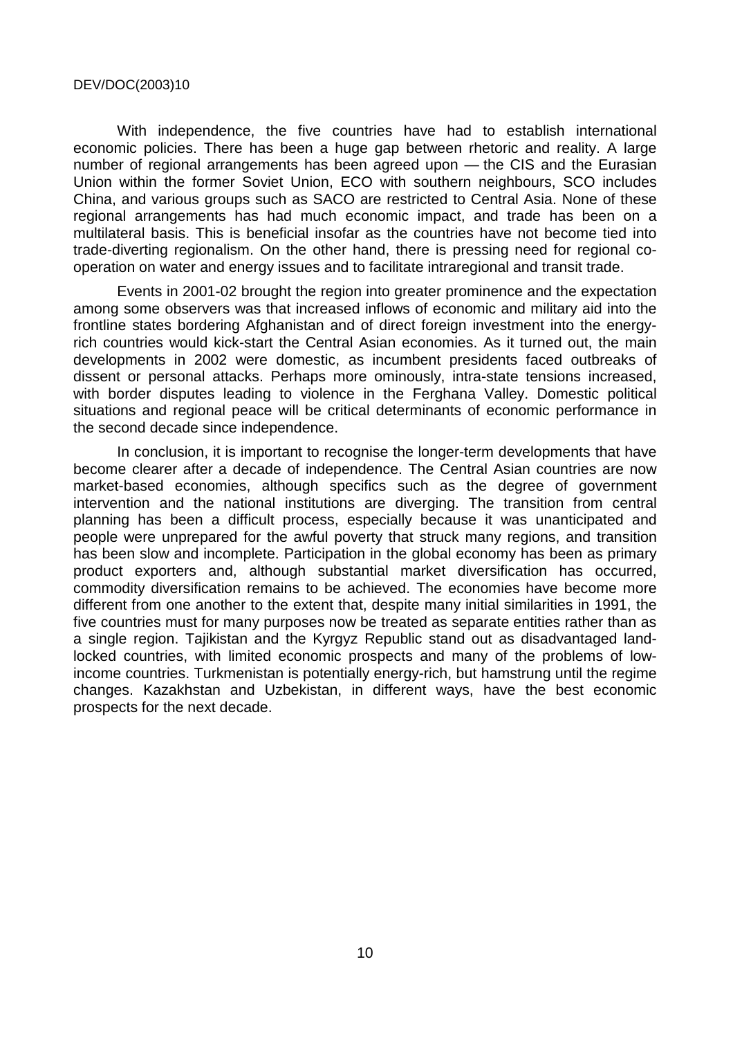With independence, the five countries have had to establish international economic policies. There has been a huge gap between rhetoric and reality. A large number of regional arrangements has been agreed upon — the CIS and the Eurasian Union within the former Soviet Union, ECO with southern neighbours, SCO includes China, and various groups such as SACO are restricted to Central Asia. None of these regional arrangements has had much economic impact, and trade has been on a multilateral basis. This is beneficial insofar as the countries have not become tied into trade-diverting regionalism. On the other hand, there is pressing need for regional co-operation on water and energy issues and to facilitate intraregional and transit trade.

Events in 2001-02 brought the region into greater prominence and the expectation among some observers was that increased inflows of economic and military aid into the frontline states bordering Afghanistan and of direct foreign investment into the energy-rich countries would kick-start the Central Asian economies. As it turned out, the main developments in 2002 were domestic, as incumbent presidents faced outbreaks of dissent or personal attacks. Perhaps more ominously, intra-state tensions increased, with border disputes leading to violence in the Ferghana Valley. Domestic political situations and regional peace will be critical determinants of economic performance in the second decade since independence.

In conclusion, it is important to recognise the longer-term developments that have become clearer after a decade of independence. The Central Asian countries are now market-based economies, although specifics such as the degree of government intervention and the national institutions are diverging. The transition from central planning has been a difficult process, especially because it was unanticipated and people were unprepared for the awful poverty that struck many regions, and transition has been slow and incomplete. Participation in the global economy has been as primary product exporters and, although substantial market diversification has occurred, commodity diversification remains to be achieved. The economies have become more different from one another to the extent that, despite many initial similarities in 1991, the five countries must for many purposes now be treated as separate entities rather than as a single region. Tajikistan and the Kyrgyz Republic stand out as disadvantaged land-locked countries, with limited economic prospects and many of the problems of low-income countries. Turkmenistan is potentially energy-rich, but hamstrung until the regime changes. Kazakhstan and Uzbekistan, in different ways, have the best economic prospects for the next decade.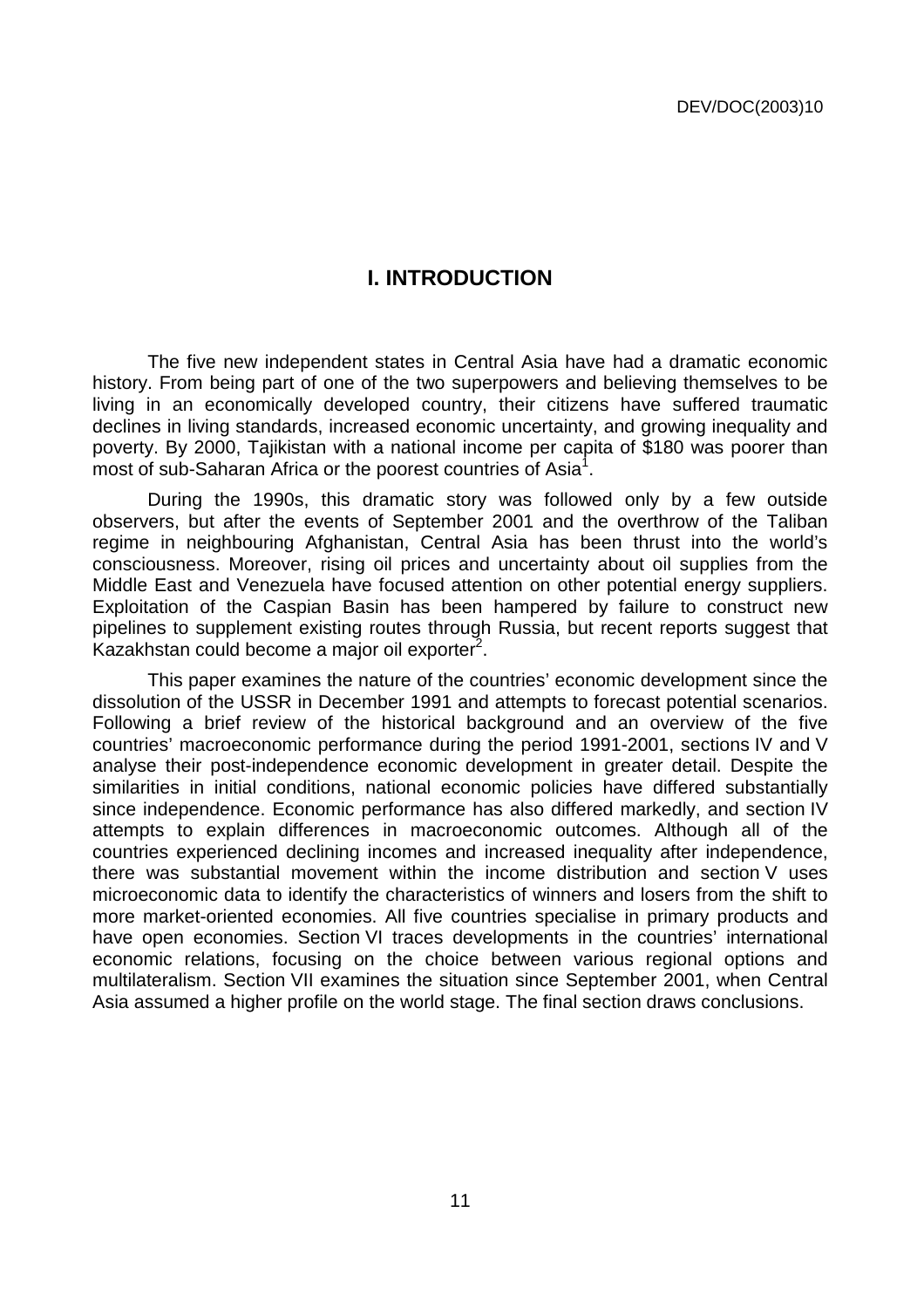# I. INTRODUCTION

The five new independent states in Central Asia have had a dramatic economic history. From being part of one of the two superpowers and believing themselves to be living in an economically developed country, their citizens have suffered traumatic declines in living standards, increased economic uncertainty, and growing inequality and poverty. By 2000, Tajikistan with a national income per capita of \$180 was poorer than most of sub-Saharan Africa or the poorest countries of Asia[1].

During the 1990s, this dramatic story was followed only by a few outside observers, but after the events of September 2001 and the overthrow of the Taliban regime in neighbouring Afghanistan, Central Asia has been thrust into the world's consciousness. Moreover, rising oil prices and uncertainty about oil supplies from the Middle East and Venezuela have focused attention on other potential energy suppliers. Exploitation of the Caspian Basin has been hampered by failure to construct new pipelines to supplement existing routes through Russia, but recent reports suggest that Kazakhstan could become a major oil exporter[2].

This paper examines the nature of the countries' economic development since the dissolution of the USSR in December 1991 and attempts to forecast potential scenarios. Following a brief review of the historical background and an overview of the five countries' macroeconomic performance during the period 1991-2001, sections IV and V analyse their post-independence economic development in greater detail. Despite the similarities in initial conditions, national economic policies have differed substantially since independence. Economic performance has also differed markedly, and section IV attempts to explain differences in macroeconomic outcomes. Although all of the countries experienced declining incomes and increased inequality after independence, there was substantial movement within the income distribution and section V uses microeconomic data to identify the characteristics of winners and losers from the shift to more market-oriented economies. All five countries specialise in primary products and have open economies. Section VI traces developments in the countries' international economic relations, focusing on the choice between various regional options and multilateralism. Section VII examines the situation since September 2001, when Central Asia assumed a higher profile on the world stage. The final section draws conclusions.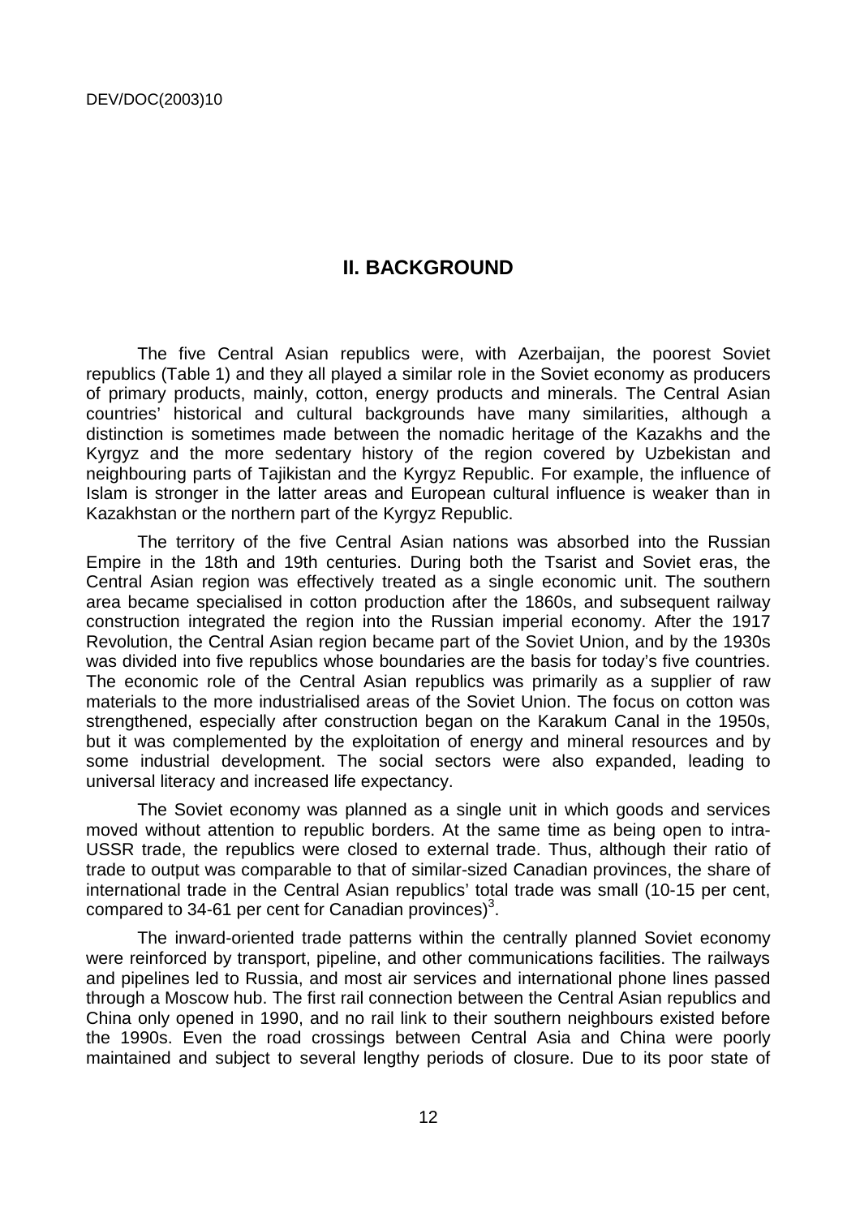## II. BACKGROUND

The five Central Asian republics were, with Azerbaijan, the poorest Soviet republics (Table 1) and they all played a similar role in the Soviet economy as producers of primary products, mainly, cotton, energy products and minerals. The Central Asian countries' historical and cultural backgrounds have many similarities, although a distinction is sometimes made between the nomadic heritage of the Kazakhs and the Kyrgyz and the more sedentary history of the region covered by Uzbekistan and neighbouring parts of Tajikistan and the Kyrgyz Republic. For example, the influence of Islam is stronger in the latter areas and European cultural influence is weaker than in Kazakhstan or the northern part of the Kyrgyz Republic.

The territory of the five Central Asian nations was absorbed into the Russian Empire in the 18th and 19th centuries. During both the Tsarist and Soviet eras, the Central Asian region was effectively treated as a single economic unit. The southern area became specialised in cotton production after the 1860s, and subsequent railway construction integrated the region into the Russian imperial economy. After the 1917 Revolution, the Central Asian region became part of the Soviet Union, and by the 1930s was divided into five republics whose boundaries are the basis for today's five countries. The economic role of the Central Asian republics was primarily as a supplier of raw materials to the more industrialised areas of the Soviet Union. The focus on cotton was strengthened, especially after construction began on the Karakum Canal in the 1950s, but it was complemented by the exploitation of energy and mineral resources and by some industrial development. The social sectors were also expanded, leading to universal literacy and increased life expectancy.

The Soviet economy was planned as a single unit in which goods and services moved without attention to republic borders. At the same time as being open to intra-USSR trade, the republics were closed to external trade. Thus, although their ratio of trade to output was comparable to that of similar-sized Canadian provinces, the share of international trade in the Central Asian republics' total trade was small (10-15 per cent, compared to 34-61 per cent for Canadian provinces)[3].

The inward-oriented trade patterns within the centrally planned Soviet economy were reinforced by transport, pipeline, and other communications facilities. The railways and pipelines led to Russia, and most air services and international phone lines passed through a Moscow hub. The first rail connection between the Central Asian republics and China only opened in 1990, and no rail link to their southern neighbours existed before the 1990s. Even the road crossings between Central Asia and China were poorly maintained and subject to several lengthy periods of closure. Due to its poor state of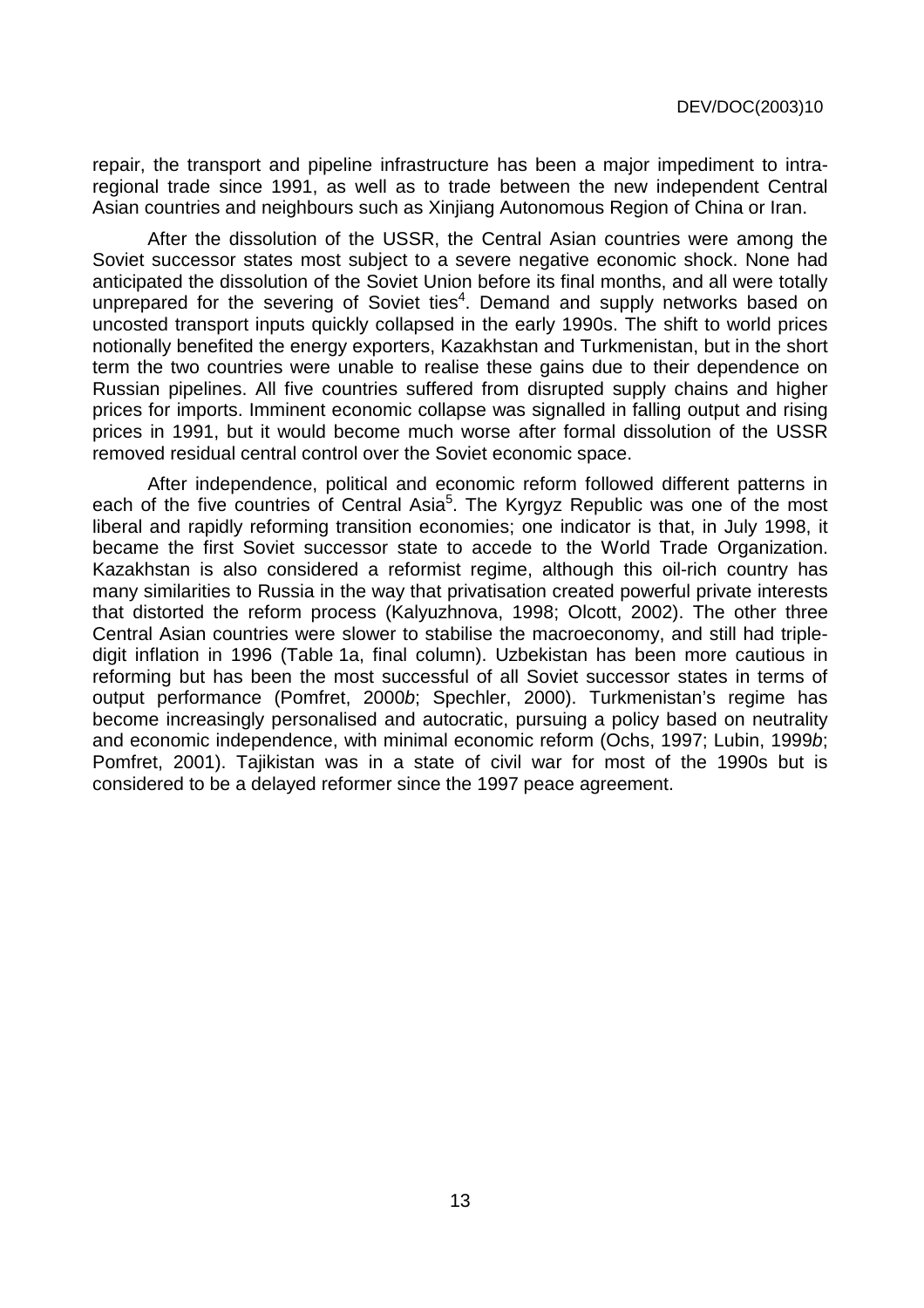repair, the transport and pipeline infrastructure has been a major impediment to intra-regional trade since 1991, as well as to trade between the new independent Central Asian countries and neighbours such as Xinjiang Autonomous Region of China or Iran.

After the dissolution of the USSR, the Central Asian countries were among the Soviet successor states most subject to a severe negative economic shock. None had anticipated the dissolution of the Soviet Union before its final months, and all were totally unprepared for the severing of Soviet ties[4]. Demand and supply networks based on uncosted transport inputs quickly collapsed in the early 1990s. The shift to world prices notionally benefited the energy exporters, Kazakhstan and Turkmenistan, but in the short term the two countries were unable to realise these gains due to their dependence on Russian pipelines. All five countries suffered from disrupted supply chains and higher prices for imports. Imminent economic collapse was signalled in falling output and rising prices in 1991, but it would become much worse after formal dissolution of the USSR removed residual central control over the Soviet economic space.

After independence, political and economic reform followed different patterns in each of the five countries of Central Asia[5]. The Kyrgyz Republic was one of the most liberal and rapidly reforming transition economies; one indicator is that, in July 1998, it became the first Soviet successor state to accede to the World Trade Organization. Kazakhstan is also considered a reformist regime, although this oil-rich country has many similarities to Russia in the way that privatisation created powerful private interests that distorted the reform process (Kalyuzhnova, 1998; Olcott, 2002). The other three Central Asian countries were slower to stabilise the macroeconomy, and still had triple-digit inflation in 1996 (Table 1a, final column). Uzbekistan has been more cautious in reforming but has been the most successful of all Soviet successor states in terms of output performance (Pomfret, 2000*b*; Spechler, 2000). Turkmenistan's regime has become increasingly personalised and autocratic, pursuing a policy based on neutrality and economic independence, with minimal economic reform (Ochs, 1997; Lubin, 1999*b*; Pomfret, 2001). Tajikistan was in a state of civil war for most of the 1990s but is considered to be a delayed reformer since the 1997 peace agreement.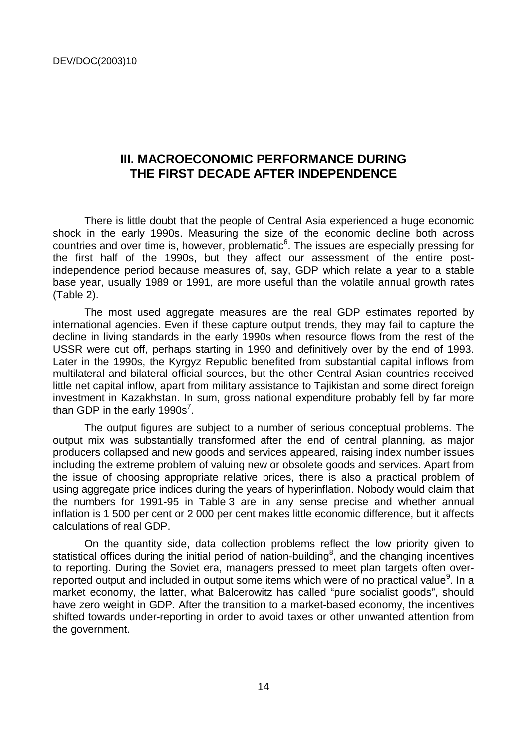## III. MACROECONOMIC PERFORMANCE DURING THE FIRST DECADE AFTER INDEPENDENCE

There is little doubt that the people of Central Asia experienced a huge economic shock in the early 1990s. Measuring the size of the economic decline both across countries and over time is, however, problematic[6]. The issues are especially pressing for the first half of the 1990s, but they affect our assessment of the entire post-independence period because measures of, say, GDP which relate a year to a stable base year, usually 1989 or 1991, are more useful than the volatile annual growth rates (Table 2).

The most used aggregate measures are the real GDP estimates reported by international agencies. Even if these capture output trends, they may fail to capture the decline in living standards in the early 1990s when resource flows from the rest of the USSR were cut off, perhaps starting in 1990 and definitively over by the end of 1993. Later in the 1990s, the Kyrgyz Republic benefited from substantial capital inflows from multilateral and bilateral official sources, but the other Central Asian countries received little net capital inflow, apart from military assistance to Tajikistan and some direct foreign investment in Kazakhstan. In sum, gross national expenditure probably fell by far more than GDP in the early 1990s[7].

The output figures are subject to a number of serious conceptual problems. The output mix was substantially transformed after the end of central planning, as major producers collapsed and new goods and services appeared, raising index number issues including the extreme problem of valuing new or obsolete goods and services. Apart from the issue of choosing appropriate relative prices, there is also a practical problem of using aggregate price indices during the years of hyperinflation. Nobody would claim that the numbers for 1991-95 in Table 3 are in any sense precise and whether annual inflation is 1 500 per cent or 2 000 per cent makes little economic difference, but it affects calculations of real GDP.

On the quantity side, data collection problems reflect the low priority given to statistical offices during the initial period of nation-building[8], and the changing incentives to reporting. During the Soviet era, managers pressed to meet plan targets often over-reported output and included in output some items which were of no practical value[9]. In a market economy, the latter, what Balcerowitz has called "pure socialist goods", should have zero weight in GDP. After the transition to a market-based economy, the incentives shifted towards under-reporting in order to avoid taxes or other unwanted attention from the government.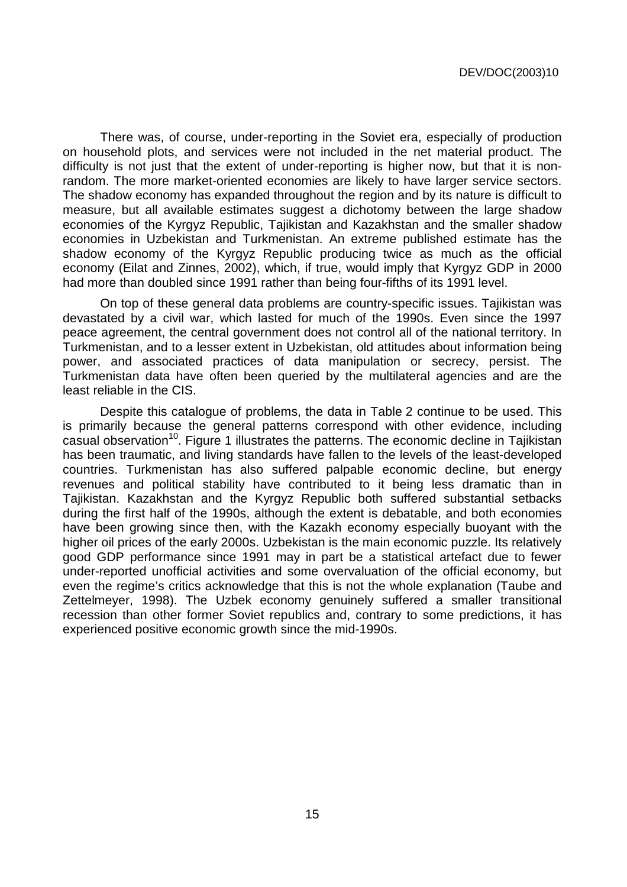There was, of course, under-reporting in the Soviet era, especially of production on household plots, and services were not included in the net material product. The difficulty is not just that the extent of under-reporting is higher now, but that it is non-random. The more market-oriented economies are likely to have larger service sectors. The shadow economy has expanded throughout the region and by its nature is difficult to measure, but all available estimates suggest a dichotomy between the large shadow economies of the Kyrgyz Republic, Tajikistan and Kazakhstan and the smaller shadow economies in Uzbekistan and Turkmenistan. An extreme published estimate has the shadow economy of the Kyrgyz Republic producing twice as much as the official economy (Eilat and Zinnes, 2002), which, if true, would imply that Kyrgyz GDP in 2000 had more than doubled since 1991 rather than being four-fifths of its 1991 level.

On top of these general data problems are country-specific issues. Tajikistan was devastated by a civil war, which lasted for much of the 1990s. Even since the 1997 peace agreement, the central government does not control all of the national territory. In Turkmenistan, and to a lesser extent in Uzbekistan, old attitudes about information being power, and associated practices of data manipulation or secrecy, persist. The Turkmenistan data have often been queried by the multilateral agencies and are the least reliable in the CIS.

Despite this catalogue of problems, the data in Table 2 continue to be used. This is primarily because the general patterns correspond with other evidence, including casual observation[10]. Figure 1 illustrates the patterns. The economic decline in Tajikistan has been traumatic, and living standards have fallen to the levels of the least-developed countries. Turkmenistan has also suffered palpable economic decline, but energy revenues and political stability have contributed to it being less dramatic than in Tajikistan. Kazakhstan and the Kyrgyz Republic both suffered substantial setbacks during the first half of the 1990s, although the extent is debatable, and both economies have been growing since then, with the Kazakh economy especially buoyant with the higher oil prices of the early 2000s. Uzbekistan is the main economic puzzle. Its relatively good GDP performance since 1991 may in part be a statistical artefact due to fewer under-reported unofficial activities and some overvaluation of the official economy, but even the regime's critics acknowledge that this is not the whole explanation (Taube and Zettelmeyer, 1998). The Uzbek economy genuinely suffered a smaller transitional recession than other former Soviet republics and, contrary to some predictions, it has experienced positive economic growth since the mid-1990s.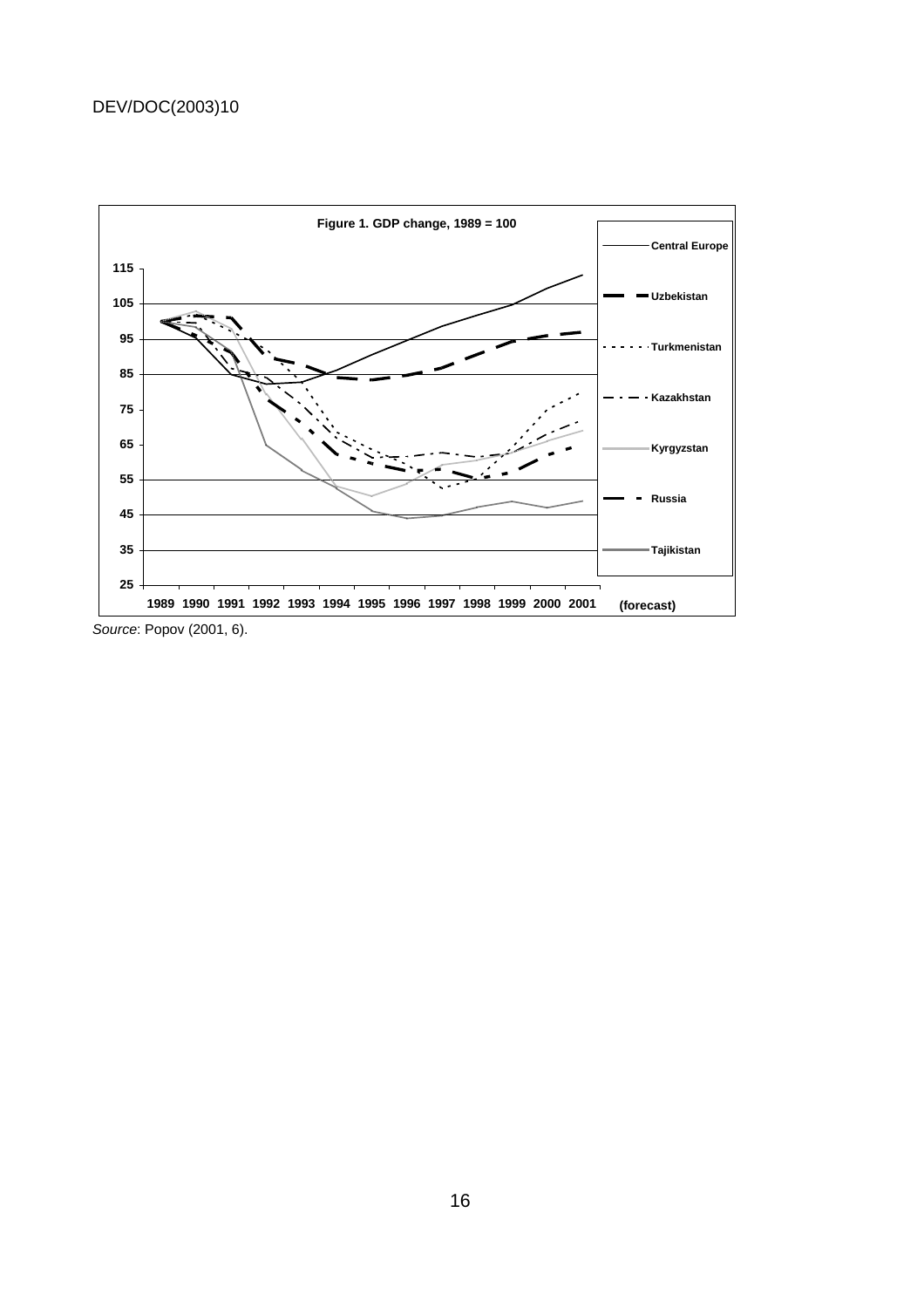**Figure 1. GDP change, 1989 = 100**

*Source*: Popov (2001, 6).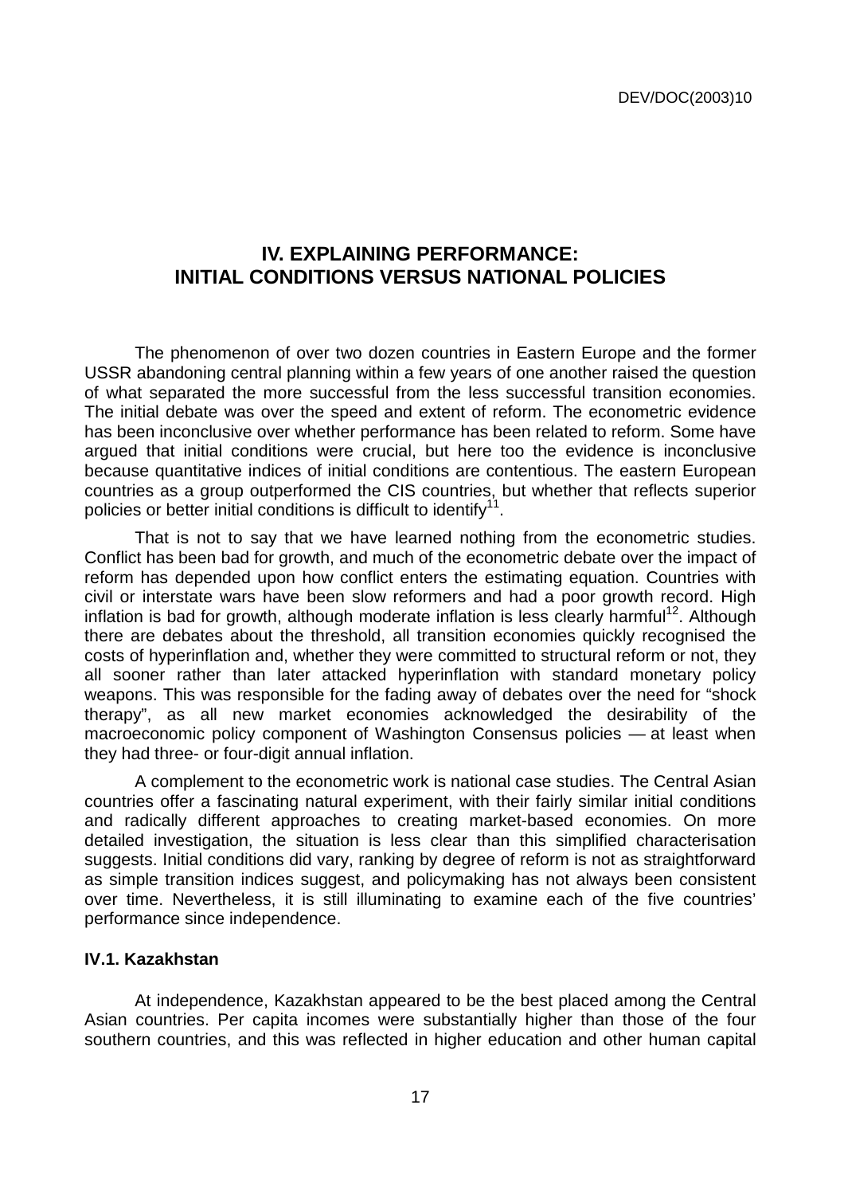## IV. EXPLAINING PERFORMANCE: INITIAL CONDITIONS VERSUS NATIONAL POLICIES

The phenomenon of over two dozen countries in Eastern Europe and the former USSR abandoning central planning within a few years of one another raised the question of what separated the more successful from the less successful transition economies. The initial debate was over the speed and extent of reform. The econometric evidence has been inconclusive over whether performance has been related to reform. Some have argued that initial conditions were crucial, but here too the evidence is inconclusive because quantitative indices of initial conditions are contentious. The eastern European countries as a group outperformed the CIS countries, but whether that reflects superior policies or better initial conditions is difficult to identify[11].

That is not to say that we have learned nothing from the econometric studies. Conflict has been bad for growth, and much of the econometric debate over the impact of reform has depended upon how conflict enters the estimating equation. Countries with civil or interstate wars have been slow reformers and had a poor growth record. High inflation is bad for growth, although moderate inflation is less clearly harmful[12]. Although there are debates about the threshold, all transition economies quickly recognised the costs of hyperinflation and, whether they were committed to structural reform or not, they all sooner rather than later attacked hyperinflation with standard monetary policy weapons. This was responsible for the fading away of debates over the need for "shock therapy", as all new market economies acknowledged the desirability of the macroeconomic policy component of Washington Consensus policies — at least when they had three- or four-digit annual inflation.

A complement to the econometric work is national case studies. The Central Asian countries offer a fascinating natural experiment, with their fairly similar initial conditions and radically different approaches to creating market-based economies. On more detailed investigation, the situation is less clear than this simplified characterisation suggests. Initial conditions did vary, ranking by degree of reform is not as straightforward as simple transition indices suggest, and policymaking has not always been consistent over time. Nevertheless, it is still illuminating to examine each of the five countries' performance since independence.

### IV.1. Kazakhstan

At independence, Kazakhstan appeared to be the best placed among the Central Asian countries. Per capita incomes were substantially higher than those of the four southern countries, and this was reflected in higher education and other human capital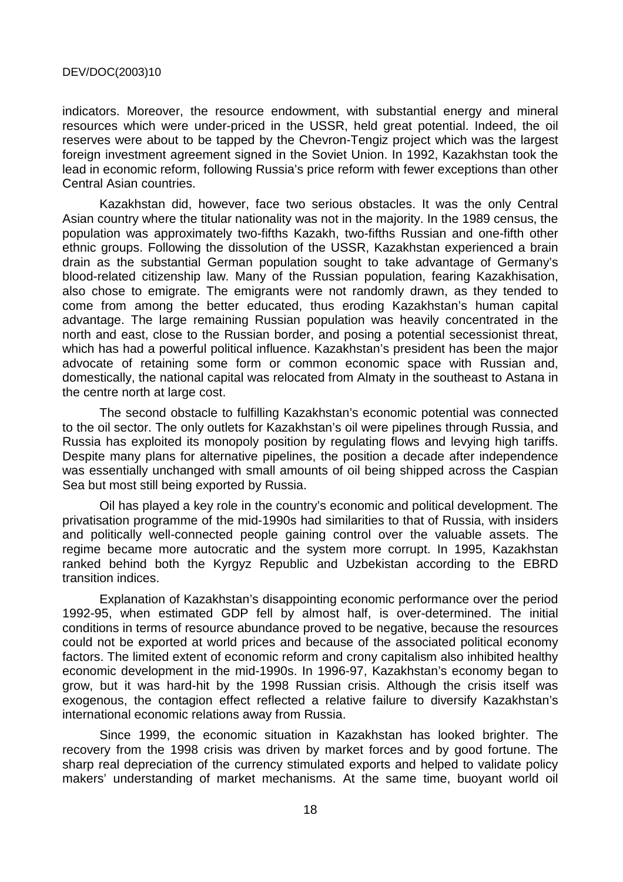indicators. Moreover, the resource endowment, with substantial energy and mineral resources which were under-priced in the USSR, held great potential. Indeed, the oil reserves were about to be tapped by the Chevron-Tengiz project which was the largest foreign investment agreement signed in the Soviet Union. In 1992, Kazakhstan took the lead in economic reform, following Russia's price reform with fewer exceptions than other Central Asian countries.

Kazakhstan did, however, face two serious obstacles. It was the only Central Asian country where the titular nationality was not in the majority. In the 1989 census, the population was approximately two-fifths Kazakh, two-fifths Russian and one-fifth other ethnic groups. Following the dissolution of the USSR, Kazakhstan experienced a brain drain as the substantial German population sought to take advantage of Germany's blood-related citizenship law. Many of the Russian population, fearing Kazakhisation, also chose to emigrate. The emigrants were not randomly drawn, as they tended to come from among the better educated, thus eroding Kazakhstan's human capital advantage. The large remaining Russian population was heavily concentrated in the north and east, close to the Russian border, and posing a potential secessionist threat, which has had a powerful political influence. Kazakhstan's president has been the major advocate of retaining some form or common economic space with Russian and, domestically, the national capital was relocated from Almaty in the southeast to Astana in the centre north at large cost.

The second obstacle to fulfilling Kazakhstan's economic potential was connected to the oil sector. The only outlets for Kazakhstan's oil were pipelines through Russia, and Russia has exploited its monopoly position by regulating flows and levying high tariffs. Despite many plans for alternative pipelines, the position a decade after independence was essentially unchanged with small amounts of oil being shipped across the Caspian Sea but most still being exported by Russia.

Oil has played a key role in the country's economic and political development. The privatisation programme of the mid-1990s had similarities to that of Russia, with insiders and politically well-connected people gaining control over the valuable assets. The regime became more autocratic and the system more corrupt. In 1995, Kazakhstan ranked behind both the Kyrgyz Republic and Uzbekistan according to the EBRD transition indices.

Explanation of Kazakhstan's disappointing economic performance over the period 1992-95, when estimated GDP fell by almost half, is over-determined. The initial conditions in terms of resource abundance proved to be negative, because the resources could not be exported at world prices and because of the associated political economy factors. The limited extent of economic reform and crony capitalism also inhibited healthy economic development in the mid-1990s. In 1996-97, Kazakhstan's economy began to grow, but it was hard-hit by the 1998 Russian crisis. Although the crisis itself was exogenous, the contagion effect reflected a relative failure to diversify Kazakhstan's international economic relations away from Russia.

Since 1999, the economic situation in Kazakhstan has looked brighter. The recovery from the 1998 crisis was driven by market forces and by good fortune. The sharp real depreciation of the currency stimulated exports and helped to validate policy makers' understanding of market mechanisms. At the same time, buoyant world oil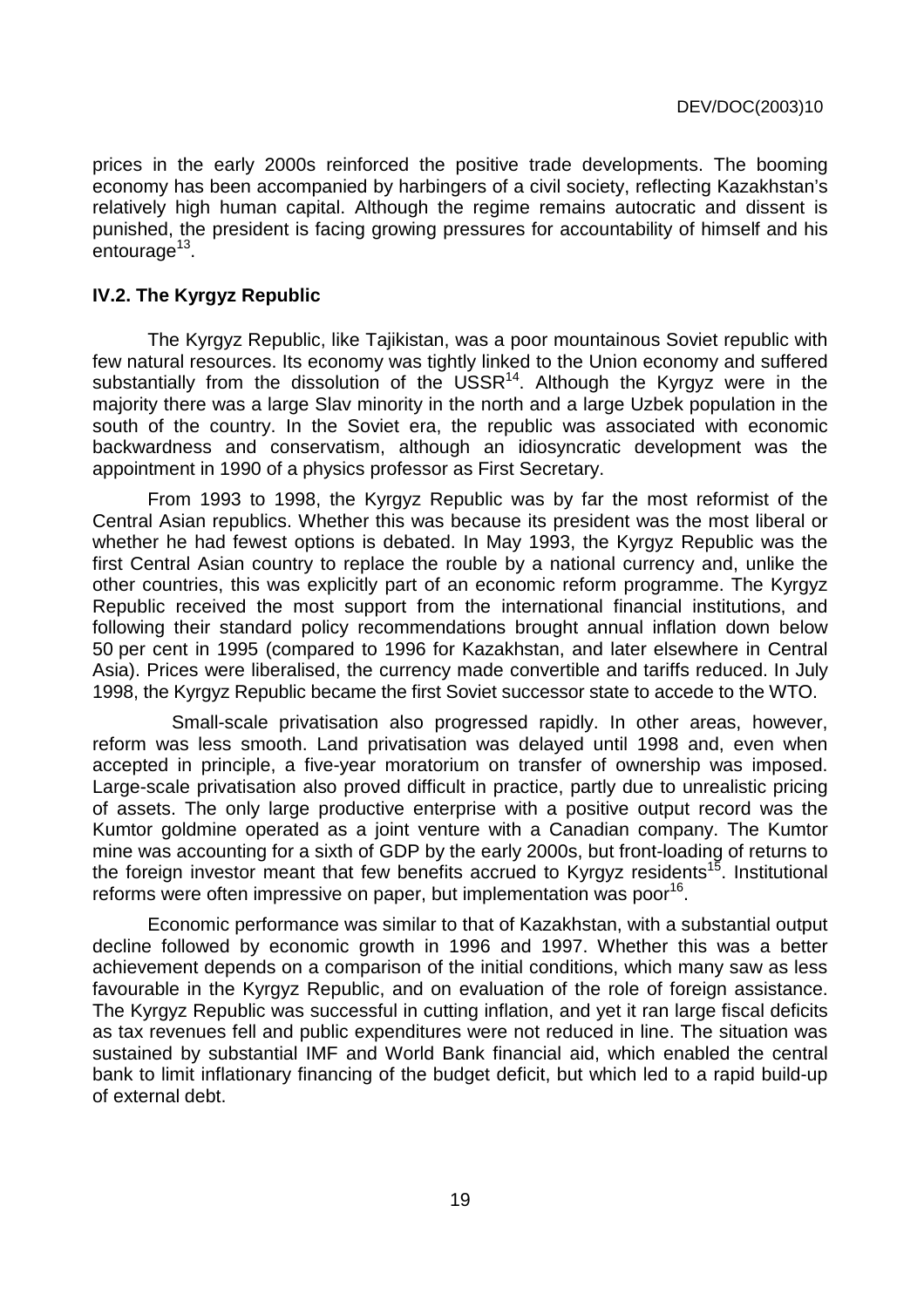prices in the early 2000s reinforced the positive trade developments. The booming economy has been accompanied by harbingers of a civil society, reflecting Kazakhstan's relatively high human capital. Although the regime remains autocratic and dissent is punished, the president is facing growing pressures for accountability of himself and his entourage[13].

### IV.2. The Kyrgyz Republic

The Kyrgyz Republic, like Tajikistan, was a poor mountainous Soviet republic with few natural resources. Its economy was tightly linked to the Union economy and suffered substantially from the dissolution of the USSR[14]. Although the Kyrgyz were in the majority there was a large Slav minority in the north and a large Uzbek population in the south of the country. In the Soviet era, the republic was associated with economic backwardness and conservatism, although an idiosyncratic development was the appointment in 1990 of a physics professor as First Secretary.

From 1993 to 1998, the Kyrgyz Republic was by far the most reformist of the Central Asian republics. Whether this was because its president was the most liberal or whether he had fewest options is debated. In May 1993, the Kyrgyz Republic was the first Central Asian country to replace the rouble by a national currency and, unlike the other countries, this was explicitly part of an economic reform programme. The Kyrgyz Republic received the most support from the international financial institutions, and following their standard policy recommendations brought annual inflation down below 50 per cent in 1995 (compared to 1996 for Kazakhstan, and later elsewhere in Central Asia). Prices were liberalised, the currency made convertible and tariffs reduced. In July 1998, the Kyrgyz Republic became the first Soviet successor state to accede to the WTO.

Small-scale privatisation also progressed rapidly. In other areas, however, reform was less smooth. Land privatisation was delayed until 1998 and, even when accepted in principle, a five-year moratorium on transfer of ownership was imposed. Large-scale privatisation also proved difficult in practice, partly due to unrealistic pricing of assets. The only large productive enterprise with a positive output record was the Kumtor goldmine operated as a joint venture with a Canadian company. The Kumtor mine was accounting for a sixth of GDP by the early 2000s, but front-loading of returns to the foreign investor meant that few benefits accrued to Kyrgyz residents[15]. Institutional reforms were often impressive on paper, but implementation was poor[16].

Economic performance was similar to that of Kazakhstan, with a substantial output decline followed by economic growth in 1996 and 1997. Whether this was a better achievement depends on a comparison of the initial conditions, which many saw as less favourable in the Kyrgyz Republic, and on evaluation of the role of foreign assistance. The Kyrgyz Republic was successful in cutting inflation, and yet it ran large fiscal deficits as tax revenues fell and public expenditures were not reduced in line. The situation was sustained by substantial IMF and World Bank financial aid, which enabled the central bank to limit inflationary financing of the budget deficit, but which led to a rapid build-up of external debt.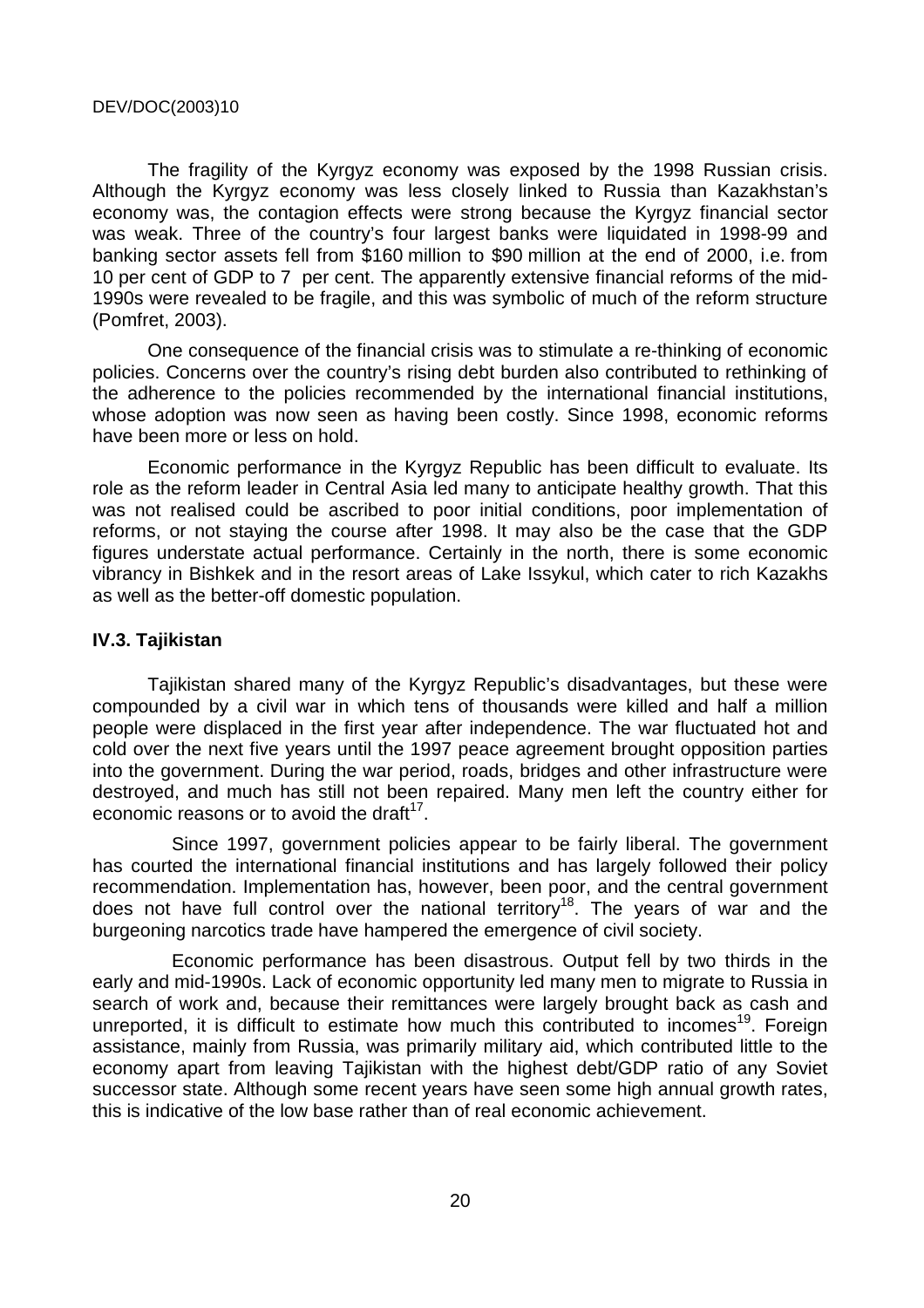The fragility of the Kyrgyz economy was exposed by the 1998 Russian crisis. Although the Kyrgyz economy was less closely linked to Russia than Kazakhstan's economy was, the contagion effects were strong because the Kyrgyz financial sector was weak. Three of the country's four largest banks were liquidated in 1998-99 and banking sector assets fell from \$160 million to \$90 million at the end of 2000, i.e. from 10 per cent of GDP to 7 per cent. The apparently extensive financial reforms of the mid-1990s were revealed to be fragile, and this was symbolic of much of the reform structure (Pomfret, 2003).

One consequence of the financial crisis was to stimulate a re-thinking of economic policies. Concerns over the country's rising debt burden also contributed to rethinking of the adherence to the policies recommended by the international financial institutions, whose adoption was now seen as having been costly. Since 1998, economic reforms have been more or less on hold.

Economic performance in the Kyrgyz Republic has been difficult to evaluate. Its role as the reform leader in Central Asia led many to anticipate healthy growth. That this was not realised could be ascribed to poor initial conditions, poor implementation of reforms, or not staying the course after 1998. It may also be the case that the GDP figures understate actual performance. Certainly in the north, there is some economic vibrancy in Bishkek and in the resort areas of Lake Issykul, which cater to rich Kazakhs as well as the better-off domestic population.

### IV.3. Tajikistan

Tajikistan shared many of the Kyrgyz Republic's disadvantages, but these were compounded by a civil war in which tens of thousands were killed and half a million people were displaced in the first year after independence. The war fluctuated hot and cold over the next five years until the 1997 peace agreement brought opposition parties into the government. During the war period, roads, bridges and other infrastructure were destroyed, and much has still not been repaired. Many men left the country either for economic reasons or to avoid the draft[17].

Since 1997, government policies appear to be fairly liberal. The government has courted the international financial institutions and has largely followed their policy recommendation. Implementation has, however, been poor, and the central government does not have full control over the national territory[18]. The years of war and the burgeoning narcotics trade have hampered the emergence of civil society.

Economic performance has been disastrous. Output fell by two thirds in the early and mid-1990s. Lack of economic opportunity led many men to migrate to Russia in search of work and, because their remittances were largely brought back as cash and unreported, it is difficult to estimate how much this contributed to incomes[19]. Foreign assistance, mainly from Russia, was primarily military aid, which contributed little to the economy apart from leaving Tajikistan with the highest debt/GDP ratio of any Soviet successor state. Although some recent years have seen some high annual growth rates, this is indicative of the low base rather than of real economic achievement.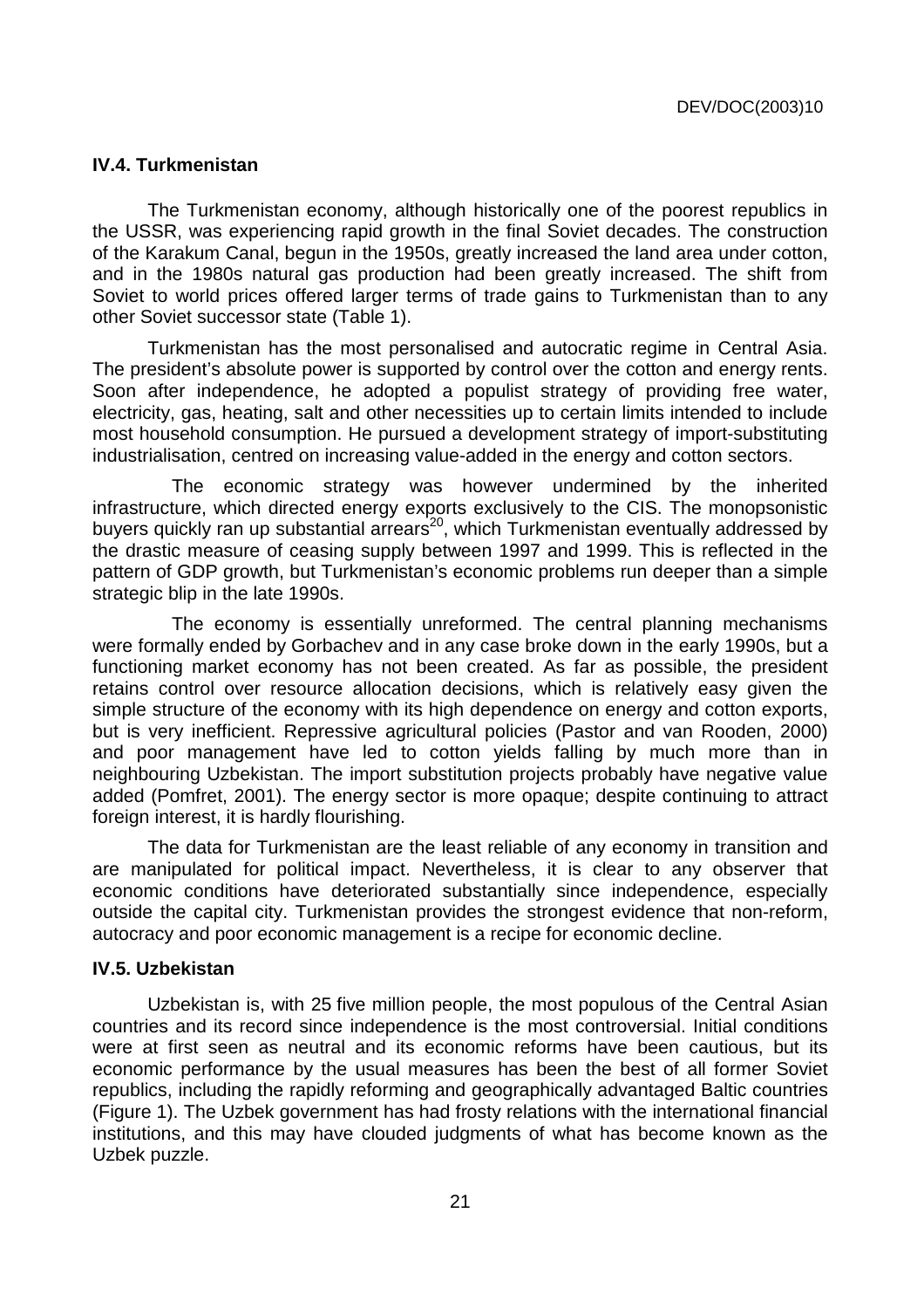### IV.4. Turkmenistan

The Turkmenistan economy, although historically one of the poorest republics in the USSR, was experiencing rapid growth in the final Soviet decades. The construction of the Karakum Canal, begun in the 1950s, greatly increased the land area under cotton, and in the 1980s natural gas production had been greatly increased. The shift from Soviet to world prices offered larger terms of trade gains to Turkmenistan than to any other Soviet successor state (Table 1).

Turkmenistan has the most personalised and autocratic regime in Central Asia. The president's absolute power is supported by control over the cotton and energy rents. Soon after independence, he adopted a populist strategy of providing free water, electricity, gas, heating, salt and other necessities up to certain limits intended to include most household consumption. He pursued a development strategy of import-substituting industrialisation, centred on increasing value-added in the energy and cotton sectors.

The economic strategy was however undermined by the inherited infrastructure, which directed energy exports exclusively to the CIS. The monopsonistic buyers quickly ran up substantial arrears[20], which Turkmenistan eventually addressed by the drastic measure of ceasing supply between 1997 and 1999. This is reflected in the pattern of GDP growth, but Turkmenistan's economic problems run deeper than a simple strategic blip in the late 1990s.

The economy is essentially unreformed. The central planning mechanisms were formally ended by Gorbachev and in any case broke down in the early 1990s, but a functioning market economy has not been created. As far as possible, the president retains control over resource allocation decisions, which is relatively easy given the simple structure of the economy with its high dependence on energy and cotton exports, but is very inefficient. Repressive agricultural policies (Pastor and van Rooden, 2000) and poor management have led to cotton yields falling by much more than in neighbouring Uzbekistan. The import substitution projects probably have negative value added (Pomfret, 2001). The energy sector is more opaque; despite continuing to attract foreign interest, it is hardly flourishing.

The data for Turkmenistan are the least reliable of any economy in transition and are manipulated for political impact. Nevertheless, it is clear to any observer that economic conditions have deteriorated substantially since independence, especially outside the capital city. Turkmenistan provides the strongest evidence that non-reform, autocracy and poor economic management is a recipe for economic decline.

### IV.5. Uzbekistan

Uzbekistan is, with 25 five million people, the most populous of the Central Asian countries and its record since independence is the most controversial. Initial conditions were at first seen as neutral and its economic reforms have been cautious, but its economic performance by the usual measures has been the best of all former Soviet republics, including the rapidly reforming and geographically advantaged Baltic countries (Figure 1). The Uzbek government has had frosty relations with the international financial institutions, and this may have clouded judgments of what has become known as the Uzbek puzzle.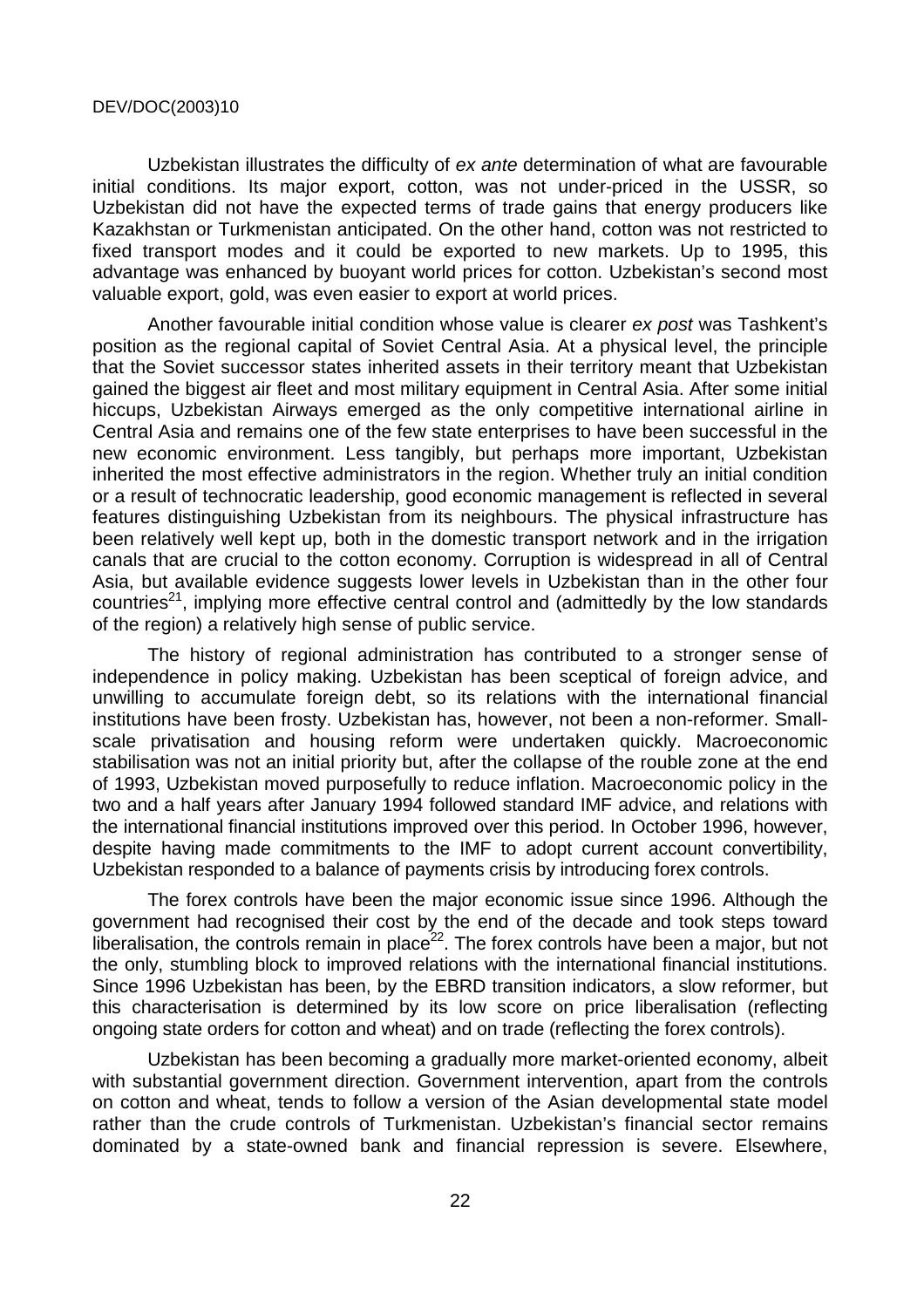Uzbekistan illustrates the difficulty of *ex ante* determination of what are favourable initial conditions. Its major export, cotton, was not under-priced in the USSR, so Uzbekistan did not have the expected terms of trade gains that energy producers like Kazakhstan or Turkmenistan anticipated. On the other hand, cotton was not restricted to fixed transport modes and it could be exported to new markets. Up to 1995, this advantage was enhanced by buoyant world prices for cotton. Uzbekistan's second most valuable export, gold, was even easier to export at world prices.

Another favourable initial condition whose value is clearer *ex post* was Tashkent's position as the regional capital of Soviet Central Asia. At a physical level, the principle that the Soviet successor states inherited assets in their territory meant that Uzbekistan gained the biggest air fleet and most military equipment in Central Asia. After some initial hiccups, Uzbekistan Airways emerged as the only competitive international airline in Central Asia and remains one of the few state enterprises to have been successful in the new economic environment. Less tangibly, but perhaps more important, Uzbekistan inherited the most effective administrators in the region. Whether truly an initial condition or a result of technocratic leadership, good economic management is reflected in several features distinguishing Uzbekistan from its neighbours. The physical infrastructure has been relatively well kept up, both in the domestic transport network and in the irrigation canals that are crucial to the cotton economy. Corruption is widespread in all of Central Asia, but available evidence suggests lower levels in Uzbekistan than in the other four countries[21], implying more effective central control and (admittedly by the low standards of the region) a relatively high sense of public service.

The history of regional administration has contributed to a stronger sense of independence in policy making. Uzbekistan has been sceptical of foreign advice, and unwilling to accumulate foreign debt, so its relations with the international financial institutions have been frosty. Uzbekistan has, however, not been a non-reformer. Small-scale privatisation and housing reform were undertaken quickly. Macroeconomic stabilisation was not an initial priority but, after the collapse of the rouble zone at the end of 1993, Uzbekistan moved purposefully to reduce inflation. Macroeconomic policy in the two and a half years after January 1994 followed standard IMF advice, and relations with the international financial institutions improved over this period. In October 1996, however, despite having made commitments to the IMF to adopt current account convertibility, Uzbekistan responded to a balance of payments crisis by introducing forex controls.

The forex controls have been the major economic issue since 1996. Although the government had recognised their cost by the end of the decade and took steps toward liberalisation, the controls remain in place[22]. The forex controls have been a major, but not the only, stumbling block to improved relations with the international financial institutions. Since 1996 Uzbekistan has been, by the EBRD transition indicators, a slow reformer, but this characterisation is determined by its low score on price liberalisation (reflecting ongoing state orders for cotton and wheat) and on trade (reflecting the forex controls).

Uzbekistan has been becoming a gradually more market-oriented economy, albeit with substantial government direction. Government intervention, apart from the controls on cotton and wheat, tends to follow a version of the Asian developmental state model rather than the crude controls of Turkmenistan. Uzbekistan's financial sector remains dominated by a state-owned bank and financial repression is severe. Elsewhere,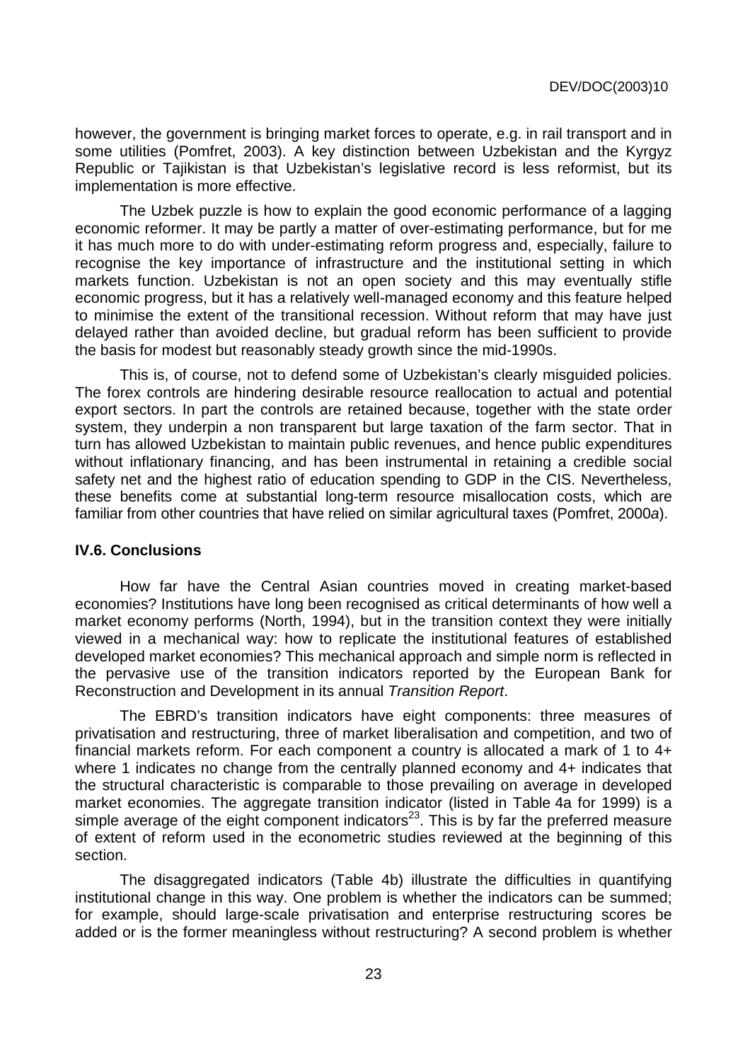however, the government is bringing market forces to operate, e.g. in rail transport and in some utilities (Pomfret, 2003). A key distinction between Uzbekistan and the Kyrgyz Republic or Tajikistan is that Uzbekistan's legislative record is less reformist, but its implementation is more effective.

The Uzbek puzzle is how to explain the good economic performance of a lagging economic reformer. It may be partly a matter of over-estimating performance, but for me it has much more to do with under-estimating reform progress and, especially, failure to recognise the key importance of infrastructure and the institutional setting in which markets function. Uzbekistan is not an open society and this may eventually stifle economic progress, but it has a relatively well-managed economy and this feature helped to minimise the extent of the transitional recession. Without reform that may have just delayed rather than avoided decline, but gradual reform has been sufficient to provide the basis for modest but reasonably steady growth since the mid-1990s.

This is, of course, not to defend some of Uzbekistan's clearly misguided policies. The forex controls are hindering desirable resource reallocation to actual and potential export sectors. In part the controls are retained because, together with the state order system, they underpin a non transparent but large taxation of the farm sector. That in turn has allowed Uzbekistan to maintain public revenues, and hence public expenditures without inflationary financing, and has been instrumental in retaining a credible social safety net and the highest ratio of education spending to GDP in the CIS. Nevertheless, these benefits come at substantial long-term resource misallocation costs, which are familiar from other countries that have relied on similar agricultural taxes (Pomfret, 2000*a*).

## IV.6. Conclusions

How far have the Central Asian countries moved in creating market-based economies? Institutions have long been recognised as critical determinants of how well a market economy performs (North, 1994), but in the transition context they were initially viewed in a mechanical way: how to replicate the institutional features of established developed market economies? This mechanical approach and simple norm is reflected in the pervasive use of the transition indicators reported by the European Bank for Reconstruction and Development in its annual *Transition Report*.

The EBRD's transition indicators have eight components: three measures of privatisation and restructuring, three of market liberalisation and competition, and two of financial markets reform. For each component a country is allocated a mark of 1 to 4+ where 1 indicates no change from the centrally planned economy and 4+ indicates that the structural characteristic is comparable to those prevailing on average in developed market economies. The aggregate transition indicator (listed in Table 4a for 1999) is a simple average of the eight component indicators[23]. This is by far the preferred measure of extent of reform used in the econometric studies reviewed at the beginning of this section.

The disaggregated indicators (Table 4b) illustrate the difficulties in quantifying institutional change in this way. One problem is whether the indicators can be summed; for example, should large-scale privatisation and enterprise restructuring scores be added or is the former meaningless without restructuring? A second problem is whether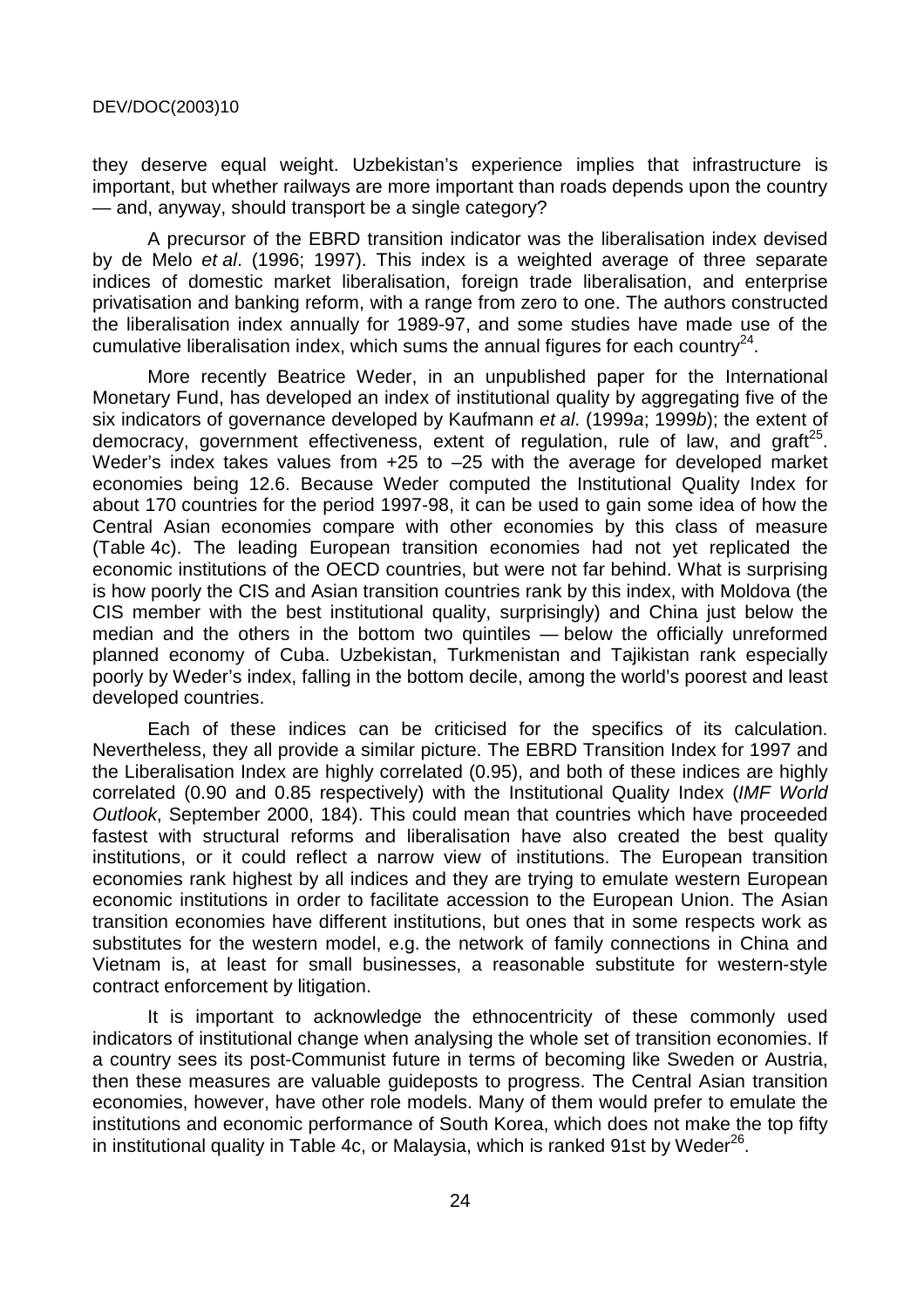they deserve equal weight. Uzbekistan's experience implies that infrastructure is important, but whether railways are more important than roads depends upon the country — and, anyway, should transport be a single category?

A precursor of the EBRD transition indicator was the liberalisation index devised by de Melo *et al*. (1996; 1997). This index is a weighted average of three separate indices of domestic market liberalisation, foreign trade liberalisation, and enterprise privatisation and banking reform, with a range from zero to one. The authors constructed the liberalisation index annually for 1989-97, and some studies have made use of the cumulative liberalisation index, which sums the annual figures for each country[24].

More recently Beatrice Weder, in an unpublished paper for the International Monetary Fund, has developed an index of institutional quality by aggregating five of the six indicators of governance developed by Kaufmann *et al*. (1999*a*; 1999*b*); the extent of democracy, government effectiveness, extent of regulation, rule of law, and graft[25]. Weder's index takes values from +25 to –25 with the average for developed market economies being 12.6. Because Weder computed the Institutional Quality Index for about 170 countries for the period 1997-98, it can be used to gain some idea of how the Central Asian economies compare with other economies by this class of measure (Table 4c). The leading European transition economies had not yet replicated the economic institutions of the OECD countries, but were not far behind. What is surprising is how poorly the CIS and Asian transition countries rank by this index, with Moldova (the CIS member with the best institutional quality, surprisingly) and China just below the median and the others in the bottom two quintiles — below the officially unreformed planned economy of Cuba. Uzbekistan, Turkmenistan and Tajikistan rank especially poorly by Weder's index, falling in the bottom decile, among the world's poorest and least developed countries.

Each of these indices can be criticised for the specifics of its calculation. Nevertheless, they all provide a similar picture. The EBRD Transition Index for 1997 and the Liberalisation Index are highly correlated (0.95), and both of these indices are highly correlated (0.90 and 0.85 respectively) with the Institutional Quality Index (*IMF World Outlook*, September 2000, 184). This could mean that countries which have proceeded fastest with structural reforms and liberalisation have also created the best quality institutions, or it could reflect a narrow view of institutions. The European transition economies rank highest by all indices and they are trying to emulate western European economic institutions in order to facilitate accession to the European Union. The Asian transition economies have different institutions, but ones that in some respects work as substitutes for the western model, e.g. the network of family connections in China and Vietnam is, at least for small businesses, a reasonable substitute for western-style contract enforcement by litigation.

It is important to acknowledge the ethnocentricity of these commonly used indicators of institutional change when analysing the whole set of transition economies. If a country sees its post-Communist future in terms of becoming like Sweden or Austria, then these measures are valuable guideposts to progress. The Central Asian transition economies, however, have other role models. Many of them would prefer to emulate the institutions and economic performance of South Korea, which does not make the top fifty in institutional quality in Table 4c, or Malaysia, which is ranked 91st by Weder[26].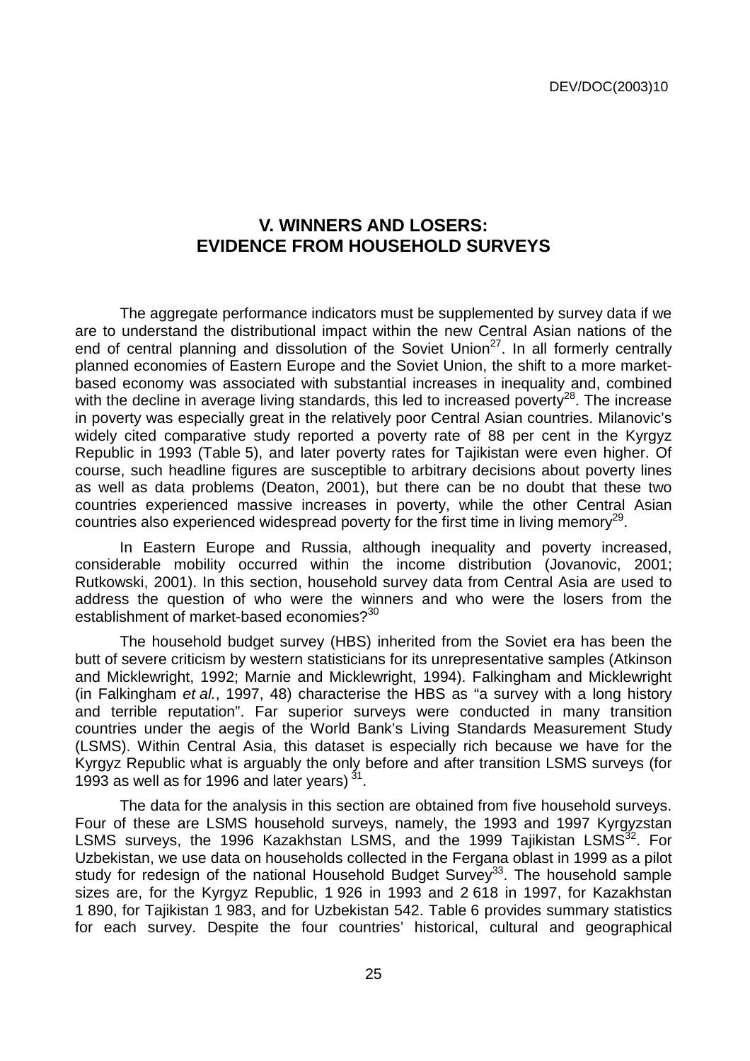# V. WINNERS AND LOSERS: EVIDENCE FROM HOUSEHOLD SURVEYS

The aggregate performance indicators must be supplemented by survey data if we are to understand the distributional impact within the new Central Asian nations of the end of central planning and dissolution of the Soviet Union[27]. In all formerly centrally planned economies of Eastern Europe and the Soviet Union, the shift to a more market-based economy was associated with substantial increases in inequality and, combined with the decline in average living standards, this led to increased poverty[28]. The increase in poverty was especially great in the relatively poor Central Asian countries. Milanovic's widely cited comparative study reported a poverty rate of 88 per cent in the Kyrgyz Republic in 1993 (Table 5), and later poverty rates for Tajikistan were even higher. Of course, such headline figures are susceptible to arbitrary decisions about poverty lines as well as data problems (Deaton, 2001), but there can be no doubt that these two countries experienced massive increases in poverty, while the other Central Asian countries also experienced widespread poverty for the first time in living memory[29].

In Eastern Europe and Russia, although inequality and poverty increased, considerable mobility occurred within the income distribution (Jovanovic, 2001; Rutkowski, 2001). In this section, household survey data from Central Asia are used to address the question of who were the winners and who were the losers from the establishment of market-based economies?[30]

The household budget survey (HBS) inherited from the Soviet era has been the butt of severe criticism by western statisticians for its unrepresentative samples (Atkinson and Micklewright, 1992; Marnie and Micklewright, 1994). Falkingham and Micklewright (in Falkingham *et al.*, 1997, 48) characterise the HBS as "a survey with a long history and terrible reputation". Far superior surveys were conducted in many transition countries under the aegis of the World Bank's Living Standards Measurement Study (LSMS). Within Central Asia, this dataset is especially rich because we have for the Kyrgyz Republic what is arguably the only before and after transition LSMS surveys (for 1993 as well as for 1996 and later years) [31].

The data for the analysis in this section are obtained from five household surveys. Four of these are LSMS household surveys, namely, the 1993 and 1997 Kyrgyzstan LSMS surveys, the 1996 Kazakhstan LSMS, and the 1999 Tajikistan LSMS[32]. For Uzbekistan, we use data on households collected in the Fergana oblast in 1999 as a pilot study for redesign of the national Household Budget Survey[33]. The household sample sizes are, for the Kyrgyz Republic, 1 926 in 1993 and 2 618 in 1997, for Kazakhstan 1 890, for Tajikistan 1 983, and for Uzbekistan 542. Table 6 provides summary statistics for each survey. Despite the four countries' historical, cultural and geographical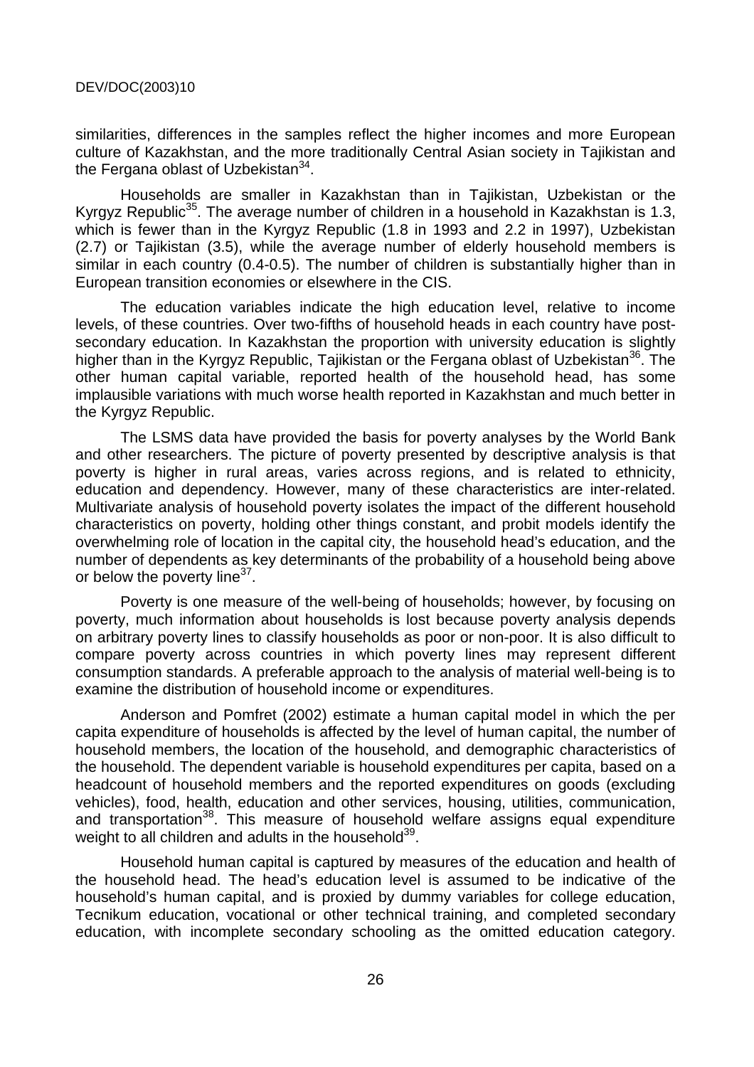similarities, differences in the samples reflect the higher incomes and more European culture of Kazakhstan, and the more traditionally Central Asian society in Tajikistan and the Fergana oblast of Uzbekistan[34].

Households are smaller in Kazakhstan than in Tajikistan, Uzbekistan or the Kyrgyz Republic[35]. The average number of children in a household in Kazakhstan is 1.3, which is fewer than in the Kyrgyz Republic (1.8 in 1993 and 2.2 in 1997), Uzbekistan (2.7) or Tajikistan (3.5), while the average number of elderly household members is similar in each country (0.4-0.5). The number of children is substantially higher than in European transition economies or elsewhere in the CIS.

The education variables indicate the high education level, relative to income levels, of these countries. Over two-fifths of household heads in each country have post-secondary education. In Kazakhstan the proportion with university education is slightly higher than in the Kyrgyz Republic, Tajikistan or the Fergana oblast of Uzbekistan[36]. The other human capital variable, reported health of the household head, has some implausible variations with much worse health reported in Kazakhstan and much better in the Kyrgyz Republic.

The LSMS data have provided the basis for poverty analyses by the World Bank and other researchers. The picture of poverty presented by descriptive analysis is that poverty is higher in rural areas, varies across regions, and is related to ethnicity, education and dependency. However, many of these characteristics are inter-related. Multivariate analysis of household poverty isolates the impact of the different household characteristics on poverty, holding other things constant, and probit models identify the overwhelming role of location in the capital city, the household head's education, and the number of dependents as key determinants of the probability of a household being above or below the poverty line[37].

Poverty is one measure of the well-being of households; however, by focusing on poverty, much information about households is lost because poverty analysis depends on arbitrary poverty lines to classify households as poor or non-poor. It is also difficult to compare poverty across countries in which poverty lines may represent different consumption standards. A preferable approach to the analysis of material well-being is to examine the distribution of household income or expenditures.

Anderson and Pomfret (2002) estimate a human capital model in which the per capita expenditure of households is affected by the level of human capital, the number of household members, the location of the household, and demographic characteristics of the household. The dependent variable is household expenditures per capita, based on a headcount of household members and the reported expenditures on goods (excluding vehicles), food, health, education and other services, housing, utilities, communication, and transportation[38]. This measure of household welfare assigns equal expenditure weight to all children and adults in the household[39].

Household human capital is captured by measures of the education and health of the household head. The head's education level is assumed to be indicative of the household's human capital, and is proxied by dummy variables for college education, Tecnikum education, vocational or other technical training, and completed secondary education, with incomplete secondary schooling as the omitted education category.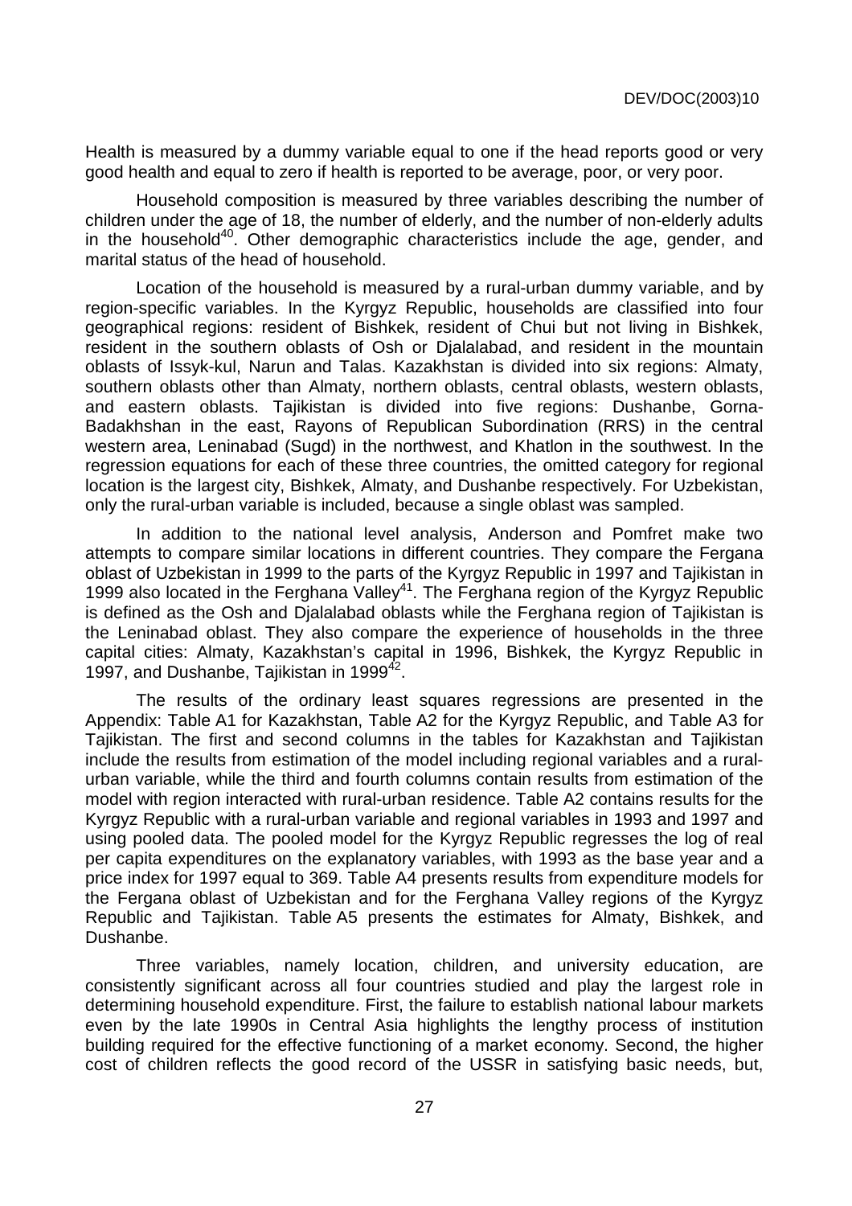Health is measured by a dummy variable equal to one if the head reports good or very good health and equal to zero if health is reported to be average, poor, or very poor.

Household composition is measured by three variables describing the number of children under the age of 18, the number of elderly, and the number of non-elderly adults in the household[40]. Other demographic characteristics include the age, gender, and marital status of the head of household.

Location of the household is measured by a rural-urban dummy variable, and by region-specific variables. In the Kyrgyz Republic, households are classified into four geographical regions: resident of Bishkek, resident of Chui but not living in Bishkek, resident in the southern oblasts of Osh or Djalalabad, and resident in the mountain oblasts of Issyk-kul, Narun and Talas. Kazakhstan is divided into six regions: Almaty, southern oblasts other than Almaty, northern oblasts, central oblasts, western oblasts, and eastern oblasts. Tajikistan is divided into five regions: Dushanbe, Gorna-Badakhshan in the east, Rayons of Republican Subordination (RRS) in the central western area, Leninabad (Sugd) in the northwest, and Khatlon in the southwest. In the regression equations for each of these three countries, the omitted category for regional location is the largest city, Bishkek, Almaty, and Dushanbe respectively. For Uzbekistan, only the rural-urban variable is included, because a single oblast was sampled.

In addition to the national level analysis, Anderson and Pomfret make two attempts to compare similar locations in different countries. They compare the Fergana oblast of Uzbekistan in 1999 to the parts of the Kyrgyz Republic in 1997 and Tajikistan in 1999 also located in the Ferghana Valley[41]. The Ferghana region of the Kyrgyz Republic is defined as the Osh and Djalalabad oblasts while the Ferghana region of Tajikistan is the Leninabad oblast. They also compare the experience of households in the three capital cities: Almaty, Kazakhstan's capital in 1996, Bishkek, the Kyrgyz Republic in 1997, and Dushanbe, Tajikistan in 1999[42].

The results of the ordinary least squares regressions are presented in the Appendix: Table A1 for Kazakhstan, Table A2 for the Kyrgyz Republic, and Table A3 for Tajikistan. The first and second columns in the tables for Kazakhstan and Tajikistan include the results from estimation of the model including regional variables and a rural-urban variable, while the third and fourth columns contain results from estimation of the model with region interacted with rural-urban residence. Table A2 contains results for the Kyrgyz Republic with a rural-urban variable and regional variables in 1993 and 1997 and using pooled data. The pooled model for the Kyrgyz Republic regresses the log of real per capita expenditures on the explanatory variables, with 1993 as the base year and a price index for 1997 equal to 369. Table A4 presents results from expenditure models for the Fergana oblast of Uzbekistan and for the Ferghana Valley regions of the Kyrgyz Republic and Tajikistan. Table A5 presents the estimates for Almaty, Bishkek, and Dushanbe.

Three variables, namely location, children, and university education, are consistently significant across all four countries studied and play the largest role in determining household expenditure. First, the failure to establish national labour markets even by the late 1990s in Central Asia highlights the lengthy process of institution building required for the effective functioning of a market economy. Second, the higher cost of children reflects the good record of the USSR in satisfying basic needs, but,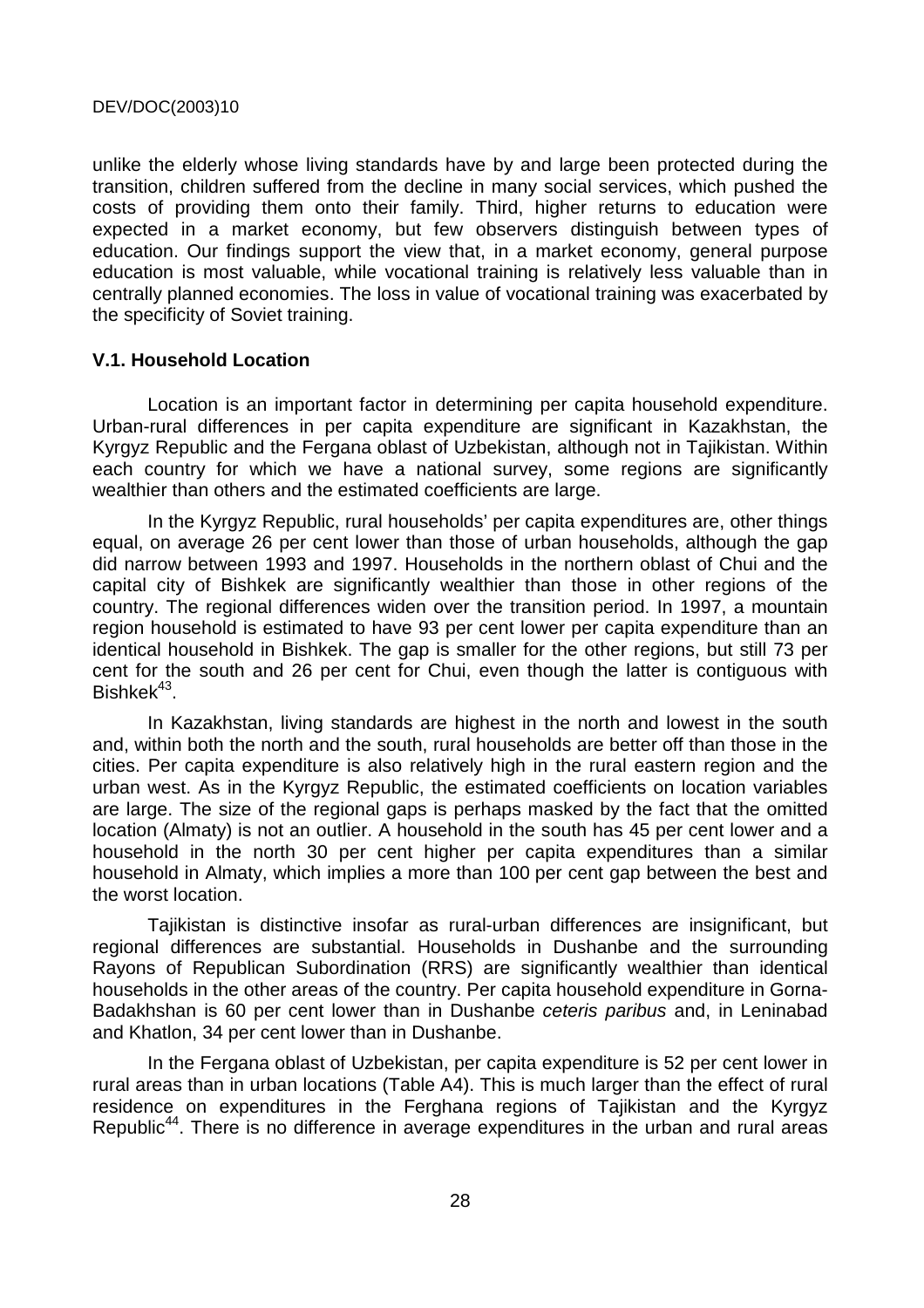unlike the elderly whose living standards have by and large been protected during the transition, children suffered from the decline in many social services, which pushed the costs of providing them onto their family. Third, higher returns to education were expected in a market economy, but few observers distinguish between types of education. Our findings support the view that, in a market economy, general purpose education is most valuable, while vocational training is relatively less valuable than in centrally planned economies. The loss in value of vocational training was exacerbated by the specificity of Soviet training.

### V.1. Household Location

Location is an important factor in determining per capita household expenditure. Urban-rural differences in per capita expenditure are significant in Kazakhstan, the Kyrgyz Republic and the Fergana oblast of Uzbekistan, although not in Tajikistan. Within each country for which we have a national survey, some regions are significantly wealthier than others and the estimated coefficients are large.

In the Kyrgyz Republic, rural households' per capita expenditures are, other things equal, on average 26 per cent lower than those of urban households, although the gap did narrow between 1993 and 1997. Households in the northern oblast of Chui and the capital city of Bishkek are significantly wealthier than those in other regions of the country. The regional differences widen over the transition period. In 1997, a mountain region household is estimated to have 93 per cent lower per capita expenditure than an identical household in Bishkek. The gap is smaller for the other regions, but still 73 per cent for the south and 26 per cent for Chui, even though the latter is contiguous with Bishkek[43].

In Kazakhstan, living standards are highest in the north and lowest in the south and, within both the north and the south, rural households are better off than those in the cities. Per capita expenditure is also relatively high in the rural eastern region and the urban west. As in the Kyrgyz Republic, the estimated coefficients on location variables are large. The size of the regional gaps is perhaps masked by the fact that the omitted location (Almaty) is not an outlier. A household in the south has 45 per cent lower and a household in the north 30 per cent higher per capita expenditures than a similar household in Almaty, which implies a more than 100 per cent gap between the best and the worst location.

Tajikistan is distinctive insofar as rural-urban differences are insignificant, but regional differences are substantial. Households in Dushanbe and the surrounding Rayons of Republican Subordination (RRS) are significantly wealthier than identical households in the other areas of the country. Per capita household expenditure in Gorna-Badakhshan is 60 per cent lower than in Dushanbe *ceteris paribus* and, in Leninabad and Khatlon, 34 per cent lower than in Dushanbe.

In the Fergana oblast of Uzbekistan, per capita expenditure is 52 per cent lower in rural areas than in urban locations (Table A4). This is much larger than the effect of rural residence on expenditures in the Ferghana regions of Tajikistan and the Kyrgyz Republic[44]. There is no difference in average expenditures in the urban and rural areas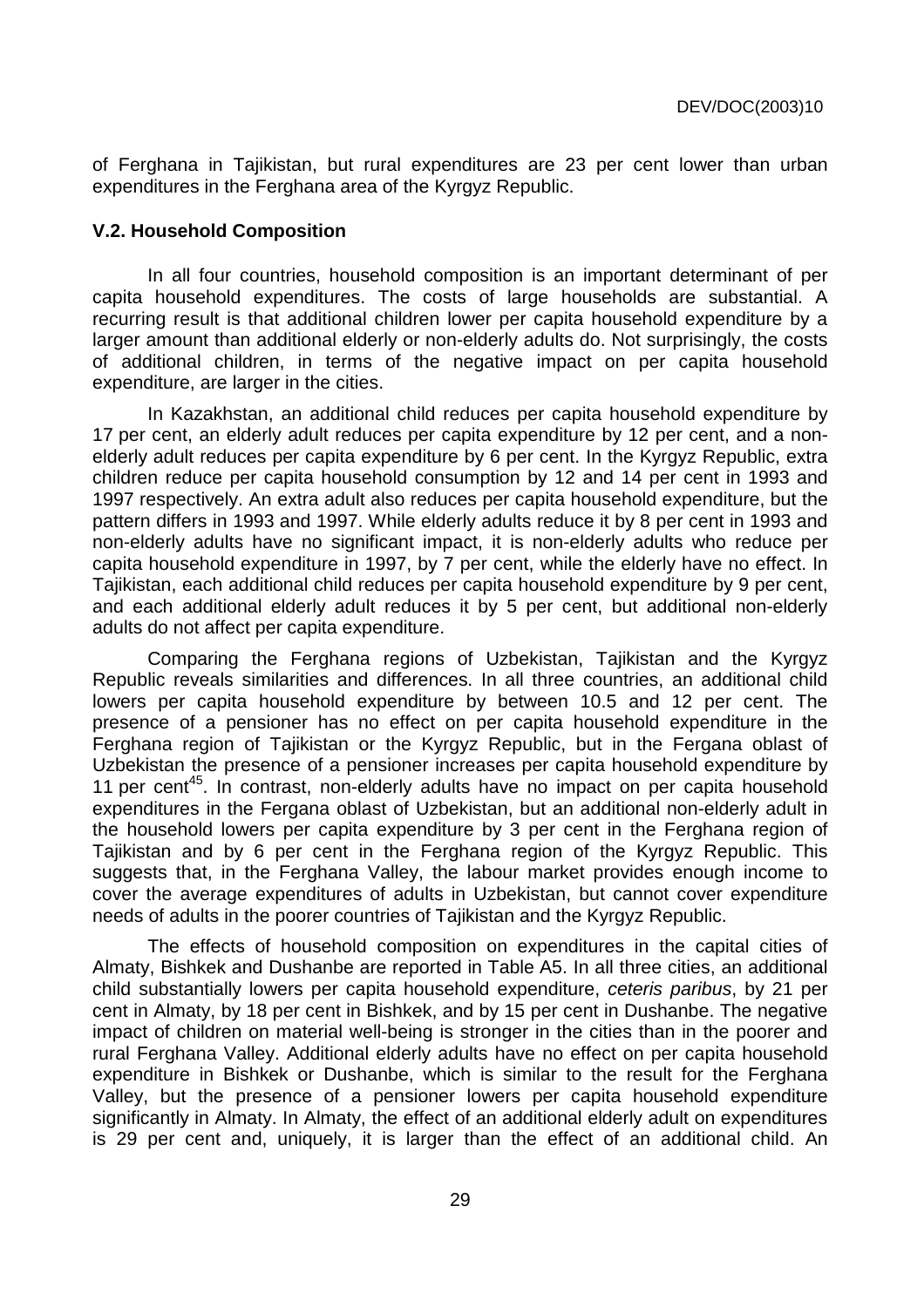of Ferghana in Tajikistan, but rural expenditures are 23 per cent lower than urban expenditures in the Ferghana area of the Kyrgyz Republic.

### V.2. Household Composition

In all four countries, household composition is an important determinant of per capita household expenditures. The costs of large households are substantial. A recurring result is that additional children lower per capita household expenditure by a larger amount than additional elderly or non-elderly adults do. Not surprisingly, the costs of additional children, in terms of the negative impact on per capita household expenditure, are larger in the cities.

In Kazakhstan, an additional child reduces per capita household expenditure by 17 per cent, an elderly adult reduces per capita expenditure by 12 per cent, and a non-elderly adult reduces per capita expenditure by 6 per cent. In the Kyrgyz Republic, extra children reduce per capita household consumption by 12 and 14 per cent in 1993 and 1997 respectively. An extra adult also reduces per capita household expenditure, but the pattern differs in 1993 and 1997. While elderly adults reduce it by 8 per cent in 1993 and non-elderly adults have no significant impact, it is non-elderly adults who reduce per capita household expenditure in 1997, by 7 per cent, while the elderly have no effect. In Tajikistan, each additional child reduces per capita household expenditure by 9 per cent, and each additional elderly adult reduces it by 5 per cent, but additional non-elderly adults do not affect per capita expenditure.

Comparing the Ferghana regions of Uzbekistan, Tajikistan and the Kyrgyz Republic reveals similarities and differences. In all three countries, an additional child lowers per capita household expenditure by between 10.5 and 12 per cent. The presence of a pensioner has no effect on per capita household expenditure in the Ferghana region of Tajikistan or the Kyrgyz Republic, but in the Fergana oblast of Uzbekistan the presence of a pensioner increases per capita household expenditure by 11 per cent[45]. In contrast, non-elderly adults have no impact on per capita household expenditures in the Fergana oblast of Uzbekistan, but an additional non-elderly adult in the household lowers per capita expenditure by 3 per cent in the Ferghana region of Tajikistan and by 6 per cent in the Ferghana region of the Kyrgyz Republic. This suggests that, in the Ferghana Valley, the labour market provides enough income to cover the average expenditures of adults in Uzbekistan, but cannot cover expenditure needs of adults in the poorer countries of Tajikistan and the Kyrgyz Republic.

The effects of household composition on expenditures in the capital cities of Almaty, Bishkek and Dushanbe are reported in Table A5. In all three cities, an additional child substantially lowers per capita household expenditure, *ceteris paribus*, by 21 per cent in Almaty, by 18 per cent in Bishkek, and by 15 per cent in Dushanbe. The negative impact of children on material well-being is stronger in the cities than in the poorer and rural Ferghana Valley. Additional elderly adults have no effect on per capita household expenditure in Bishkek or Dushanbe, which is similar to the result for the Ferghana Valley, but the presence of a pensioner lowers per capita household expenditure significantly in Almaty. In Almaty, the effect of an additional elderly adult on expenditures is 29 per cent and, uniquely, it is larger than the effect of an additional child. An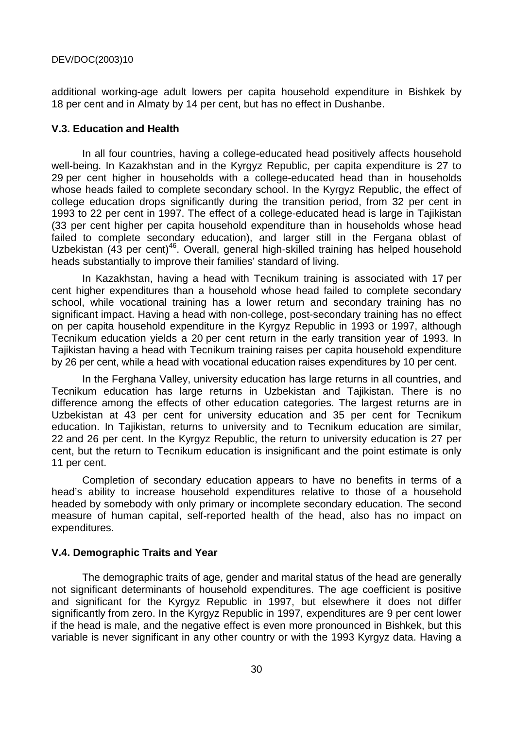additional working-age adult lowers per capita household expenditure in Bishkek by 18 per cent and in Almaty by 14 per cent, but has no effect in Dushanbe.

### V.3. Education and Health

In all four countries, having a college-educated head positively affects household well-being. In Kazakhstan and in the Kyrgyz Republic, per capita expenditure is 27 to 29 per cent higher in households with a college-educated head than in households whose heads failed to complete secondary school. In the Kyrgyz Republic, the effect of college education drops significantly during the transition period, from 32 per cent in 1993 to 22 per cent in 1997. The effect of a college-educated head is large in Tajikistan (33 per cent higher per capita household expenditure than in households whose head failed to complete secondary education), and larger still in the Fergana oblast of Uzbekistan (43 per cent)[46]. Overall, general high-skilled training has helped household heads substantially to improve their families' standard of living.

In Kazakhstan, having a head with Tecnikum training is associated with 17 per cent higher expenditures than a household whose head failed to complete secondary school, while vocational training has a lower return and secondary training has no significant impact. Having a head with non-college, post-secondary training has no effect on per capita household expenditure in the Kyrgyz Republic in 1993 or 1997, although Tecnikum education yields a 20 per cent return in the early transition year of 1993. In Tajikistan having a head with Tecnikum training raises per capita household expenditure by 26 per cent, while a head with vocational education raises expenditures by 10 per cent.

In the Ferghana Valley, university education has large returns in all countries, and Tecnikum education has large returns in Uzbekistan and Tajikistan. There is no difference among the effects of other education categories. The largest returns are in Uzbekistan at 43 per cent for university education and 35 per cent for Tecnikum education. In Tajikistan, returns to university and to Tecnikum education are similar, 22 and 26 per cent. In the Kyrgyz Republic, the return to university education is 27 per cent, but the return to Tecnikum education is insignificant and the point estimate is only 11 per cent.

Completion of secondary education appears to have no benefits in terms of a head's ability to increase household expenditures relative to those of a household headed by somebody with only primary or incomplete secondary education. The second measure of human capital, self-reported health of the head, also has no impact on expenditures.

### V.4. Demographic Traits and Year

The demographic traits of age, gender and marital status of the head are generally not significant determinants of household expenditures. The age coefficient is positive and significant for the Kyrgyz Republic in 1997, but elsewhere it does not differ significantly from zero. In the Kyrgyz Republic in 1997, expenditures are 9 per cent lower if the head is male, and the negative effect is even more pronounced in Bishkek, but this variable is never significant in any other country or with the 1993 Kyrgyz data. Having a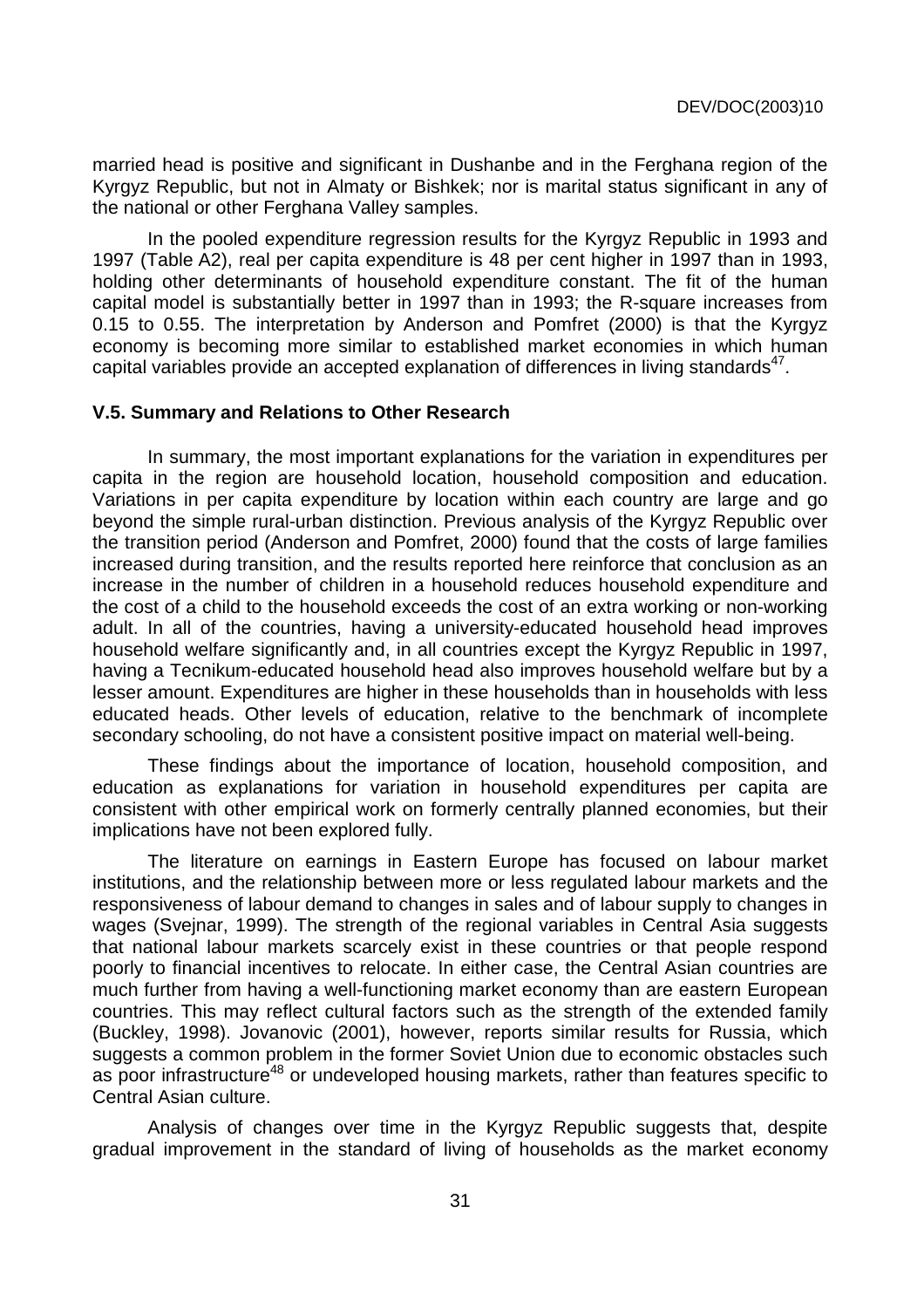married head is positive and significant in Dushanbe and in the Ferghana region of the Kyrgyz Republic, but not in Almaty or Bishkek; nor is marital status significant in any of the national or other Ferghana Valley samples.

In the pooled expenditure regression results for the Kyrgyz Republic in 1993 and 1997 (Table A2), real per capita expenditure is 48 per cent higher in 1997 than in 1993, holding other determinants of household expenditure constant. The fit of the human capital model is substantially better in 1997 than in 1993; the R-square increases from 0.15 to 0.55. The interpretation by Anderson and Pomfret (2000) is that the Kyrgyz economy is becoming more similar to established market economies in which human capital variables provide an accepted explanation of differences in living standards[47].

### V.5. Summary and Relations to Other Research

In summary, the most important explanations for the variation in expenditures per capita in the region are household location, household composition and education. Variations in per capita expenditure by location within each country are large and go beyond the simple rural-urban distinction. Previous analysis of the Kyrgyz Republic over the transition period (Anderson and Pomfret, 2000) found that the costs of large families increased during transition, and the results reported here reinforce that conclusion as an increase in the number of children in a household reduces household expenditure and the cost of a child to the household exceeds the cost of an extra working or non-working adult. In all of the countries, having a university-educated household head improves household welfare significantly and, in all countries except the Kyrgyz Republic in 1997, having a Tecnikum-educated household head also improves household welfare but by a lesser amount. Expenditures are higher in these households than in households with less educated heads. Other levels of education, relative to the benchmark of incomplete secondary schooling, do not have a consistent positive impact on material well-being.

These findings about the importance of location, household composition, and education as explanations for variation in household expenditures per capita are consistent with other empirical work on formerly centrally planned economies, but their implications have not been explored fully.

The literature on earnings in Eastern Europe has focused on labour market institutions, and the relationship between more or less regulated labour markets and the responsiveness of labour demand to changes in sales and of labour supply to changes in wages (Svejnar, 1999). The strength of the regional variables in Central Asia suggests that national labour markets scarcely exist in these countries or that people respond poorly to financial incentives to relocate. In either case, the Central Asian countries are much further from having a well-functioning market economy than are eastern European countries. This may reflect cultural factors such as the strength of the extended family (Buckley, 1998). Jovanovic (2001), however, reports similar results for Russia, which suggests a common problem in the former Soviet Union due to economic obstacles such as poor infrastructure[48] or undeveloped housing markets, rather than features specific to Central Asian culture.

Analysis of changes over time in the Kyrgyz Republic suggests that, despite gradual improvement in the standard of living of households as the market economy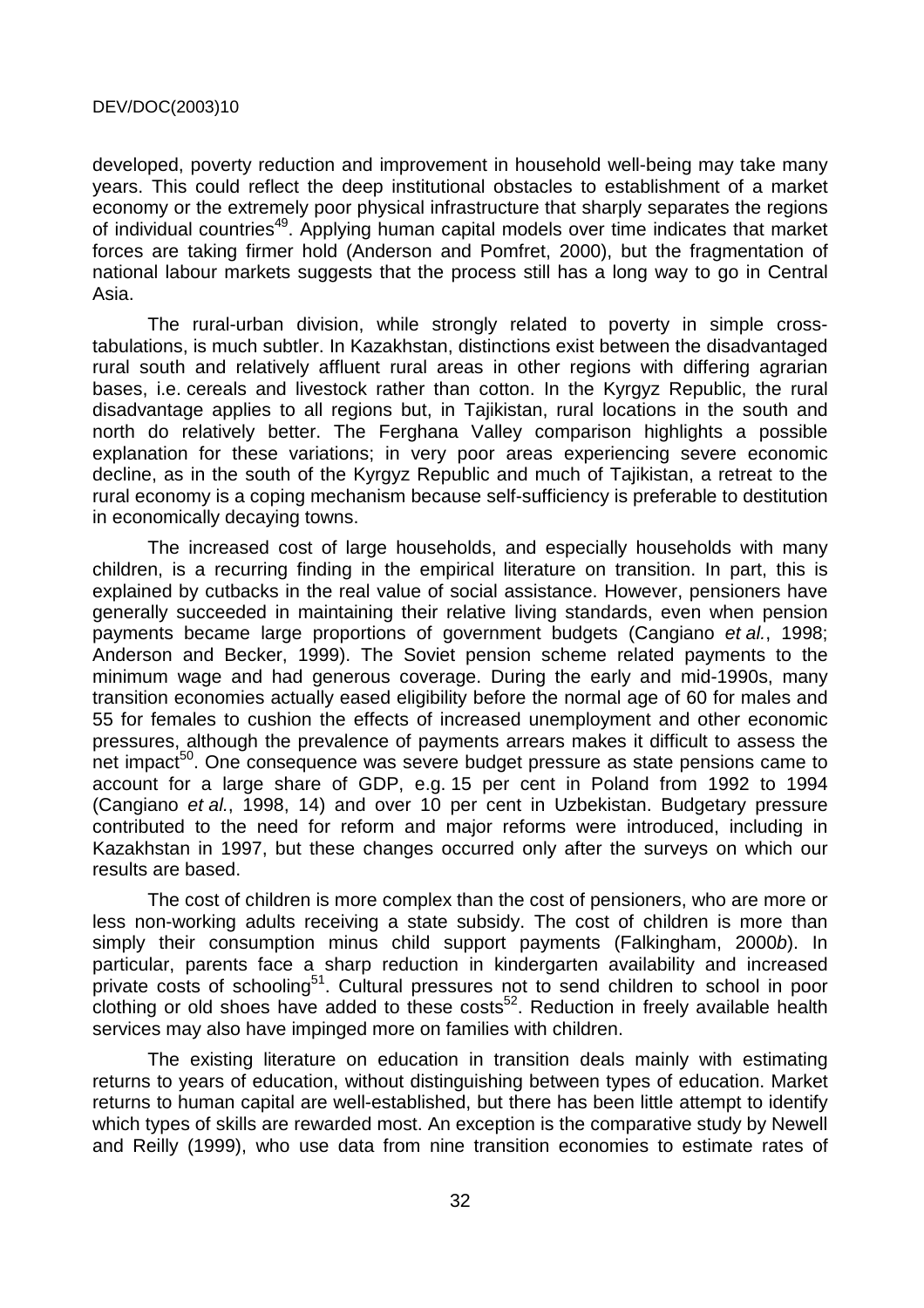developed, poverty reduction and improvement in household well-being may take many years. This could reflect the deep institutional obstacles to establishment of a market economy or the extremely poor physical infrastructure that sharply separates the regions of individual countries[49]. Applying human capital models over time indicates that market forces are taking firmer hold (Anderson and Pomfret, 2000), but the fragmentation of national labour markets suggests that the process still has a long way to go in Central Asia.

The rural-urban division, while strongly related to poverty in simple cross-tabulations, is much subtler. In Kazakhstan, distinctions exist between the disadvantaged rural south and relatively affluent rural areas in other regions with differing agrarian bases, i.e. cereals and livestock rather than cotton. In the Kyrgyz Republic, the rural disadvantage applies to all regions but, in Tajikistan, rural locations in the south and north do relatively better. The Ferghana Valley comparison highlights a possible explanation for these variations; in very poor areas experiencing severe economic decline, as in the south of the Kyrgyz Republic and much of Tajikistan, a retreat to the rural economy is a coping mechanism because self-sufficiency is preferable to destitution in economically decaying towns.

The increased cost of large households, and especially households with many children, is a recurring finding in the empirical literature on transition. In part, this is explained by cutbacks in the real value of social assistance. However, pensioners have generally succeeded in maintaining their relative living standards, even when pension payments became large proportions of government budgets (Cangiano *et al.*, 1998; Anderson and Becker, 1999). The Soviet pension scheme related payments to the minimum wage and had generous coverage. During the early and mid-1990s, many transition economies actually eased eligibility before the normal age of 60 for males and 55 for females to cushion the effects of increased unemployment and other economic pressures, although the prevalence of payments arrears makes it difficult to assess the net impact[50]. One consequence was severe budget pressure as state pensions came to account for a large share of GDP, e.g. 15 per cent in Poland from 1992 to 1994 (Cangiano *et al.*, 1998, 14) and over 10 per cent in Uzbekistan. Budgetary pressure contributed to the need for reform and major reforms were introduced, including in Kazakhstan in 1997, but these changes occurred only after the surveys on which our results are based.

The cost of children is more complex than the cost of pensioners, who are more or less non-working adults receiving a state subsidy. The cost of children is more than simply their consumption minus child support payments (Falkingham, 2000*b*). In particular, parents face a sharp reduction in kindergarten availability and increased private costs of schooling[51]. Cultural pressures not to send children to school in poor clothing or old shoes have added to these costs[52]. Reduction in freely available health services may also have impinged more on families with children.

The existing literature on education in transition deals mainly with estimating returns to years of education, without distinguishing between types of education. Market returns to human capital are well-established, but there has been little attempt to identify which types of skills are rewarded most. An exception is the comparative study by Newell and Reilly (1999), who use data from nine transition economies to estimate rates of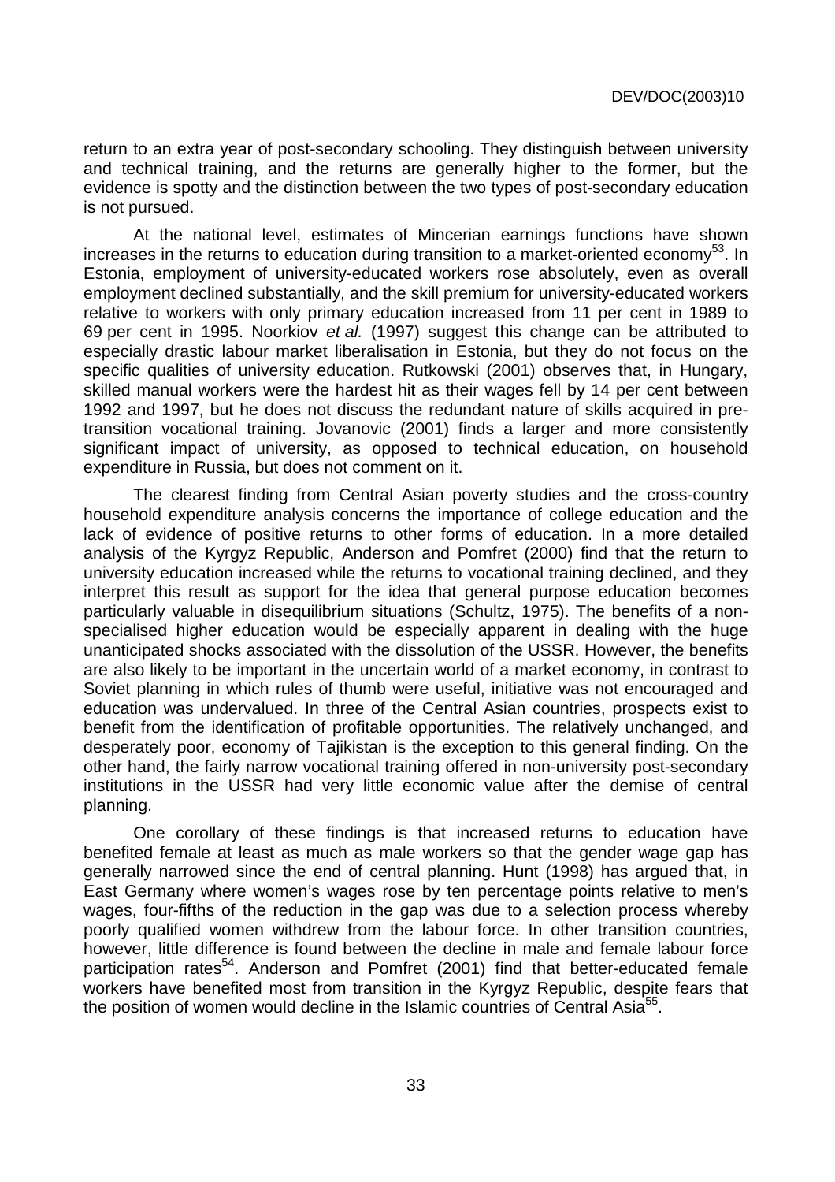return to an extra year of post-secondary schooling. They distinguish between university and technical training, and the returns are generally higher to the former, but the evidence is spotty and the distinction between the two types of post-secondary education is not pursued.

At the national level, estimates of Mincerian earnings functions have shown increases in the returns to education during transition to a market-oriented economy[53]. In Estonia, employment of university-educated workers rose absolutely, even as overall employment declined substantially, and the skill premium for university-educated workers relative to workers with only primary education increased from 11 per cent in 1989 to 69 per cent in 1995. Noorkiov *et al.* (1997) suggest this change can be attributed to especially drastic labour market liberalisation in Estonia, but they do not focus on the specific qualities of university education. Rutkowski (2001) observes that, in Hungary, skilled manual workers were the hardest hit as their wages fell by 14 per cent between 1992 and 1997, but he does not discuss the redundant nature of skills acquired in pre-transition vocational training. Jovanovic (2001) finds a larger and more consistently significant impact of university, as opposed to technical education, on household expenditure in Russia, but does not comment on it.

The clearest finding from Central Asian poverty studies and the cross-country household expenditure analysis concerns the importance of college education and the lack of evidence of positive returns to other forms of education. In a more detailed analysis of the Kyrgyz Republic, Anderson and Pomfret (2000) find that the return to university education increased while the returns to vocational training declined, and they interpret this result as support for the idea that general purpose education becomes particularly valuable in disequilibrium situations (Schultz, 1975). The benefits of a non-specialised higher education would be especially apparent in dealing with the huge unanticipated shocks associated with the dissolution of the USSR. However, the benefits are also likely to be important in the uncertain world of a market economy, in contrast to Soviet planning in which rules of thumb were useful, initiative was not encouraged and education was undervalued. In three of the Central Asian countries, prospects exist to benefit from the identification of profitable opportunities. The relatively unchanged, and desperately poor, economy of Tajikistan is the exception to this general finding. On the other hand, the fairly narrow vocational training offered in non-university post-secondary institutions in the USSR had very little economic value after the demise of central planning.

One corollary of these findings is that increased returns to education have benefited female at least as much as male workers so that the gender wage gap has generally narrowed since the end of central planning. Hunt (1998) has argued that, in East Germany where women's wages rose by ten percentage points relative to men's wages, four-fifths of the reduction in the gap was due to a selection process whereby poorly qualified women withdrew from the labour force. In other transition countries, however, little difference is found between the decline in male and female labour force participation rates[54]. Anderson and Pomfret (2001) find that better-educated female workers have benefited most from transition in the Kyrgyz Republic, despite fears that the position of women would decline in the Islamic countries of Central Asia[55].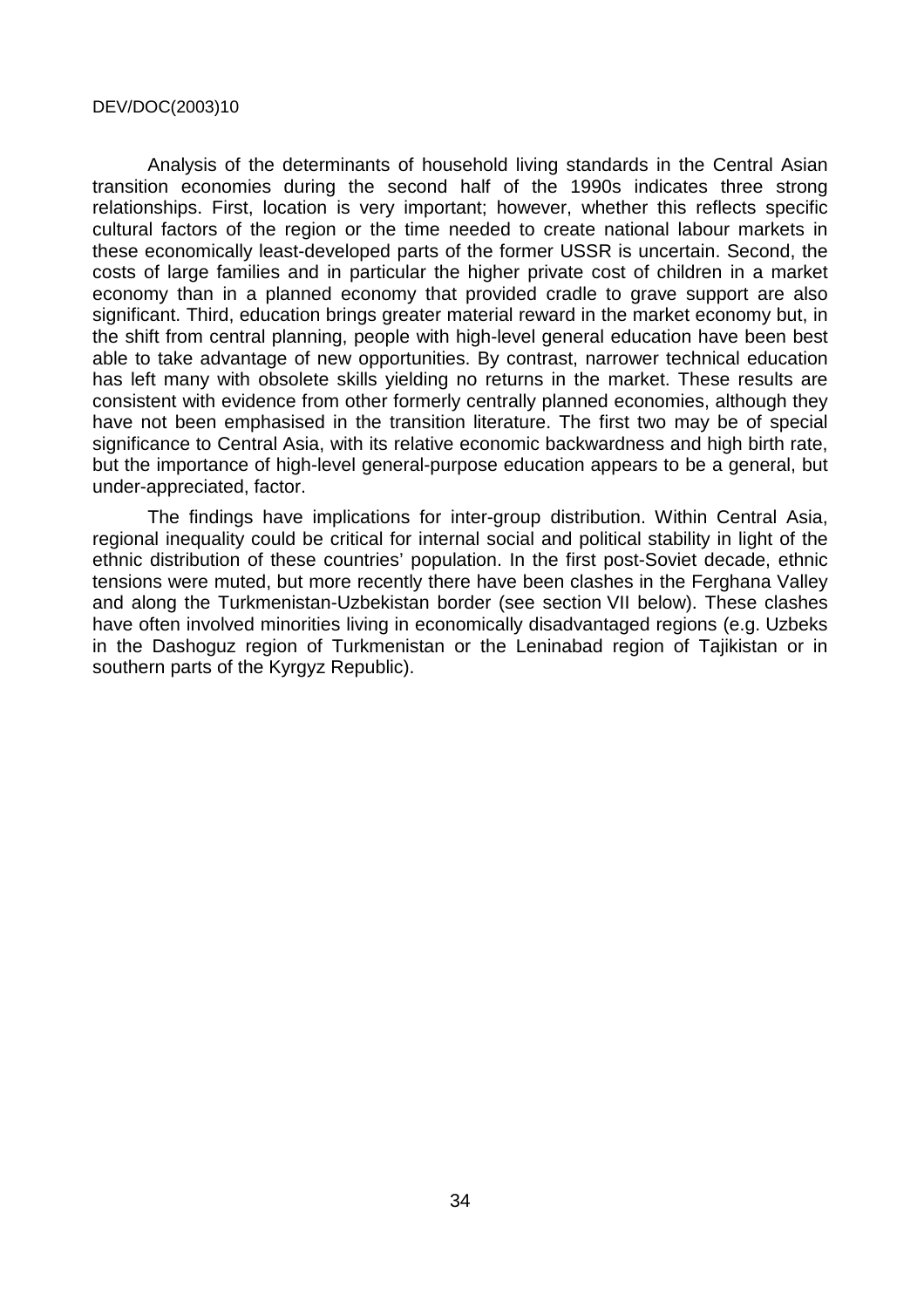Analysis of the determinants of household living standards in the Central Asian transition economies during the second half of the 1990s indicates three strong relationships. First, location is very important; however, whether this reflects specific cultural factors of the region or the time needed to create national labour markets in these economically least-developed parts of the former USSR is uncertain. Second, the costs of large families and in particular the higher private cost of children in a market economy than in a planned economy that provided cradle to grave support are also significant. Third, education brings greater material reward in the market economy but, in the shift from central planning, people with high-level general education have been best able to take advantage of new opportunities. By contrast, narrower technical education has left many with obsolete skills yielding no returns in the market. These results are consistent with evidence from other formerly centrally planned economies, although they have not been emphasised in the transition literature. The first two may be of special significance to Central Asia, with its relative economic backwardness and high birth rate, but the importance of high-level general-purpose education appears to be a general, but under-appreciated, factor.

The findings have implications for inter-group distribution. Within Central Asia, regional inequality could be critical for internal social and political stability in light of the ethnic distribution of these countries' population. In the first post-Soviet decade, ethnic tensions were muted, but more recently there have been clashes in the Ferghana Valley and along the Turkmenistan-Uzbekistan border (see section VII below). These clashes have often involved minorities living in economically disadvantaged regions (e.g. Uzbeks in the Dashoguz region of Turkmenistan or the Leninabad region of Tajikistan or in southern parts of the Kyrgyz Republic).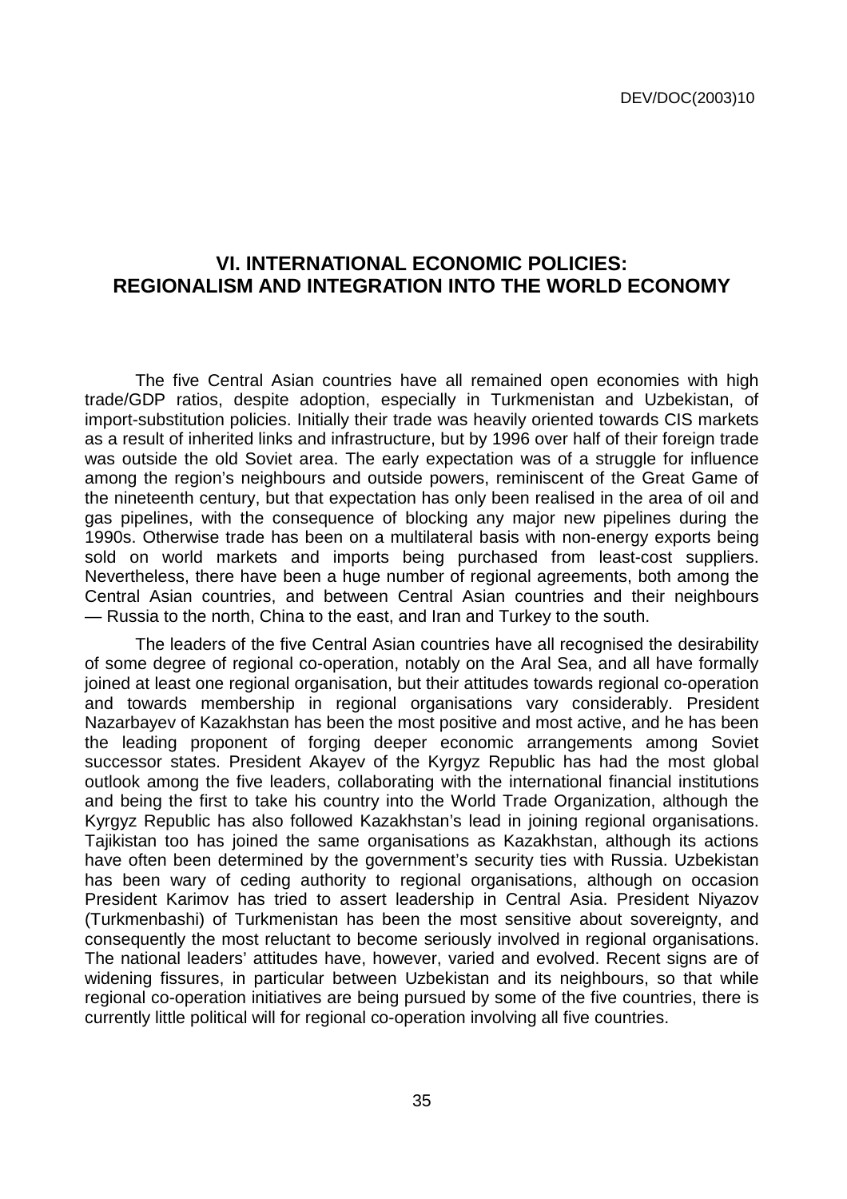## VI. INTERNATIONAL ECONOMIC POLICIES: REGIONALISM AND INTEGRATION INTO THE WORLD ECONOMY

The five Central Asian countries have all remained open economies with high trade/GDP ratios, despite adoption, especially in Turkmenistan and Uzbekistan, of import-substitution policies. Initially their trade was heavily oriented towards CIS markets as a result of inherited links and infrastructure, but by 1996 over half of their foreign trade was outside the old Soviet area. The early expectation was of a struggle for influence among the region's neighbours and outside powers, reminiscent of the Great Game of the nineteenth century, but that expectation has only been realised in the area of oil and gas pipelines, with the consequence of blocking any major new pipelines during the 1990s. Otherwise trade has been on a multilateral basis with non-energy exports being sold on world markets and imports being purchased from least-cost suppliers. Nevertheless, there have been a huge number of regional agreements, both among the Central Asian countries, and between Central Asian countries and their neighbours — Russia to the north, China to the east, and Iran and Turkey to the south.

The leaders of the five Central Asian countries have all recognised the desirability of some degree of regional co-operation, notably on the Aral Sea, and all have formally joined at least one regional organisation, but their attitudes towards regional co-operation and towards membership in regional organisations vary considerably. President Nazarbayev of Kazakhstan has been the most positive and most active, and he has been the leading proponent of forging deeper economic arrangements among Soviet successor states. President Akayev of the Kyrgyz Republic has had the most global outlook among the five leaders, collaborating with the international financial institutions and being the first to take his country into the World Trade Organization, although the Kyrgyz Republic has also followed Kazakhstan's lead in joining regional organisations. Tajikistan too has joined the same organisations as Kazakhstan, although its actions have often been determined by the government's security ties with Russia. Uzbekistan has been wary of ceding authority to regional organisations, although on occasion President Karimov has tried to assert leadership in Central Asia. President Niyazov (Turkmenbashi) of Turkmenistan has been the most sensitive about sovereignty, and consequently the most reluctant to become seriously involved in regional organisations. The national leaders' attitudes have, however, varied and evolved. Recent signs are of widening fissures, in particular between Uzbekistan and its neighbours, so that while regional co-operation initiatives are being pursued by some of the five countries, there is currently little political will for regional co-operation involving all five countries.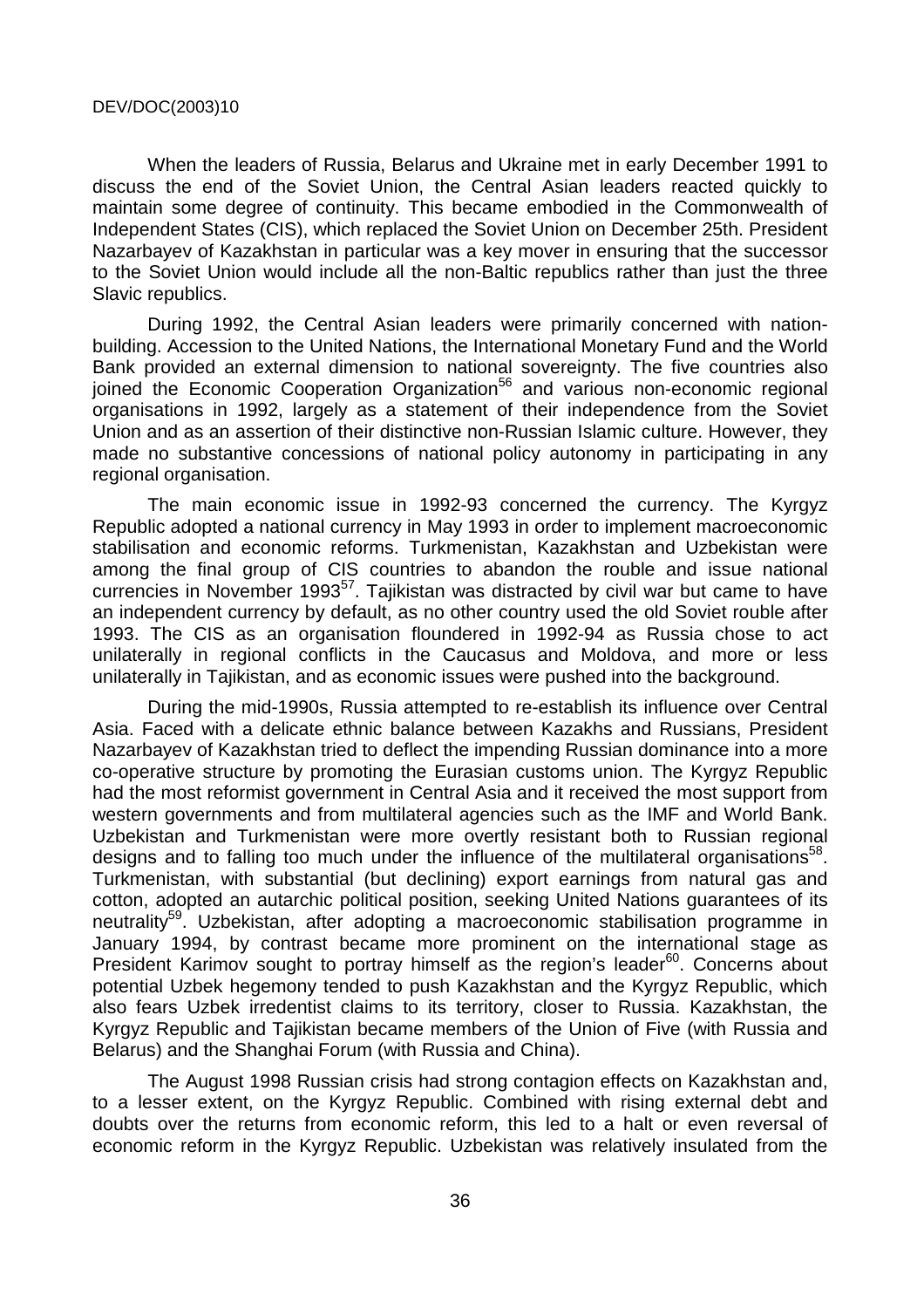When the leaders of Russia, Belarus and Ukraine met in early December 1991 to discuss the end of the Soviet Union, the Central Asian leaders reacted quickly to maintain some degree of continuity. This became embodied in the Commonwealth of Independent States (CIS), which replaced the Soviet Union on December 25th. President Nazarbayev of Kazakhstan in particular was a key mover in ensuring that the successor to the Soviet Union would include all the non-Baltic republics rather than just the three Slavic republics.

During 1992, the Central Asian leaders were primarily concerned with nation-building. Accession to the United Nations, the International Monetary Fund and the World Bank provided an external dimension to national sovereignty. The five countries also joined the Economic Cooperation Organization[56] and various non-economic regional organisations in 1992, largely as a statement of their independence from the Soviet Union and as an assertion of their distinctive non-Russian Islamic culture. However, they made no substantive concessions of national policy autonomy in participating in any regional organisation.

The main economic issue in 1992-93 concerned the currency. The Kyrgyz Republic adopted a national currency in May 1993 in order to implement macroeconomic stabilisation and economic reforms. Turkmenistan, Kazakhstan and Uzbekistan were among the final group of CIS countries to abandon the rouble and issue national currencies in November 1993[57]. Tajikistan was distracted by civil war but came to have an independent currency by default, as no other country used the old Soviet rouble after 1993. The CIS as an organisation floundered in 1992-94 as Russia chose to act unilaterally in regional conflicts in the Caucasus and Moldova, and more or less unilaterally in Tajikistan, and as economic issues were pushed into the background.

During the mid-1990s, Russia attempted to re-establish its influence over Central Asia. Faced with a delicate ethnic balance between Kazakhs and Russians, President Nazarbayev of Kazakhstan tried to deflect the impending Russian dominance into a more co-operative structure by promoting the Eurasian customs union. The Kyrgyz Republic had the most reformist government in Central Asia and it received the most support from western governments and from multilateral agencies such as the IMF and World Bank. Uzbekistan and Turkmenistan were more overtly resistant both to Russian regional designs and to falling too much under the influence of the multilateral organisations[58]. Turkmenistan, with substantial (but declining) export earnings from natural gas and cotton, adopted an autarchic political position, seeking United Nations guarantees of its neutrality[59]. Uzbekistan, after adopting a macroeconomic stabilisation programme in January 1994, by contrast became more prominent on the international stage as President Karimov sought to portray himself as the region's leader[60]. Concerns about potential Uzbek hegemony tended to push Kazakhstan and the Kyrgyz Republic, which also fears Uzbek irredentist claims to its territory, closer to Russia. Kazakhstan, the Kyrgyz Republic and Tajikistan became members of the Union of Five (with Russia and Belarus) and the Shanghai Forum (with Russia and China).

The August 1998 Russian crisis had strong contagion effects on Kazakhstan and, to a lesser extent, on the Kyrgyz Republic. Combined with rising external debt and doubts over the returns from economic reform, this led to a halt or even reversal of economic reform in the Kyrgyz Republic. Uzbekistan was relatively insulated from the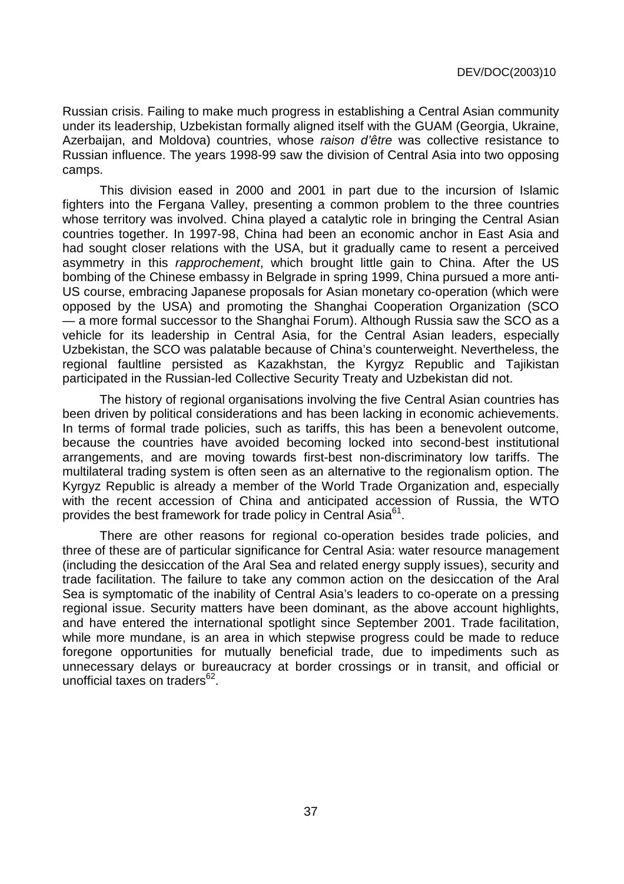Russian crisis. Failing to make much progress in establishing a Central Asian community under its leadership, Uzbekistan formally aligned itself with the GUAM (Georgia, Ukraine, Azerbaijan, and Moldova) countries, whose *raison d'être* was collective resistance to Russian influence. The years 1998-99 saw the division of Central Asia into two opposing camps.

This division eased in 2000 and 2001 in part due to the incursion of Islamic fighters into the Fergana Valley, presenting a common problem to the three countries whose territory was involved. China played a catalytic role in bringing the Central Asian countries together. In 1997-98, China had been an economic anchor in East Asia and had sought closer relations with the USA, but it gradually came to resent a perceived asymmetry in this *rapprochement*, which brought little gain to China. After the US bombing of the Chinese embassy in Belgrade in spring 1999, China pursued a more anti-US course, embracing Japanese proposals for Asian monetary co-operation (which were opposed by the USA) and promoting the Shanghai Cooperation Organization (SCO — a more formal successor to the Shanghai Forum). Although Russia saw the SCO as a vehicle for its leadership in Central Asia, for the Central Asian leaders, especially Uzbekistan, the SCO was palatable because of China's counterweight. Nevertheless, the regional faultline persisted as Kazakhstan, the Kyrgyz Republic and Tajikistan participated in the Russian-led Collective Security Treaty and Uzbekistan did not.

The history of regional organisations involving the five Central Asian countries has been driven by political considerations and has been lacking in economic achievements. In terms of formal trade policies, such as tariffs, this has been a benevolent outcome, because the countries have avoided becoming locked into second-best institutional arrangements, and are moving towards first-best non-discriminatory low tariffs. The multilateral trading system is often seen as an alternative to the regionalism option. The Kyrgyz Republic is already a member of the World Trade Organization and, especially with the recent accession of China and anticipated accession of Russia, the WTO provides the best framework for trade policy in Central Asia[61].

There are other reasons for regional co-operation besides trade policies, and three of these are of particular significance for Central Asia: water resource management (including the desiccation of the Aral Sea and related energy supply issues), security and trade facilitation. The failure to take any common action on the desiccation of the Aral Sea is symptomatic of the inability of Central Asia's leaders to co-operate on a pressing regional issue. Security matters have been dominant, as the above account highlights, and have entered the international spotlight since September 2001. Trade facilitation, while more mundane, is an area in which stepwise progress could be made to reduce foregone opportunities for mutually beneficial trade, due to impediments such as unnecessary delays or bureaucracy at border crossings or in transit, and official or unofficial taxes on traders[62].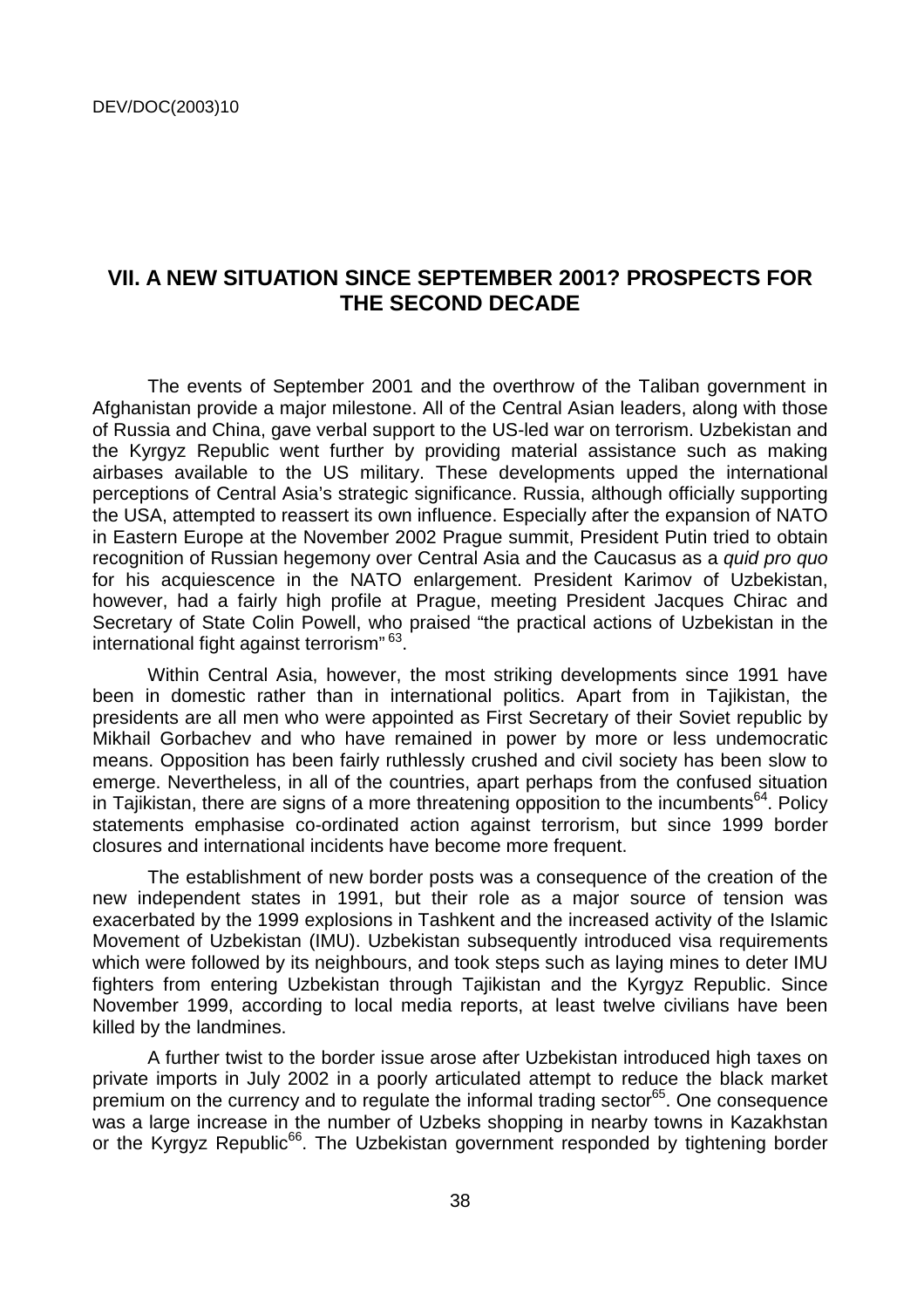## VII. A NEW SITUATION SINCE SEPTEMBER 2001? PROSPECTS FOR THE SECOND DECADE

The events of September 2001 and the overthrow of the Taliban government in Afghanistan provide a major milestone. All of the Central Asian leaders, along with those of Russia and China, gave verbal support to the US-led war on terrorism. Uzbekistan and the Kyrgyz Republic went further by providing material assistance such as making airbases available to the US military. These developments upped the international perceptions of Central Asia's strategic significance. Russia, although officially supporting the USA, attempted to reassert its own influence. Especially after the expansion of NATO in Eastern Europe at the November 2002 Prague summit, President Putin tried to obtain recognition of Russian hegemony over Central Asia and the Caucasus as a *quid pro quo* for his acquiescence in the NATO enlargement. President Karimov of Uzbekistan, however, had a fairly high profile at Prague, meeting President Jacques Chirac and Secretary of State Colin Powell, who praised "the practical actions of Uzbekistan in the international fight against terrorism"[63].

Within Central Asia, however, the most striking developments since 1991 have been in domestic rather than in international politics. Apart from in Tajikistan, the presidents are all men who were appointed as First Secretary of their Soviet republic by Mikhail Gorbachev and who have remained in power by more or less undemocratic means. Opposition has been fairly ruthlessly crushed and civil society has been slow to emerge. Nevertheless, in all of the countries, apart perhaps from the confused situation in Tajikistan, there are signs of a more threatening opposition to the incumbents[64]. Policy statements emphasise co-ordinated action against terrorism, but since 1999 border closures and international incidents have become more frequent.

The establishment of new border posts was a consequence of the creation of the new independent states in 1991, but their role as a major source of tension was exacerbated by the 1999 explosions in Tashkent and the increased activity of the Islamic Movement of Uzbekistan (IMU). Uzbekistan subsequently introduced visa requirements which were followed by its neighbours, and took steps such as laying mines to deter IMU fighters from entering Uzbekistan through Tajikistan and the Kyrgyz Republic. Since November 1999, according to local media reports, at least twelve civilians have been killed by the landmines.

A further twist to the border issue arose after Uzbekistan introduced high taxes on private imports in July 2002 in a poorly articulated attempt to reduce the black market premium on the currency and to regulate the informal trading sector[65]. One consequence was a large increase in the number of Uzbeks shopping in nearby towns in Kazakhstan or the Kyrgyz Republic[66]. The Uzbekistan government responded by tightening border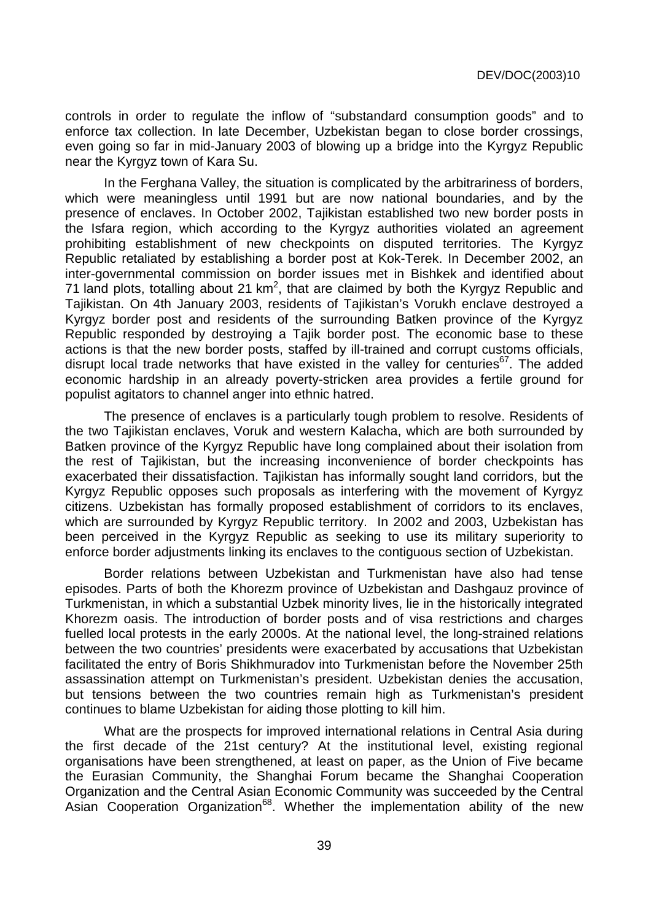controls in order to regulate the inflow of "substandard consumption goods" and to enforce tax collection. In late December, Uzbekistan began to close border crossings, even going so far in mid-January 2003 of blowing up a bridge into the Kyrgyz Republic near the Kyrgyz town of Kara Su.

In the Ferghana Valley, the situation is complicated by the arbitrariness of borders, which were meaningless until 1991 but are now national boundaries, and by the presence of enclaves. In October 2002, Tajikistan established two new border posts in the Isfara region, which according to the Kyrgyz authorities violated an agreement prohibiting establishment of new checkpoints on disputed territories. The Kyrgyz Republic retaliated by establishing a border post at Kok-Terek. In December 2002, an inter-governmental commission on border issues met in Bishkek and identified about 71 land plots, totalling about 21 $km^2$, that are claimed by both the Kyrgyz Republic and Tajikistan. On 4th January 2003, residents of Tajikistan's Vorukh enclave destroyed a Kyrgyz border post and residents of the surrounding Batken province of the Kyrgyz Republic responded by destroying a Tajik border post. The economic base to these actions is that the new border posts, staffed by ill-trained and corrupt customs officials, disrupt local trade networks that have existed in the valley for centuries[67]. The added economic hardship in an already poverty-stricken area provides a fertile ground for populist agitators to channel anger into ethnic hatred.

The presence of enclaves is a particularly tough problem to resolve. Residents of the two Tajikistan enclaves, Voruk and western Kalacha, which are both surrounded by Batken province of the Kyrgyz Republic have long complained about their isolation from the rest of Tajikistan, but the increasing inconvenience of border checkpoints has exacerbated their dissatisfaction. Tajikistan has informally sought land corridors, but the Kyrgyz Republic opposes such proposals as interfering with the movement of Kyrgyz citizens. Uzbekistan has formally proposed establishment of corridors to its enclaves, which are surrounded by Kyrgyz Republic territory. In 2002 and 2003, Uzbekistan has been perceived in the Kyrgyz Republic as seeking to use its military superiority to enforce border adjustments linking its enclaves to the contiguous section of Uzbekistan.

Border relations between Uzbekistan and Turkmenistan have also had tense episodes. Parts of both the Khorezm province of Uzbekistan and Dashgauz province of Turkmenistan, in which a substantial Uzbek minority lives, lie in the historically integrated Khorezm oasis. The introduction of border posts and of visa restrictions and charges fuelled local protests in the early 2000s. At the national level, the long-strained relations between the two countries' presidents were exacerbated by accusations that Uzbekistan facilitated the entry of Boris Shikhmuradov into Turkmenistan before the November 25th assassination attempt on Turkmenistan's president. Uzbekistan denies the accusation, but tensions between the two countries remain high as Turkmenistan's president continues to blame Uzbekistan for aiding those plotting to kill him.

What are the prospects for improved international relations in Central Asia during the first decade of the 21st century? At the institutional level, existing regional organisations have been strengthened, at least on paper, as the Union of Five became the Eurasian Community, the Shanghai Forum became the Shanghai Cooperation Organization and the Central Asian Economic Community was succeeded by the Central Asian Cooperation Organization[68]. Whether the implementation ability of the new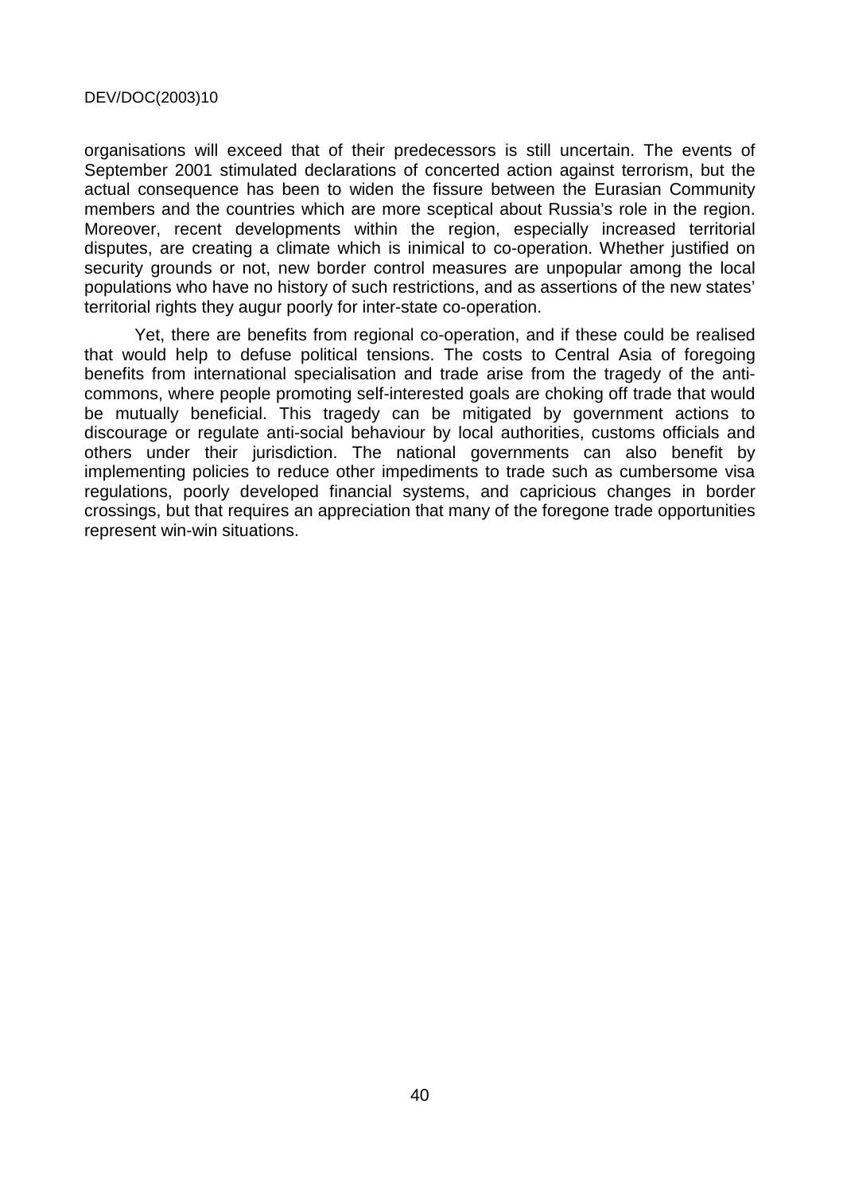organisations will exceed that of their predecessors is still uncertain. The events of September 2001 stimulated declarations of concerted action against terrorism, but the actual consequence has been to widen the fissure between the Eurasian Community members and the countries which are more sceptical about Russia's role in the region. Moreover, recent developments within the region, especially increased territorial disputes, are creating a climate which is inimical to co-operation. Whether justified on security grounds or not, new border control measures are unpopular among the local populations who have no history of such restrictions, and as assertions of the new states' territorial rights they augur poorly for inter-state co-operation.

Yet, there are benefits from regional co-operation, and if these could be realised that would help to defuse political tensions. The costs to Central Asia of foregoing benefits from international specialisation and trade arise from the tragedy of the anti-commons, where people promoting self-interested goals are choking off trade that would be mutually beneficial. This tragedy can be mitigated by government actions to discourage or regulate anti-social behaviour by local authorities, customs officials and others under their jurisdiction. The national governments can also benefit by implementing policies to reduce other impediments to trade such as cumbersome visa regulations, poorly developed financial systems, and capricious changes in border crossings, but that requires an appreciation that many of the foregone trade opportunities represent win-win situations.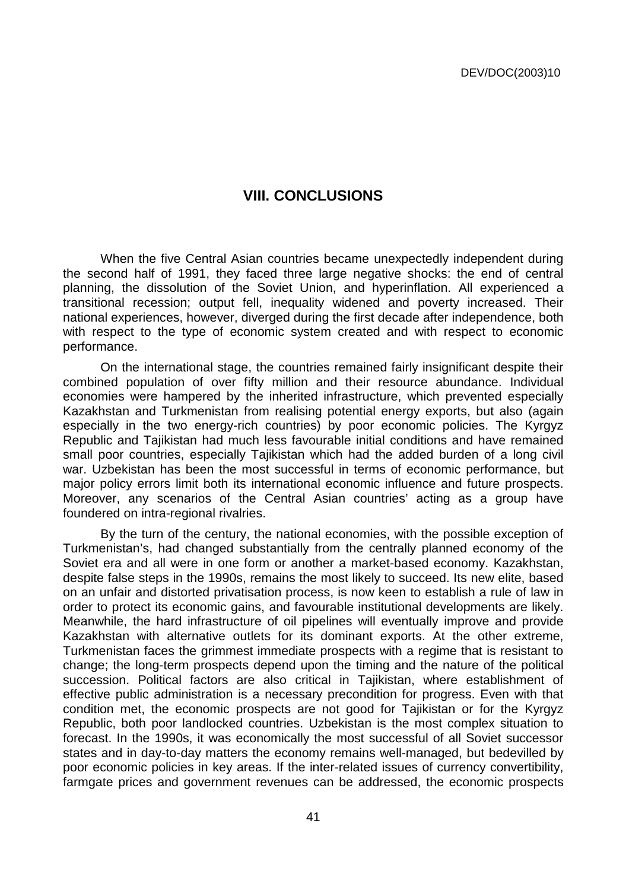## VIII. CONCLUSIONS

When the five Central Asian countries became unexpectedly independent during the second half of 1991, they faced three large negative shocks: the end of central planning, the dissolution of the Soviet Union, and hyperinflation. All experienced a transitional recession; output fell, inequality widened and poverty increased. Their national experiences, however, diverged during the first decade after independence, both with respect to the type of economic system created and with respect to economic performance.

On the international stage, the countries remained fairly insignificant despite their combined population of over fifty million and their resource abundance. Individual economies were hampered by the inherited infrastructure, which prevented especially Kazakhstan and Turkmenistan from realising potential energy exports, but also (again especially in the two energy-rich countries) by poor economic policies. The Kyrgyz Republic and Tajikistan had much less favourable initial conditions and have remained small poor countries, especially Tajikistan which had the added burden of a long civil war. Uzbekistan has been the most successful in terms of economic performance, but major policy errors limit both its international economic influence and future prospects. Moreover, any scenarios of the Central Asian countries' acting as a group have foundered on intra-regional rivalries.

By the turn of the century, the national economies, with the possible exception of Turkmenistan's, had changed substantially from the centrally planned economy of the Soviet era and all were in one form or another a market-based economy. Kazakhstan, despite false steps in the 1990s, remains the most likely to succeed. Its new elite, based on an unfair and distorted privatisation process, is now keen to establish a rule of law in order to protect its economic gains, and favourable institutional developments are likely. Meanwhile, the hard infrastructure of oil pipelines will eventually improve and provide Kazakhstan with alternative outlets for its dominant exports. At the other extreme, Turkmenistan faces the grimmest immediate prospects with a regime that is resistant to change; the long-term prospects depend upon the timing and the nature of the political succession. Political factors are also critical in Tajikistan, where establishment of effective public administration is a necessary precondition for progress. Even with that condition met, the economic prospects are not good for Tajikistan or for the Kyrgyz Republic, both poor landlocked countries. Uzbekistan is the most complex situation to forecast. In the 1990s, it was economically the most successful of all Soviet successor states and in day-to-day matters the economy remains well-managed, but bedevilled by poor economic policies in key areas. If the inter-related issues of currency convertibility, farmgate prices and government revenues can be addressed, the economic prospects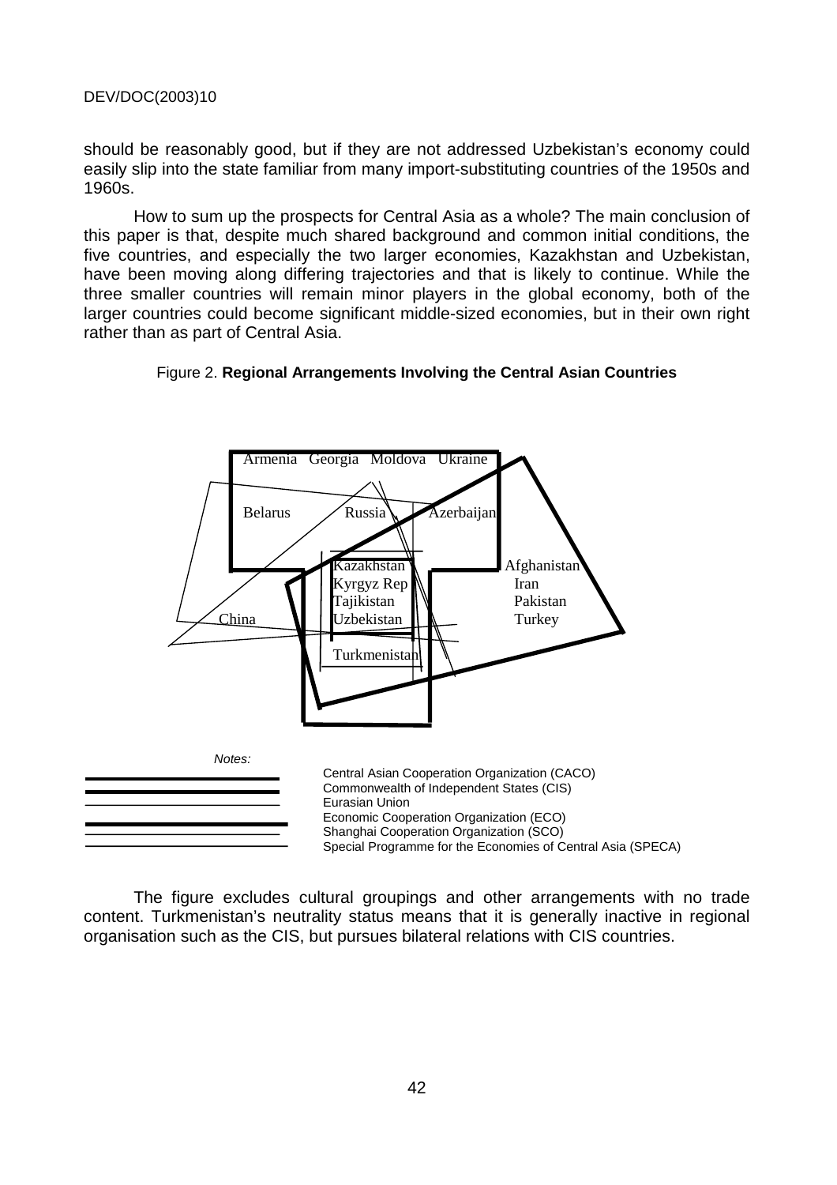should be reasonably good, but if they are not addressed Uzbekistan's economy could easily slip into the state familiar from many import-substituting countries of the 1950s and 1960s.

How to sum up the prospects for Central Asia as a whole? The main conclusion of this paper is that, despite much shared background and common initial conditions, the five countries, and especially the two larger economies, Kazakhstan and Uzbekistan, have been moving along differing trajectories and that is likely to continue. While the three smaller countries will remain minor players in the global economy, both of the larger countries could become significant middle-sized economies, but in their own right rather than as part of Central Asia.

Figure 2. **Regional Arrangements Involving the Central Asian Countries**

Armenia Georgia Moldova Ukraine

Belarus Russia Azerbaijan

Kazakhstan
Kyrgyz Rep
Tajikistan
Uzbekistan

Afghanistan
Iran
Pakistan
Turkey

China

Turkmenistan

*Notes:*

Central Asian Cooperation Organization (CACO)
Commonwealth of Independent States (CIS)
Eurasian Union
Economic Cooperation Organization (ECO)
Shanghai Cooperation Organization (SCO)
Special Programme for the Economies of Central Asia (SPECA)

The figure excludes cultural groupings and other arrangements with no trade content. Turkmenistan's neutrality status means that it is generally inactive in regional organisation such as the CIS, but pursues bilateral relations with CIS countries.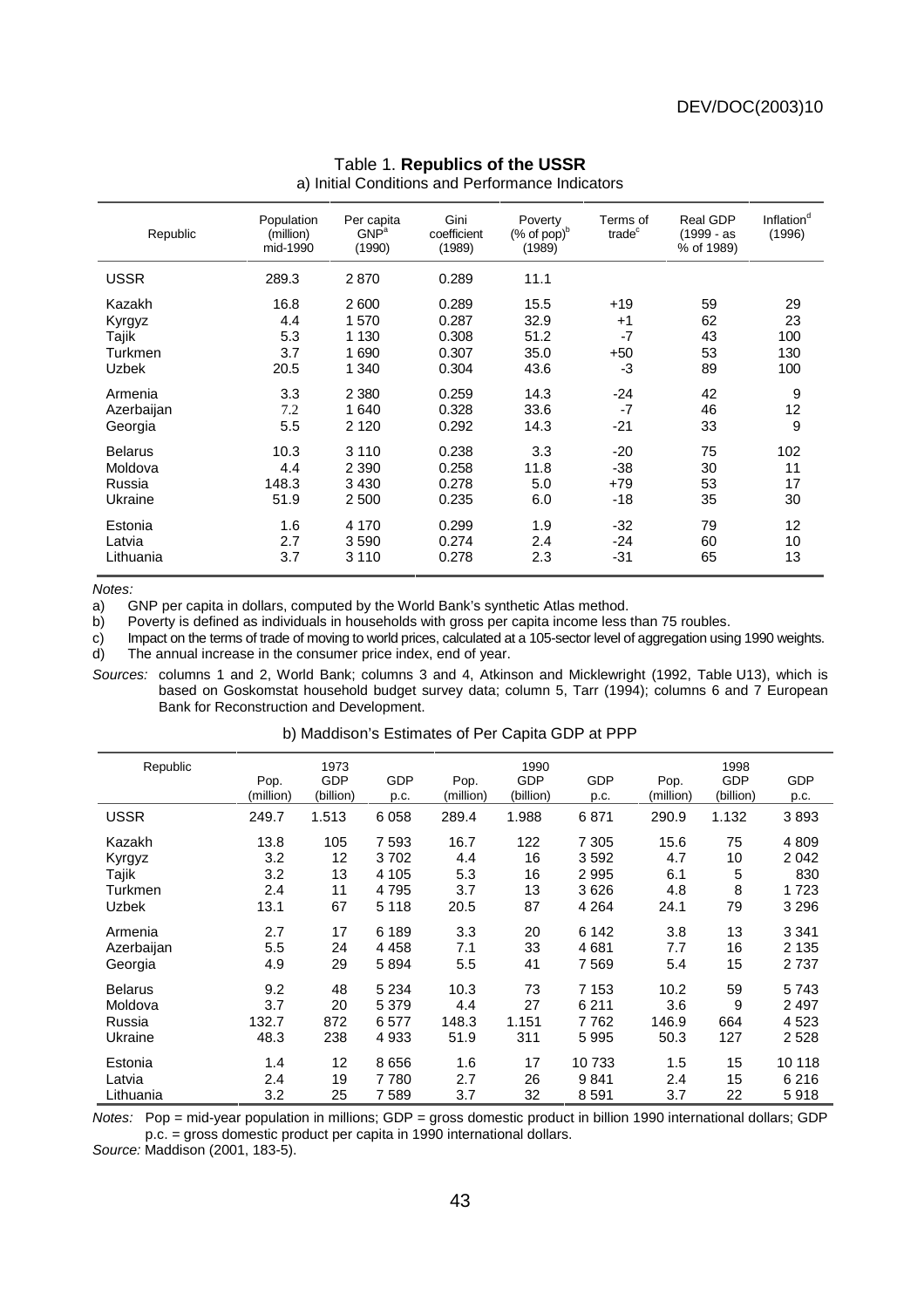Table 1. **Republics of the USSR**

a) Initial Conditions and Performance Indicators

| Republic | Population (million) mid-1990 | Per capita GNP[a] (1990) | Gini coefficient (1989) | Poverty (% of pop)[b] (1989) | Terms of trade[c] | Real GDP (1999 - as % of 1989) | Inflation[d] (1996) |
|---|---|---|---|---|---|---|---|
| USSR | 289.3 | 2 870 | 0.289 | 11.1 | | | |
| Kazakh | 16.8 | 2 600 | 0.289 | 15.5 | +19 | 59 | 29 |
| Kyrgyz | 4.4 | 1 570 | 0.287 | 32.9 | +1 | 62 | 23 |
| Tajik | 5.3 | 1 130 | 0.308 | 51.2 | -7 | 43 | 100 |
| Turkmen | 3.7 | 1 690 | 0.307 | 35.0 | +50 | 53 | 130 |
| Uzbek | 20.5 | 1 340 | 0.304 | 43.6 | -3 | 89 | 100 |
| Armenia | 3.3 | 2 380 | 0.259 | 14.3 | -24 | 42 | 9 |
| Azerbaijan | 7.2 | 1 640 | 0.328 | 33.6 | -7 | 46 | 12 |
| Georgia | 5.5 | 2 120 | 0.292 | 14.3 | -21 | 33 | 9 |
| Belarus | 10.3 | 3 110 | 0.238 | 3.3 | -20 | 75 | 102 |
| Moldova | 4.4 | 2 390 | 0.258 | 11.8 | -38 | 30 | 11 |
| Russia | 148.3 | 3 430 | 0.278 | 5.0 | +79 | 53 | 17 |
| Ukraine | 51.9 | 2 500 | 0.235 | 6.0 | -18 | 35 | 30 |
| Estonia | 1.6 | 4 170 | 0.299 | 1.9 | -32 | 79 | 12 |
| Latvia | 2.7 | 3 590 | 0.274 | 2.4 | -24 | 60 | 10 |
| Lithuania | 3.7 | 3 110 | 0.278 | 2.3 | -31 | 65 | 13 |

*Notes:*

a) GNP per capita in dollars, computed by the World Bank's synthetic Atlas method.

b) Poverty is defined as individuals in households with gross per capita income less than 75 roubles.

c) Impact on the terms of trade of moving to world prices, calculated at a 105-sector level of aggregation using 1990 weights.

d) The annual increase in the consumer price index, end of year.

*Sources:* columns 1 and 2, World Bank; columns 3 and 4, Atkinson and Micklewright (1992, Table U13), which is based on Goskomstat household budget survey data; column 5, Tarr (1994); columns 6 and 7 European Bank for Reconstruction and Development.

b) Maddison's Estimates of Per Capita GDP at PPP

| Republic | 1973 | | | 1990 | | | 1998 | | |
|---|---|---|---|---|---|---|---|---|---|
| | Pop. (million) | GDP (billion) | GDP p.c. | Pop. (million) | GDP (billion) | GDP p.c. | Pop. (million) | GDP (billion) | GDP p.c. |
| USSR | 249.7 | 1.513 | 6 058 | 289.4 | 1.988 | 6 871 | 290.9 | 1.132 | 3 893 |
| Kazakh | 13.8 | 105 | 7 593 | 16.7 | 122 | 7 305 | 15.6 | 75 | 4 809 |
| Kyrgyz | 3.2 | 12 | 3 702 | 4.4 | 16 | 3 592 | 4.7 | 10 | 2 042 |
| Tajik | 3.2 | 13 | 4 105 | 5.3 | 16 | 2 995 | 6.1 | 5 | 830 |
| Turkmen | 2.4 | 11 | 4 795 | 3.7 | 13 | 3 626 | 4.8 | 8 | 1 723 |
| Uzbek | 13.1 | 67 | 5 118 | 20.5 | 87 | 4 264 | 24.1 | 79 | 3 296 |
| Armenia | 2.7 | 17 | 6 189 | 3.3 | 20 | 6 142 | 3.8 | 13 | 3 341 |
| Azerbaijan | 5.5 | 24 | 4 458 | 7.1 | 33 | 4 681 | 7.7 | 16 | 2 135 |
| Georgia | 4.9 | 29 | 5 894 | 5.5 | 41 | 7 569 | 5.4 | 15 | 2 737 |
| Belarus | 9.2 | 48 | 5 234 | 10.3 | 73 | 7 153 | 10.2 | 59 | 5 743 |
| Moldova | 3.7 | 20 | 5 379 | 4.4 | 27 | 6 211 | 3.6 | 9 | 2 497 |
| Russia | 132.7 | 872 | 6 577 | 148.3 | 1.151 | 7 762 | 146.9 | 664 | 4 523 |
| Ukraine | 48.3 | 238 | 4 933 | 51.9 | 311 | 5 995 | 50.3 | 127 | 2 528 |
| Estonia | 1.4 | 12 | 8 656 | 1.6 | 17 | 10 733 | 1.5 | 15 | 10 118 |
| Latvia | 2.4 | 19 | 7 780 | 2.7 | 26 | 9 841 | 2.4 | 15 | 6 216 |
| Lithuania | 3.2 | 25 | 7 589 | 3.7 | 32 | 8 591 | 3.7 | 22 | 5 918 |

*Notes:* Pop = mid-year population in millions; GDP = gross domestic product in billion 1990 international dollars; GDP p.c. = gross domestic product per capita in 1990 international dollars.

*Source:* Maddison (2001, 183-5).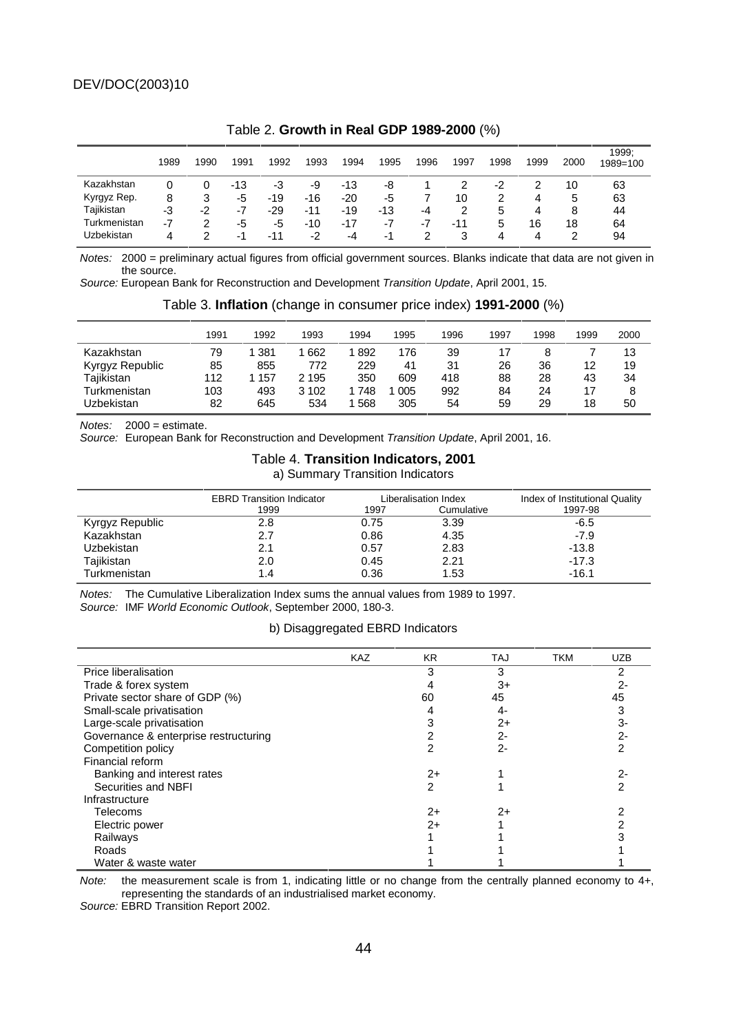Table 2. **Growth in Real GDP 1989-2000** (%)

| | 1989 | 1990 | 1991 | 1992 | 1993 | 1994 | 1995 | 1996 | 1997 | 1998 | 1999 | 2000 | 1999; 1989=100 |
|---|---|---|---|---|---|---|---|---|---|---|---|---|---|
| Kazakhstan | 0 | 0 | -13 | -3 | -9 | -13 | -8 | 1 | 2 | -2 | 2 | 10 | 63 |
| Kyrgyz Rep. | 8 | 3 | -5 | -19 | -16 | -20 | -5 | 7 | 10 | 2 | 4 | 5 | 63 |
| Tajikistan | -3 | -2 | -7 | -29 | -11 | -19 | -13 | -4 | 2 | 5 | 4 | 8 | 44 |
| Turkmenistan | -7 | 2 | -5 | -5 | -10 | -17 | -7 | -7 | -11 | 5 | 16 | 18 | 64 |
| Uzbekistan | 4 | 2 | -1 | -11 | -2 | -4 | -1 | 2 | 3 | 4 | 4 | 2 | 94 |

*Notes:* 2000 = preliminary actual figures from official government sources. Blanks indicate that data are not given in the source.
*Source:* European Bank for Reconstruction and Development *Transition Update*, April 2001, 15.

Table 3. **Inflation** (change in consumer price index) **1991-2000** (%)

| | 1991 | 1992 | 1993 | 1994 | 1995 | 1996 | 1997 | 1998 | 1999 | 2000 |
|---|---|---|---|---|---|---|---|---|---|---|
| Kazakhstan | 79 | 1 381 | 1 662 | 1 892 | 176 | 39 | 17 | 8 | 7 | 13 |
| Kyrgyz Republic | 85 | 855 | 772 | 229 | 41 | 31 | 26 | 36 | 12 | 19 |
| Tajikistan | 112 | 1 157 | 2 195 | 350 | 609 | 418 | 88 | 28 | 43 | 34 |
| Turkmenistan | 103 | 493 | 3 102 | 1 748 | 1 005 | 992 | 84 | 24 | 17 | 8 |
| Uzbekistan | 82 | 645 | 534 | 1 568 | 305 | 54 | 59 | 29 | 18 | 50 |

*Notes:* 2000 = estimate.
*Source:* European Bank for Reconstruction and Development *Transition Update*, April 2001, 16.

Table 4. **Transition Indicators, 2001**

a) Summary Transition Indicators

| | EBRD Transition Indicator 1999 | Liberalisation Index 1997 | Liberalisation Index Cumulative | Index of Institutional Quality 1997-98 |
|---|---|---|---|---|
| Kyrgyz Republic | 2.8 | 0.75 | 3.39 | -6.5 |
| Kazakhstan | 2.7 | 0.86 | 4.35 | -7.9 |
| Uzbekistan | 2.1 | 0.57 | 2.83 | -13.8 |
| Tajikistan | 2.0 | 0.45 | 2.21 | -17.3 |
| Turkmenistan | 1.4 | 0.36 | 1.53 | -16.1 |

*Notes:* The Cumulative Liberalization Index sums the annual values from 1989 to 1997.
*Source:* IMF *World Economic Outlook*, September 2000, 180-3.

b) Disaggregated EBRD Indicators

| | KAZ | KR | TAJ | TKM | UZB |
|---|---|---|---|---|---|
| Price liberalisation | | 3 | 3 | | 2 |
| Trade & forex system | | 4 | 3+ | | 2- |
| Private sector share of GDP (%) | | 60 | 45 | | 45 |
| Small-scale privatisation | | 4 | 4- | | 3 |
| Large-scale privatisation | | 3 | 2+ | | 3- |
| Governance & enterprise restructuring | | 2 | 2- | | 2- |
| Competition policy | | 2 | 2- | | 2 |
| Financial reform | | | | | |
| Banking and interest rates | | 2+ | 1 | | 2- |
| Securities and NBFI | | 2 | 1 | | 2 |
| Infrastructure | | | | | |
| Telecoms | | 2+ | 2+ | | 2 |
| Electric power | | 2+ | 1 | | 2 |
| Railways | | 1 | 1 | | 3 |
| Roads | | 1 | 1 | | 1 |
| Water & waste water | | 1 | 1 | | 1 |

*Note:* the measurement scale is from 1, indicating little or no change from the centrally planned economy to 4+, representing the standards of an industrialised market economy.
*Source:* EBRD Transition Report 2002.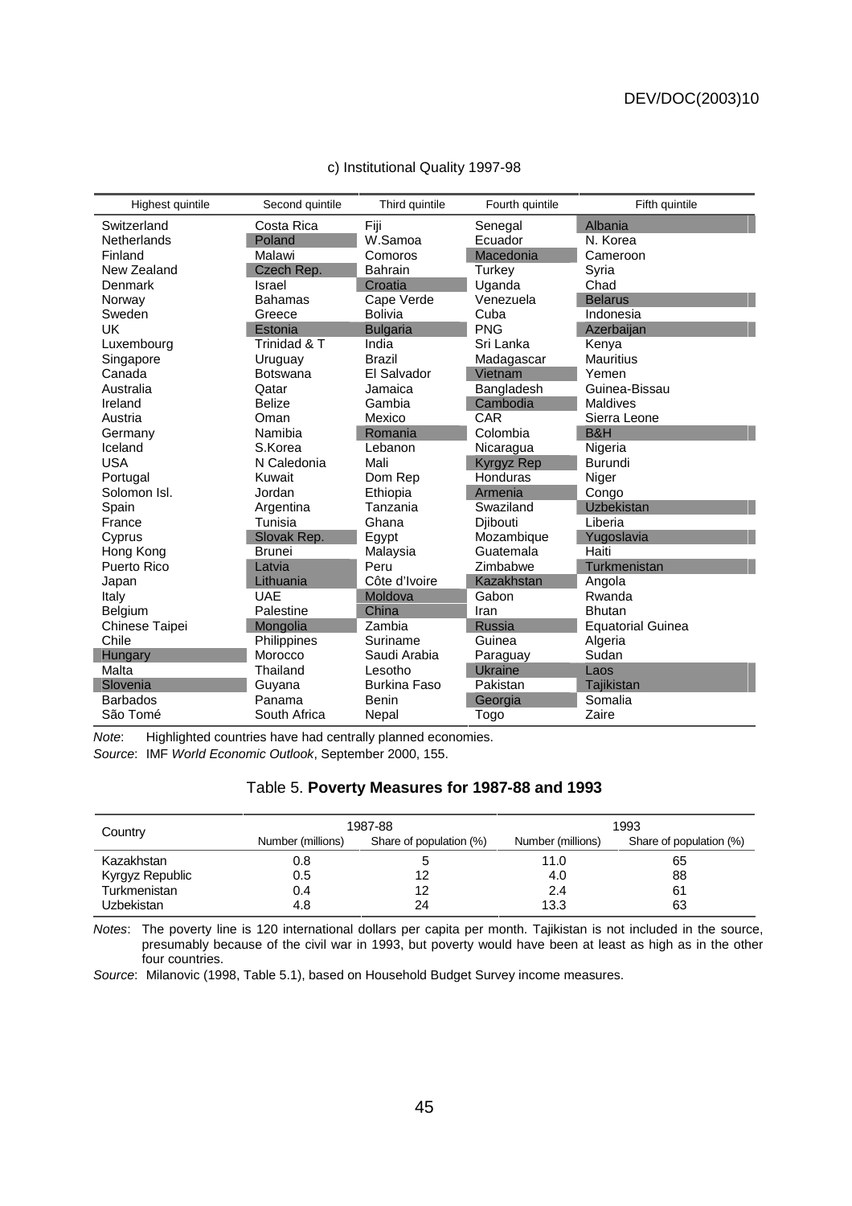c) Institutional Quality 1997-98

| Highest quintile | Second quintile | Third quintile | Fourth quintile | Fifth quintile |
|---|---|---|---|---|
| Switzerland | Costa Rica | Fiji | Senegal | Albania |
| Netherlands | Poland | W.Samoa | Ecuador | N. Korea |
| Finland | Malawi | Comoros | Macedonia | Cameroon |
| New Zealand | Czech Rep. | Bahrain | Turkey | Syria |
| Denmark | Israel | Croatia | Uganda | Chad |
| Norway | Bahamas | Cape Verde | Venezuela | Belarus |
| Sweden | Greece | Bolivia | Cuba | Indonesia |
| UK | Estonia | Bulgaria | PNG | Azerbaijan |
| Luxembourg | Trinidad & T | India | Sri Lanka | Kenya |
| Singapore | Uruguay | Brazil | Madagascar | Mauritius |
| Canada | Botswana | El Salvador | Vietnam | Yemen |
| Australia | Qatar | Jamaica | Bangladesh | Guinea-Bissau |
| Ireland | Belize | Gambia | Cambodia | Maldives |
| Austria | Oman | Mexico | CAR | Sierra Leone |
| Germany | Namibia | Romania | Colombia | B&H |
| Iceland | S.Korea | Lebanon | Nicaragua | Nigeria |
| USA | N Caledonia | Mali | Kyrgyz Rep | Burundi |
| Portugal | Kuwait | Dom Rep | Honduras | Niger |
| Solomon Isl. | Jordan | Ethiopia | Armenia | Congo |
| Spain | Argentina | Tanzania | Swaziland | Uzbekistan |
| France | Tunisia | Ghana | Djibouti | Liberia |
| Cyprus | Slovak Rep. | Egypt | Mozambique | Yugoslavia |
| Hong Kong | Brunei | Malaysia | Guatemala | Haiti |
| Puerto Rico | Latvia | Peru | Zimbabwe | Turkmenistan |
| Japan | Lithuania | Côte d'Ivoire | Kazakhstan | Angola |
| Italy | UAE | Moldova | Gabon | Rwanda |
| Belgium | Palestine | China | Iran | Bhutan |
| Chinese Taipei | Mongolia | Zambia | Russia | Equatorial Guinea |
| Chile | Philippines | Suriname | Guinea | Algeria |
| Hungary | Morocco | Saudi Arabia | Paraguay | Sudan |
| Malta | Thailand | Lesotho | Ukraine | Laos |
| Slovenia | Guyana | Burkina Faso | Pakistan | Tajikistan |
| Barbados | Panama | Benin | Georgia | Somalia |
| São Tomé | South Africa | Nepal | Togo | Zaire |

*Note*: Highlighted countries have had centrally planned economies.

*Source*: IMF *World Economic Outlook*, September 2000, 155.

## Table 5. **Poverty Measures for 1987-88 and 1993**

| Country | 1987-88 | | 1993 | |
|---|---|---|---|---|
| | Number (millions) | Share of population (%) | Number (millions) | Share of population (%) |
| Kazakhstan | 0.8 | 5 | 11.0 | 65 |
| Kyrgyz Republic | 0.5 | 12 | 4.0 | 88 |
| Turkmenistan | 0.4 | 12 | 2.4 | 61 |
| Uzbekistan | 4.8 | 24 | 13.3 | 63 |

*Notes*: The poverty line is 120 international dollars per capita per month. Tajikistan is not included in the source, presumably because of the civil war in 1993, but poverty would have been at least as high as in the other four countries.

*Source*: Milanovic (1998, Table 5.1), based on Household Budget Survey income measures.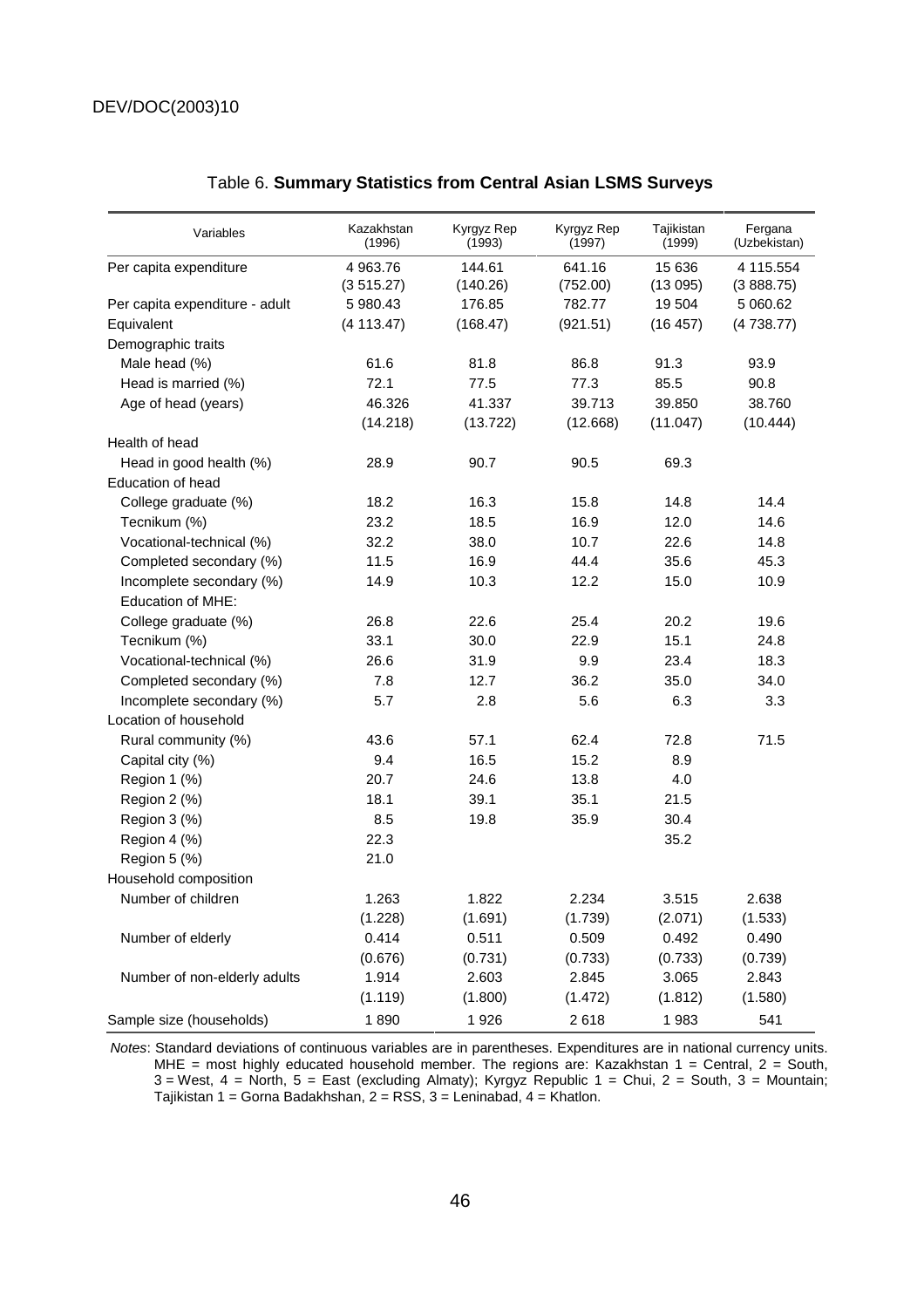Table 6. **Summary Statistics from Central Asian LSMS Surveys**

| Variables | Kazakhstan (1996) | Kyrgyz Rep (1993) | Kyrgyz Rep (1997) | Tajikistan (1999) | Fergana (Uzbekistan) |
|---|---|---|---|---|---|
| Per capita expenditure | 4 963.76 | 144.61 | 641.16 | 15 636 | 4 115.554 |
| | (3 515.27) | (140.26) | (752.00) | (13 095) | (3 888.75) |
| Per capita expenditure - adult | 5 980.43 | 176.85 | 782.77 | 19 504 | 5 060.62 |
| Equivalent | (4 113.47) | (168.47) | (921.51) | (16 457) | (4 738.77) |
| Demographic traits | | | | | |
| Male head (%) | 61.6 | 81.8 | 86.8 | 91.3 | 93.9 |
| Head is married (%) | 72.1 | 77.5 | 77.3 | 85.5 | 90.8 |
| Age of head (years) | 46.326 | 41.337 | 39.713 | 39.850 | 38.760 |
| | (14.218) | (13.722) | (12.668) | (11.047) | (10.444) |
| Health of head | | | | | |
| Head in good health (%) | 28.9 | 90.7 | 90.5 | 69.3 | |
| Education of head | | | | | |
| College graduate (%) | 18.2 | 16.3 | 15.8 | 14.8 | 14.4 |
| Tecnikum (%) | 23.2 | 18.5 | 16.9 | 12.0 | 14.6 |
| Vocational-technical (%) | 32.2 | 38.0 | 10.7 | 22.6 | 14.8 |
| Completed secondary (%) | 11.5 | 16.9 | 44.4 | 35.6 | 45.3 |
| Incomplete secondary (%) | 14.9 | 10.3 | 12.2 | 15.0 | 10.9 |
| Education of MHE: | | | | | |
| College graduate (%) | 26.8 | 22.6 | 25.4 | 20.2 | 19.6 |
| Tecnikum (%) | 33.1 | 30.0 | 22.9 | 15.1 | 24.8 |
| Vocational-technical (%) | 26.6 | 31.9 | 9.9 | 23.4 | 18.3 |
| Completed secondary (%) | 7.8 | 12.7 | 36.2 | 35.0 | 34.0 |
| Incomplete secondary (%) | 5.7 | 2.8 | 5.6 | 6.3 | 3.3 |
| Location of household | | | | | |
| Rural community (%) | 43.6 | 57.1 | 62.4 | 72.8 | 71.5 |
| Capital city (%) | 9.4 | 16.5 | 15.2 | 8.9 | |
| Region 1 (%) | 20.7 | 24.6 | 13.8 | 4.0 | |
| Region 2 (%) | 18.1 | 39.1 | 35.1 | 21.5 | |
| Region 3 (%) | 8.5 | 19.8 | 35.9 | 30.4 | |
| Region 4 (%) | 22.3 | | | 35.2 | |
| Region 5 (%) | 21.0 | | | | |
| Household composition | | | | | |
| Number of children | 1.263 | 1.822 | 2.234 | 3.515 | 2.638 |
| | (1.228) | (1.691) | (1.739) | (2.071) | (1.533) |
| Number of elderly | 0.414 | 0.511 | 0.509 | 0.492 | 0.490 |
| | (0.676) | (0.731) | (0.733) | (0.733) | (0.739) |
| Number of non-elderly adults | 1.914 | 2.603 | 2.845 | 3.065 | 2.843 |
| | (1.119) | (1.800) | (1.472) | (1.812) | (1.580) |
| Sample size (households) | 1 890 | 1 926 | 2 618 | 1 983 | 541 |

*Notes*: Standard deviations of continuous variables are in parentheses. Expenditures are in national currency units. MHE = most highly educated household member. The regions are: Kazakhstan 1 = Central, 2 = South, 3 = West, 4 = North, 5 = East (excluding Almaty); Kyrgyz Republic 1 = Chui, 2 = South, 3 = Mountain; Tajikistan 1 = Gorna Badakhshan, 2 = RSS, 3 = Leninabad, 4 = Khatlon.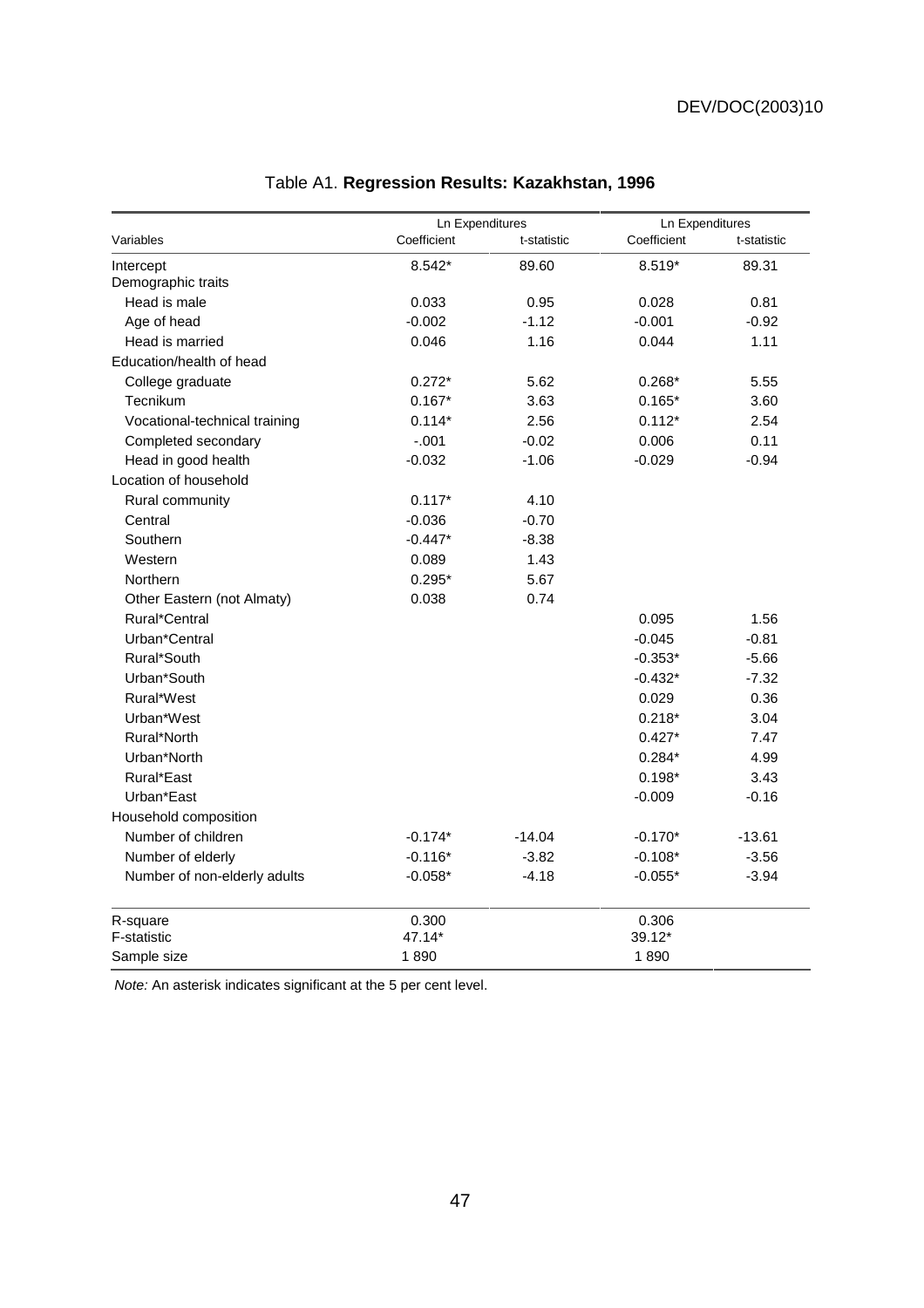# Table A1. **Regression Results: Kazakhstan, 1996**

| Variables | Ln Expenditures | | Ln Expenditures | |
|---|---|---|---|---|
| | Coefficient | t-statistic | Coefficient | t-statistic |
| Intercept | 8.542* | 89.60 | 8.519* | 89.31 |
| Demographic traits | | | | |
| Head is male | 0.033 | 0.95 | 0.028 | 0.81 |
| Age of head | -0.002 | -1.12 | -0.001 | -0.92 |
| Head is married | 0.046 | 1.16 | 0.044 | 1.11 |
| Education/health of head | | | | |
| College graduate | 0.272* | 5.62 | 0.268* | 5.55 |
| Tecnikum | 0.167* | 3.63 | 0.165* | 3.60 |
| Vocational-technical training | 0.114* | 2.56 | 0.112* | 2.54 |
| Completed secondary | -.001 | -0.02 | 0.006 | 0.11 |
| Head in good health | -0.032 | -1.06 | -0.029 | -0.94 |
| Location of household | | | | |
| Rural community | 0.117* | 4.10 | | |
| Central | -0.036 | -0.70 | | |
| Southern | -0.447* | -8.38 | | |
| Western | 0.089 | 1.43 | | |
| Northern | 0.295* | 5.67 | | |
| Other Eastern (not Almaty) | 0.038 | 0.74 | | |
| Rural*Central | | | 0.095 | 1.56 |
| Urban*Central | | | -0.045 | -0.81 |
| Rural*South | | | -0.353* | -5.66 |
| Urban*South | | | -0.432* | -7.32 |
| Rural*West | | | 0.029 | 0.36 |
| Urban*West | | | 0.218* | 3.04 |
| Rural*North | | | 0.427* | 7.47 |
| Urban*North | | | 0.284* | 4.99 |
| Rural*East | | | 0.198* | 3.43 |
| Urban*East | | | -0.009 | -0.16 |
| Household composition | | | | |
| Number of children | -0.174* | -14.04 | -0.170* | -13.61 |
| Number of elderly | -0.116* | -3.82 | -0.108* | -3.56 |
| Number of non-elderly adults | -0.058* | -4.18 | -0.055* | -3.94 |
| R-square | 0.300 | | 0.306 | |
| F-statistic | 47.14* | | 39.12* | |
| Sample size | 1 890 | | 1 890 | |

*Note:* An asterisk indicates significant at the 5 per cent level.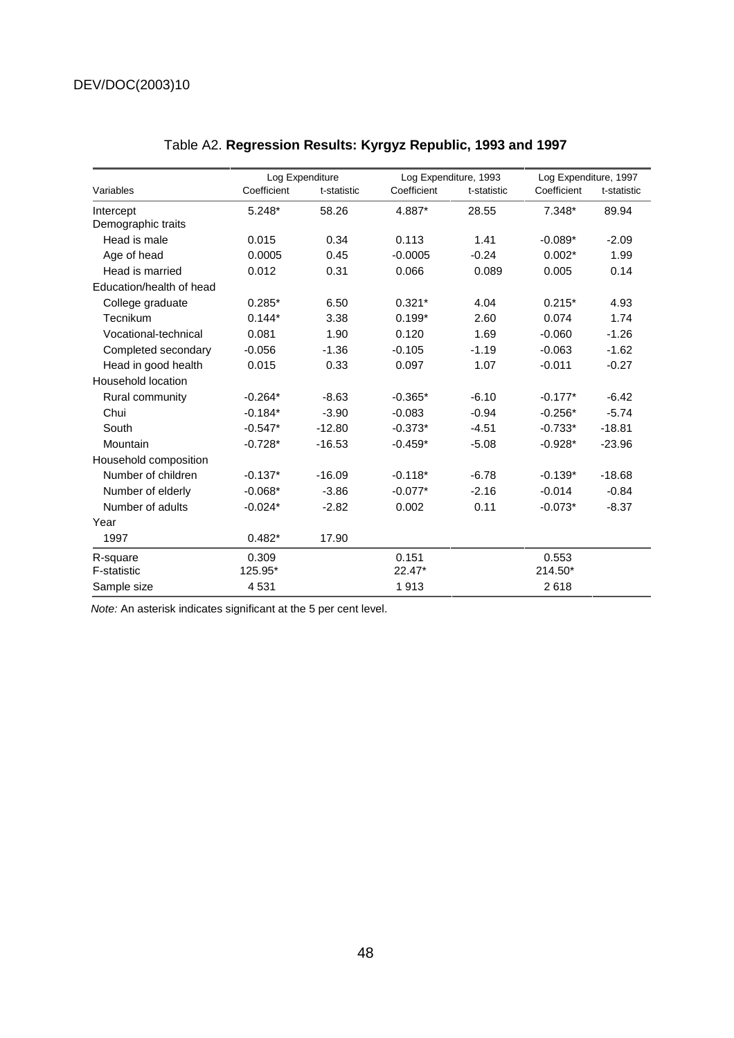Table A2. **Regression Results: Kyrgyz Republic, 1993 and 1997**

| Variables | Log Expenditure | | Log Expenditure, 1993 | | Log Expenditure, 1997 | |
|---|---|---|---|---|---|---|
| | Coefficient | t-statistic | Coefficient | t-statistic | Coefficient | t-statistic |
| Intercept | 5.248* | 58.26 | 4.887* | 28.55 | 7.348* | 89.94 |
| Demographic traits | | | | | | |
| Head is male | 0.015 | 0.34 | 0.113 | 1.41 | -0.089* | -2.09 |
| Age of head | 0.0005 | 0.45 | -0.0005 | -0.24 | 0.002* | 1.99 |
| Head is married | 0.012 | 0.31 | 0.066 | 0.089 | 0.005 | 0.14 |
| Education/health of head | | | | | | |
| College graduate | 0.285* | 6.50 | 0.321* | 4.04 | 0.215* | 4.93 |
| Tecnikum | 0.144* | 3.38 | 0.199* | 2.60 | 0.074 | 1.74 |
| Vocational-technical | 0.081 | 1.90 | 0.120 | 1.69 | -0.060 | -1.26 |
| Completed secondary | -0.056 | -1.36 | -0.105 | -1.19 | -0.063 | -1.62 |
| Head in good health | 0.015 | 0.33 | 0.097 | 1.07 | -0.011 | -0.27 |
| Household location | | | | | | |
| Rural community | -0.264* | -8.63 | -0.365* | -6.10 | -0.177* | -6.42 |
| Chui | -0.184* | -3.90 | -0.083 | -0.94 | -0.256* | -5.74 |
| South | -0.547* | -12.80 | -0.373* | -4.51 | -0.733* | -18.81 |
| Mountain | -0.728* | -16.53 | -0.459* | -5.08 | -0.928* | -23.96 |
| Household composition | | | | | | |
| Number of children | -0.137* | -16.09 | -0.118* | -6.78 | -0.139* | -18.68 |
| Number of elderly | -0.068* | -3.86 | -0.077* | -2.16 | -0.014 | -0.84 |
| Number of adults | -0.024* | -2.82 | 0.002 | 0.11 | -0.073* | -8.37 |
| Year | | | | | | |
| 1997 | 0.482* | 17.90 | | | | |
| R-square | 0.309 | | 0.151 | | 0.553 | |
| F-statistic | 125.95* | | 22.47* | | 214.50* | |
| Sample size | 4 531 | | 1 913 | | 2 618 | |

*Note:* An asterisk indicates significant at the 5 per cent level.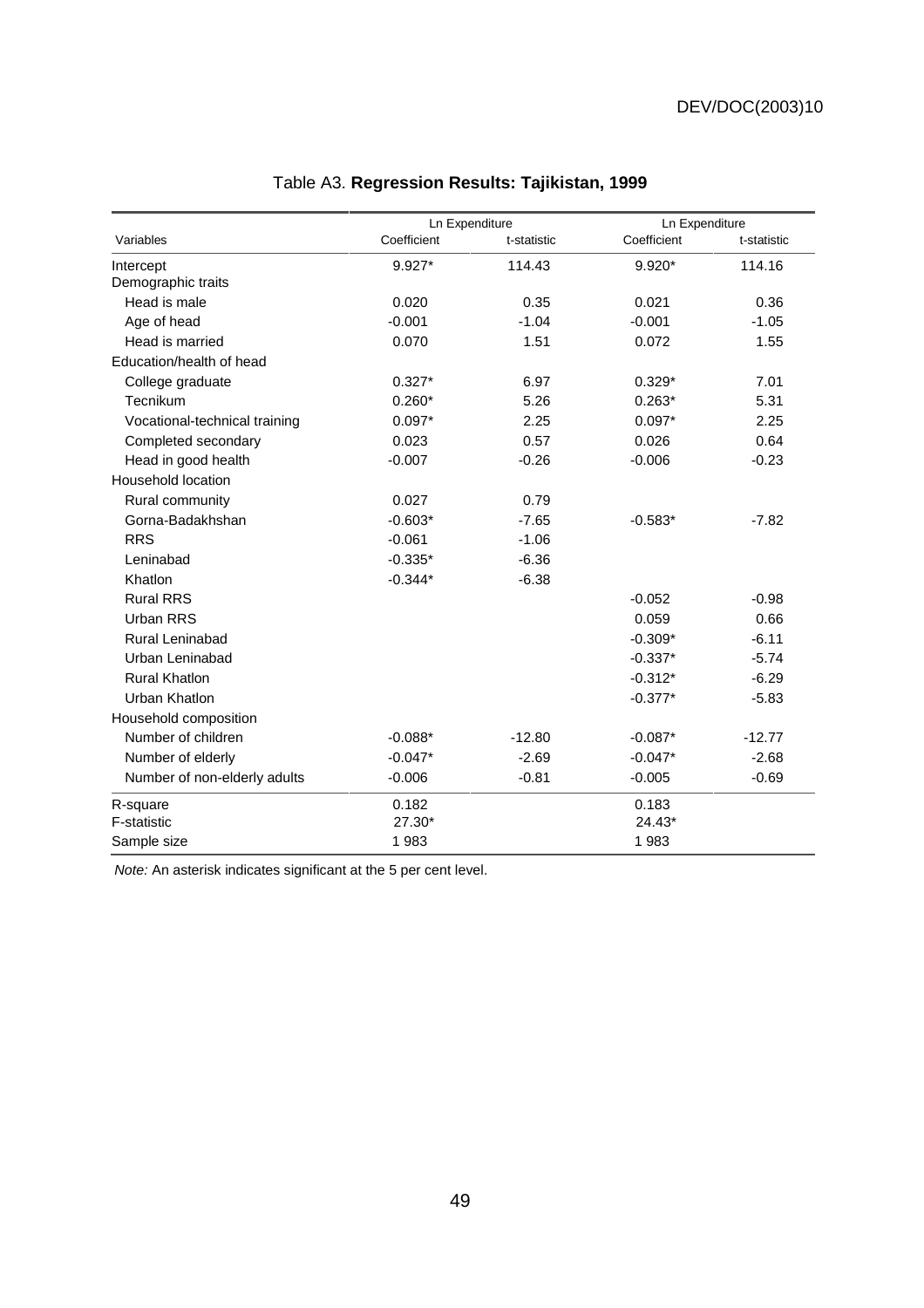## Table A3. **Regression Results: Tajikistan, 1999**

| Variables | Ln Expenditure | | Ln Expenditure | |
|---|---|---|---|---|
| | Coefficient | t-statistic | Coefficient | t-statistic |
| Intercept | 9.927* | 114.43 | 9.920* | 114.16 |
| Demographic traits | | | | |
| Head is male | 0.020 | 0.35 | 0.021 | 0.36 |
| Age of head | -0.001 | -1.04 | -0.001 | -1.05 |
| Head is married | 0.070 | 1.51 | 0.072 | 1.55 |
| Education/health of head | | | | |
| College graduate | 0.327* | 6.97 | 0.329* | 7.01 |
| Tecnikum | 0.260* | 5.26 | 0.263* | 5.31 |
| Vocational-technical training | 0.097* | 2.25 | 0.097* | 2.25 |
| Completed secondary | 0.023 | 0.57 | 0.026 | 0.64 |
| Head in good health | -0.007 | -0.26 | -0.006 | -0.23 |
| Household location | | | | |
| Rural community | 0.027 | 0.79 | | |
| Gorna-Badakhshan | -0.603* | -7.65 | -0.583* | -7.82 |
| RRS | -0.061 | -1.06 | | |
| Leninabad | -0.335* | -6.36 | | |
| Khatlon | -0.344* | -6.38 | | |
| Rural RRS | | | -0.052 | -0.98 |
| Urban RRS | | | 0.059 | 0.66 |
| Rural Leninabad | | | -0.309* | -6.11 |
| Urban Leninabad | | | -0.337* | -5.74 |
| Rural Khatlon | | | -0.312* | -6.29 |
| Urban Khatlon | | | -0.377* | -5.83 |
| Household composition | | | | |
| Number of children | -0.088* | -12.80 | -0.087* | -12.77 |
| Number of elderly | -0.047* | -2.69 | -0.047* | -2.68 |
| Number of non-elderly adults | -0.006 | -0.81 | -0.005 | -0.69 |
| R-square | 0.182 | | 0.183 | |
| F-statistic | 27.30* | | 24.43* | |
| Sample size | 1 983 | | 1 983 | |

*Note:* An asterisk indicates significant at the 5 per cent level.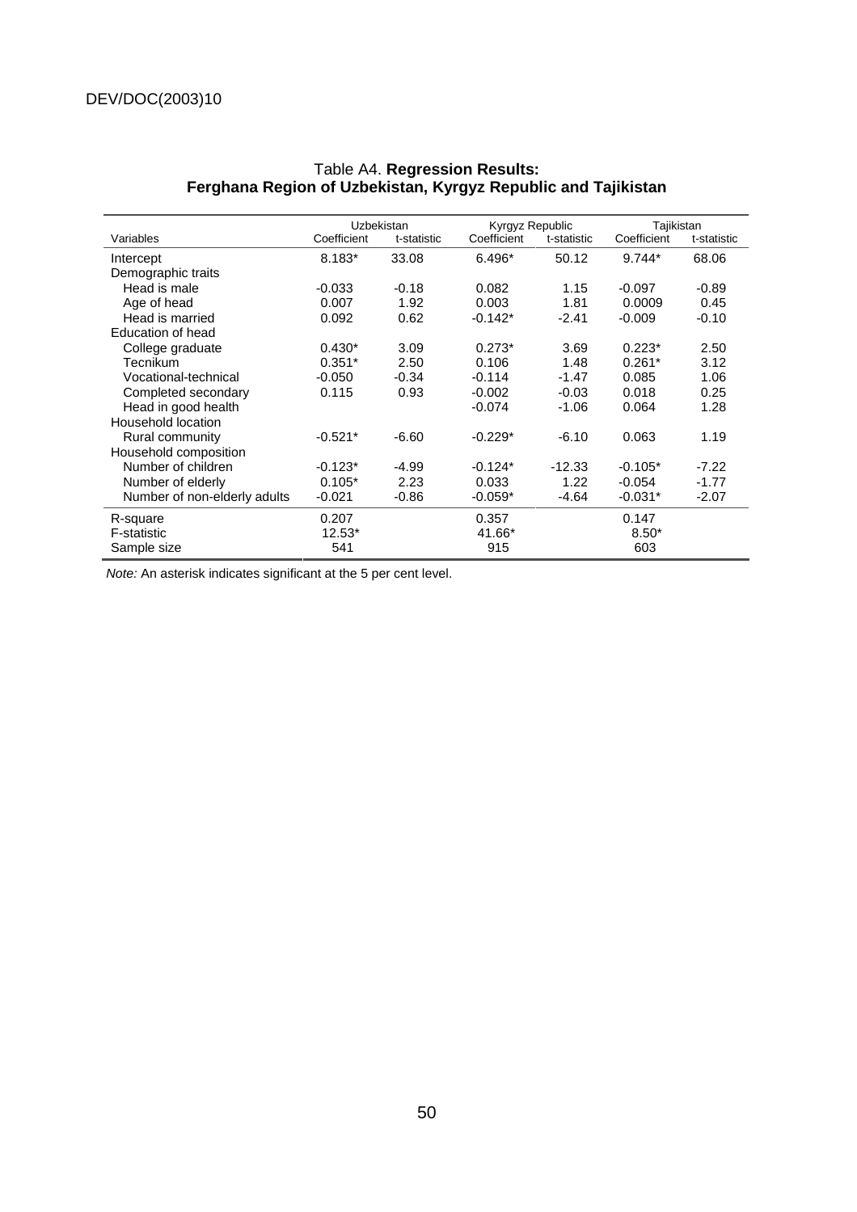### Table A4. **Regression Results: Ferghana Region of Uzbekistan, Kyrgyz Republic and Tajikistan**

| Variables | Uzbekistan | | Kyrgyz Republic | | Tajikistan | |
|---|---|---|---|---|---|---|
| | Coefficient | t-statistic | Coefficient | t-statistic | Coefficient | t-statistic |
| Intercept | 8.183* | 33.08 | 6.496* | 50.12 | 9.744* | 68.06 |
| Demographic traits | | | | | | |
| Head is male | -0.033 | -0.18 | 0.082 | 1.15 | -0.097 | -0.89 |
| Age of head | 0.007 | 1.92 | 0.003 | 1.81 | 0.0009 | 0.45 |
| Head is married | 0.092 | 0.62 | -0.142* | -2.41 | -0.009 | -0.10 |
| Education of head | | | | | | |
| College graduate | 0.430* | 3.09 | 0.273* | 3.69 | 0.223* | 2.50 |
| Tecnikum | 0.351* | 2.50 | 0.106 | 1.48 | 0.261* | 3.12 |
| Vocational-technical | -0.050 | -0.34 | -0.114 | -1.47 | 0.085 | 1.06 |
| Completed secondary | 0.115 | 0.93 | -0.002 | -0.03 | 0.018 | 0.25 |
| Head in good health | | | -0.074 | -1.06 | 0.064 | 1.28 |
| Household location | | | | | | |
| Rural community | -0.521* | -6.60 | -0.229* | -6.10 | 0.063 | 1.19 |
| Household composition | | | | | | |
| Number of children | -0.123* | -4.99 | -0.124* | -12.33 | -0.105* | -7.22 |
| Number of elderly | 0.105* | 2.23 | 0.033 | 1.22 | -0.054 | -1.77 |
| Number of non-elderly adults | -0.021 | -0.86 | -0.059* | -4.64 | -0.031* | -2.07 |
| R-square | 0.207 | | 0.357 | | 0.147 | |
| F-statistic | 12.53* | | 41.66* | | 8.50* | |
| Sample size | 541 | | 915 | | 603 | |

*Note:* An asterisk indicates significant at the 5 per cent level.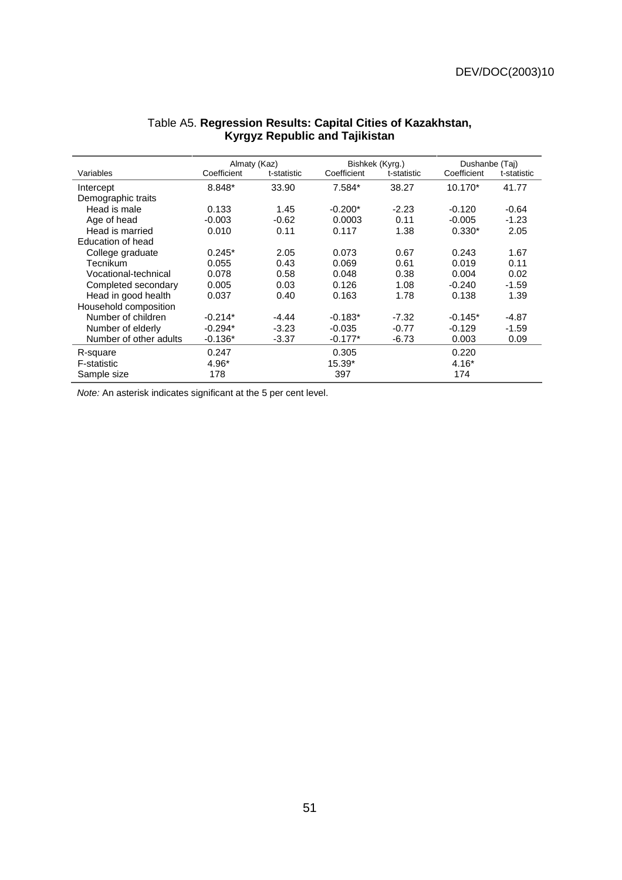Table A5. **Regression Results: Capital Cities of Kazakhstan, Kyrgyz Republic and Tajikistan**

| Variables | Almaty (Kaz) | | Bishkek (Kyrg.) | | Dushanbe (Taj) | |
|---|---|---|---|---|---|---|
| | Coefficient | t-statistic | Coefficient | t-statistic | Coefficient | t-statistic |
| Intercept | 8.848* | 33.90 | 7.584* | 38.27 | 10.170* | 41.77 |
| Demographic traits | | | | | | |
| Head is male | 0.133 | 1.45 | -0.200* | -2.23 | -0.120 | -0.64 |
| Age of head | -0.003 | -0.62 | 0.0003 | 0.11 | -0.005 | -1.23 |
| Head is married | 0.010 | 0.11 | 0.117 | 1.38 | 0.330* | 2.05 |
| Education of head | | | | | | |
| College graduate | 0.245* | 2.05 | 0.073 | 0.67 | 0.243 | 1.67 |
| Tecnikum | 0.055 | 0.43 | 0.069 | 0.61 | 0.019 | 0.11 |
| Vocational-technical | 0.078 | 0.58 | 0.048 | 0.38 | 0.004 | 0.02 |
| Completed secondary | 0.005 | 0.03 | 0.126 | 1.08 | -0.240 | -1.59 |
| Head in good health | 0.037 | 0.40 | 0.163 | 1.78 | 0.138 | 1.39 |
| Household composition | | | | | | |
| Number of children | -0.214* | -4.44 | -0.183* | -7.32 | -0.145* | -4.87 |
| Number of elderly | -0.294* | -3.23 | -0.035 | -0.77 | -0.129 | -1.59 |
| Number of other adults | -0.136* | -3.37 | -0.177* | -6.73 | 0.003 | 0.09 |
| R-square | 0.247 | | 0.305 | | 0.220 | |
| F-statistic | 4.96* | | 15.39* | | 4.16* | |
| Sample size | 178 | | 397 | | 174 | |

*Note:* An asterisk indicates significant at the 5 per cent level.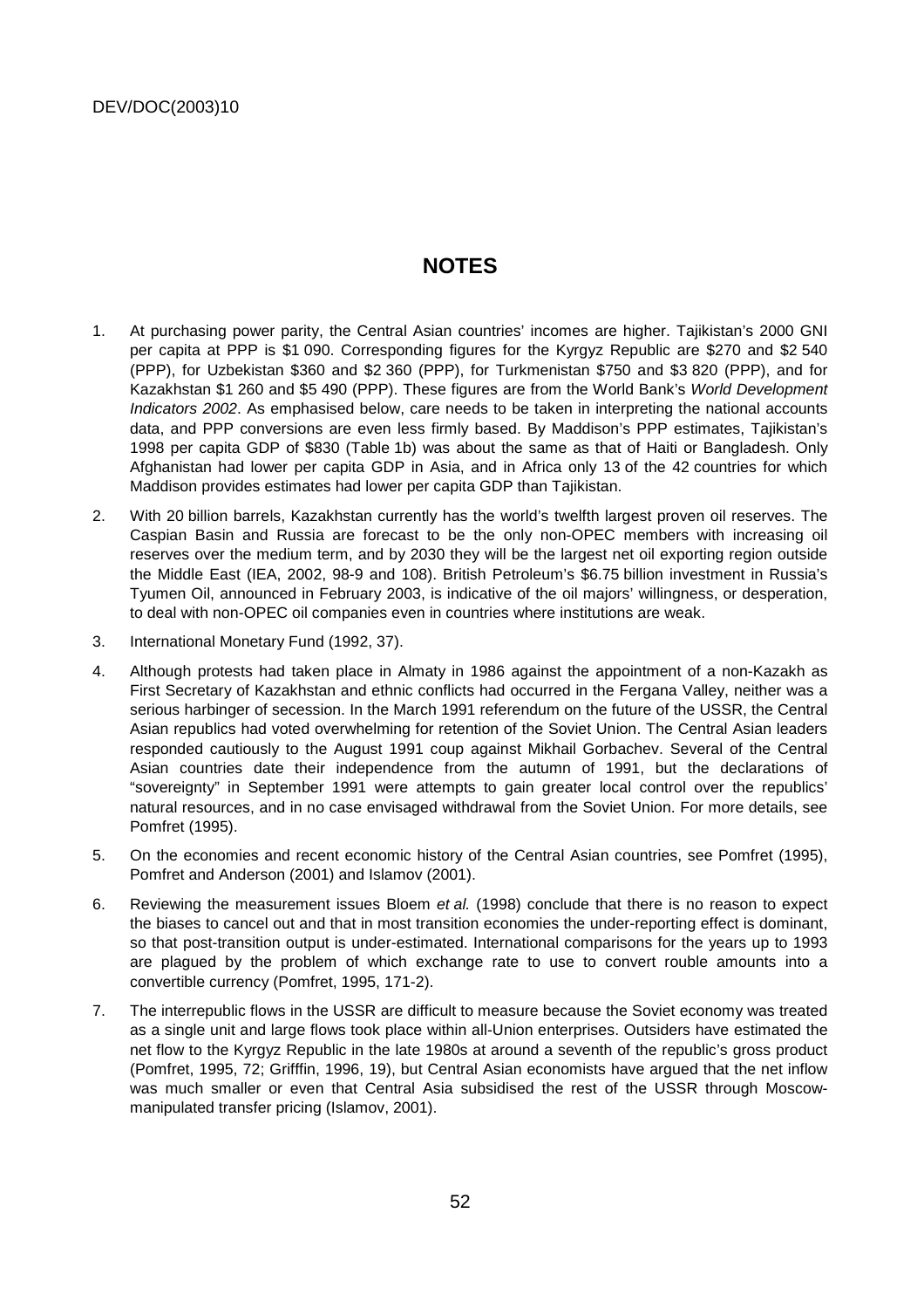# NOTES

1. At purchasing power parity, the Central Asian countries' incomes are higher. Tajikistan's 2000 GNI per capita at PPP is $1 090. Corresponding figures for the Kyrgyz Republic are $270 and $2 540 (PPP), for Uzbekistan $360 and $2 360 (PPP), for Turkmenistan $750 and $3 820 (PPP), and for Kazakhstan $1 260 and $5 490 (PPP). These figures are from the World Bank's *World Development Indicators 2002*. As emphasised below, care needs to be taken in interpreting the national accounts data, and PPP conversions are even less firmly based. By Maddison's PPP estimates, Tajikistan's 1998 per capita GDP of $830 (Table 1b) was about the same as that of Haiti or Bangladesh. Only Afghanistan had lower per capita GDP in Asia, and in Africa only 13 of the 42 countries for which Maddison provides estimates had lower per capita GDP than Tajikistan.

2. With 20 billion barrels, Kazakhstan currently has the world's twelfth largest proven oil reserves. The Caspian Basin and Russia are forecast to be the only non-OPEC members with increasing oil reserves over the medium term, and by 2030 they will be the largest net oil exporting region outside the Middle East (IEA, 2002, 98-9 and 108). British Petroleum's $6.75 billion investment in Russia's Tyumen Oil, announced in February 2003, is indicative of the oil majors' willingness, or desperation, to deal with non-OPEC oil companies even in countries where institutions are weak.

3. International Monetary Fund (1992, 37).

4. Although protests had taken place in Almaty in 1986 against the appointment of a non-Kazakh as First Secretary of Kazakhstan and ethnic conflicts had occurred in the Fergana Valley, neither was a serious harbinger of secession. In the March 1991 referendum on the future of the USSR, the Central Asian republics had voted overwhelming for retention of the Soviet Union. The Central Asian leaders responded cautiously to the August 1991 coup against Mikhail Gorbachev. Several of the Central Asian countries date their independence from the autumn of 1991, but the declarations of "sovereignty" in September 1991 were attempts to gain greater local control over the republics' natural resources, and in no case envisaged withdrawal from the Soviet Union. For more details, see Pomfret (1995).

5. On the economies and recent economic history of the Central Asian countries, see Pomfret (1995), Pomfret and Anderson (2001) and Islamov (2001).

6. Reviewing the measurement issues Bloem *et al.* (1998) conclude that there is no reason to expect the biases to cancel out and that in most transition economies the under-reporting effect is dominant, so that post-transition output is under-estimated. International comparisons for the years up to 1993 are plagued by the problem of which exchange rate to use to convert rouble amounts into a convertible currency (Pomfret, 1995, 171-2).

7. The interrepublic flows in the USSR are difficult to measure because the Soviet economy was treated as a single unit and large flows took place within all-Union enterprises. Outsiders have estimated the net flow to the Kyrgyz Republic in the late 1980s at around a seventh of the republic's gross product (Pomfret, 1995, 72; Grifffin, 1996, 19), but Central Asian economists have argued that the net inflow was much smaller or even that Central Asia subsidised the rest of the USSR through Moscow-manipulated transfer pricing (Islamov, 2001).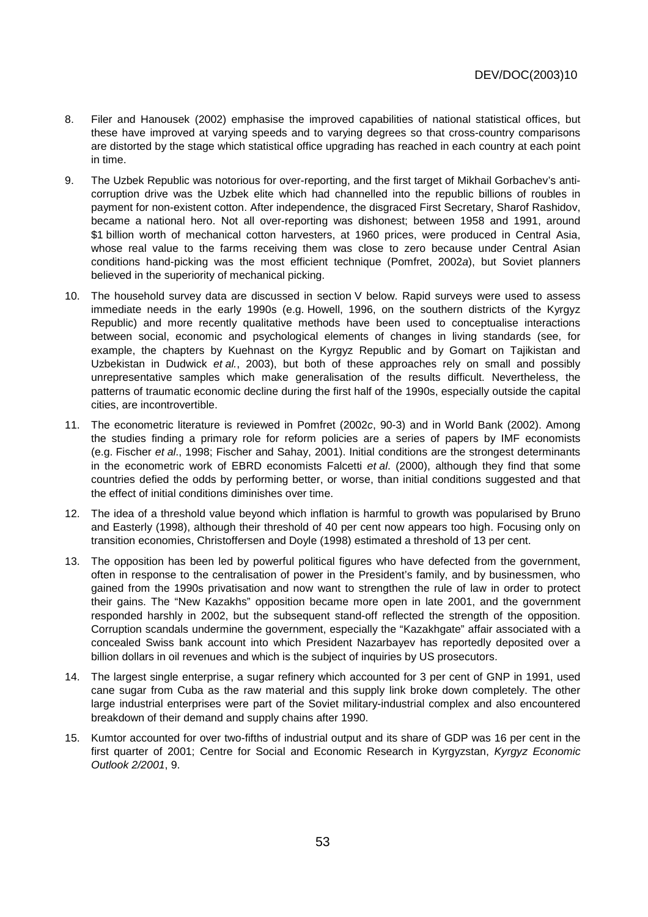8. Filer and Hanousek (2002) emphasise the improved capabilities of national statistical offices, but these have improved at varying speeds and to varying degrees so that cross-country comparisons are distorted by the stage which statistical office upgrading has reached in each country at each point in time.

9. The Uzbek Republic was notorious for over-reporting, and the first target of Mikhail Gorbachev's anti-corruption drive was the Uzbek elite which had channelled into the republic billions of roubles in payment for non-existent cotton. After independence, the disgraced First Secretary, Sharof Rashidov, became a national hero. Not all over-reporting was dishonest; between 1958 and 1991, around \$1 billion worth of mechanical cotton harvesters, at 1960 prices, were produced in Central Asia, whose real value to the farms receiving them was close to zero because under Central Asian conditions hand-picking was the most efficient technique (Pomfret, 2002*a*), but Soviet planners believed in the superiority of mechanical picking.

10. The household survey data are discussed in section V below. Rapid surveys were used to assess immediate needs in the early 1990s (e.g. Howell, 1996, on the southern districts of the Kyrgyz Republic) and more recently qualitative methods have been used to conceptualise interactions between social, economic and psychological elements of changes in living standards (see, for example, the chapters by Kuehnast on the Kyrgyz Republic and by Gomart on Tajikistan and Uzbekistan in Dudwick *et al.*, 2003), but both of these approaches rely on small and possibly unrepresentative samples which make generalisation of the results difficult. Nevertheless, the patterns of traumatic economic decline during the first half of the 1990s, especially outside the capital cities, are incontrovertible.

11. The econometric literature is reviewed in Pomfret (2002*c*, 90-3) and in World Bank (2002). Among the studies finding a primary role for reform policies are a series of papers by IMF economists (e.g. Fischer *et al*., 1998; Fischer and Sahay, 2001). Initial conditions are the strongest determinants in the econometric work of EBRD economists Falcetti *et al*. (2000), although they find that some countries defied the odds by performing better, or worse, than initial conditions suggested and that the effect of initial conditions diminishes over time.

12. The idea of a threshold value beyond which inflation is harmful to growth was popularised by Bruno and Easterly (1998), although their threshold of 40 per cent now appears too high. Focusing only on transition economies, Christoffersen and Doyle (1998) estimated a threshold of 13 per cent.

13. The opposition has been led by powerful political figures who have defected from the government, often in response to the centralisation of power in the President's family, and by businessmen, who gained from the 1990s privatisation and now want to strengthen the rule of law in order to protect their gains. The "New Kazakhs" opposition became more open in late 2001, and the government responded harshly in 2002, but the subsequent stand-off reflected the strength of the opposition. Corruption scandals undermine the government, especially the "Kazakhgate" affair associated with a concealed Swiss bank account into which President Nazarbayev has reportedly deposited over a billion dollars in oil revenues and which is the subject of inquiries by US prosecutors.

14. The largest single enterprise, a sugar refinery which accounted for 3 per cent of GNP in 1991, used cane sugar from Cuba as the raw material and this supply link broke down completely. The other large industrial enterprises were part of the Soviet military-industrial complex and also encountered breakdown of their demand and supply chains after 1990.

15. Kumtor accounted for over two-fifths of industrial output and its share of GDP was 16 per cent in the first quarter of 2001; Centre for Social and Economic Research in Kyrgyzstan, *Kyrgyz Economic Outlook 2/2001*, 9.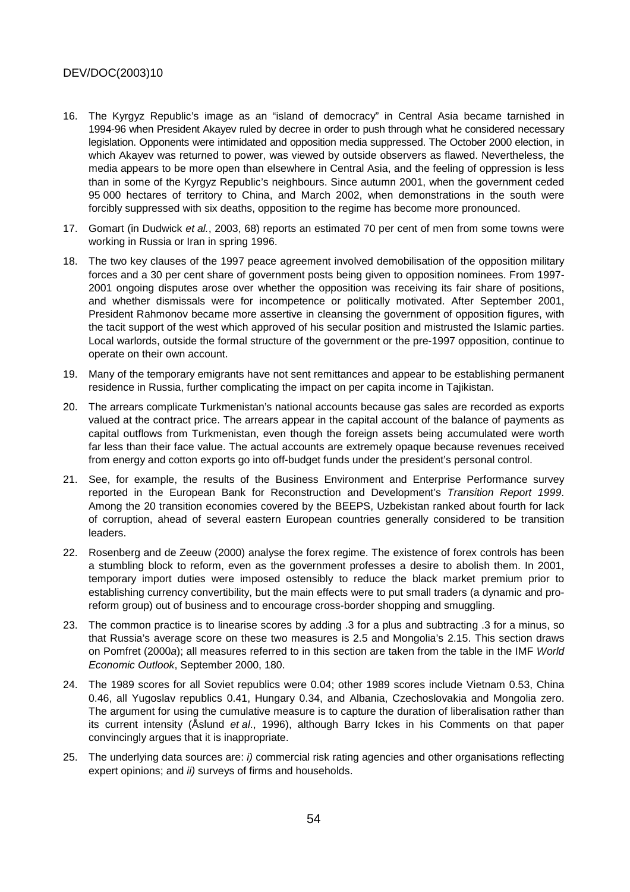16. The Kyrgyz Republic's image as an "island of democracy" in Central Asia became tarnished in 1994-96 when President Akayev ruled by decree in order to push through what he considered necessary legislation. Opponents were intimidated and opposition media suppressed. The October 2000 election, in which Akayev was returned to power, was viewed by outside observers as flawed. Nevertheless, the media appears to be more open than elsewhere in Central Asia, and the feeling of oppression is less than in some of the Kyrgyz Republic's neighbours. Since autumn 2001, when the government ceded 95 000 hectares of territory to China, and March 2002, when demonstrations in the south were forcibly suppressed with six deaths, opposition to the regime has become more pronounced.

17. Gomart (in Dudwick *et al.*, 2003, 68) reports an estimated 70 per cent of men from some towns were working in Russia or Iran in spring 1996.

18. The two key clauses of the 1997 peace agreement involved demobilisation of the opposition military forces and a 30 per cent share of government posts being given to opposition nominees. From 1997-2001 ongoing disputes arose over whether the opposition was receiving its fair share of positions, and whether dismissals were for incompetence or politically motivated. After September 2001, President Rahmonov became more assertive in cleansing the government of opposition figures, with the tacit support of the west which approved of his secular position and mistrusted the Islamic parties. Local warlords, outside the formal structure of the government or the pre-1997 opposition, continue to operate on their own account.

19. Many of the temporary emigrants have not sent remittances and appear to be establishing permanent residence in Russia, further complicating the impact on per capita income in Tajikistan.

20. The arrears complicate Turkmenistan's national accounts because gas sales are recorded as exports valued at the contract price. The arrears appear in the capital account of the balance of payments as capital outflows from Turkmenistan, even though the foreign assets being accumulated were worth far less than their face value. The actual accounts are extremely opaque because revenues received from energy and cotton exports go into off-budget funds under the president's personal control.

21. See, for example, the results of the Business Environment and Enterprise Performance survey reported in the European Bank for Reconstruction and Development's *Transition Report 1999*. Among the 20 transition economies covered by the BEEPS, Uzbekistan ranked about fourth for lack of corruption, ahead of several eastern European countries generally considered to be transition leaders.

22. Rosenberg and de Zeeuw (2000) analyse the forex regime. The existence of forex controls has been a stumbling block to reform, even as the government professes a desire to abolish them. In 2001, temporary import duties were imposed ostensibly to reduce the black market premium prior to establishing currency convertibility, but the main effects were to put small traders (a dynamic and pro-reform group) out of business and to encourage cross-border shopping and smuggling.

23. The common practice is to linearise scores by adding .3 for a plus and subtracting .3 for a minus, so that Russia's average score on these two measures is 2.5 and Mongolia's 2.15. This section draws on Pomfret (2000*a*); all measures referred to in this section are taken from the table in the IMF *World Economic Outlook*, September 2000, 180.

24. The 1989 scores for all Soviet republics were 0.04; other 1989 scores include Vietnam 0.53, China 0.46, all Yugoslav republics 0.41, Hungary 0.34, and Albania, Czechoslovakia and Mongolia zero. The argument for using the cumulative measure is to capture the duration of liberalisation rather than its current intensity (Åslund *et al*., 1996), although Barry Ickes in his Comments on that paper convincingly argues that it is inappropriate.

25. The underlying data sources are: *i)* commercial risk rating agencies and other organisations reflecting expert opinions; and *ii)* surveys of firms and households.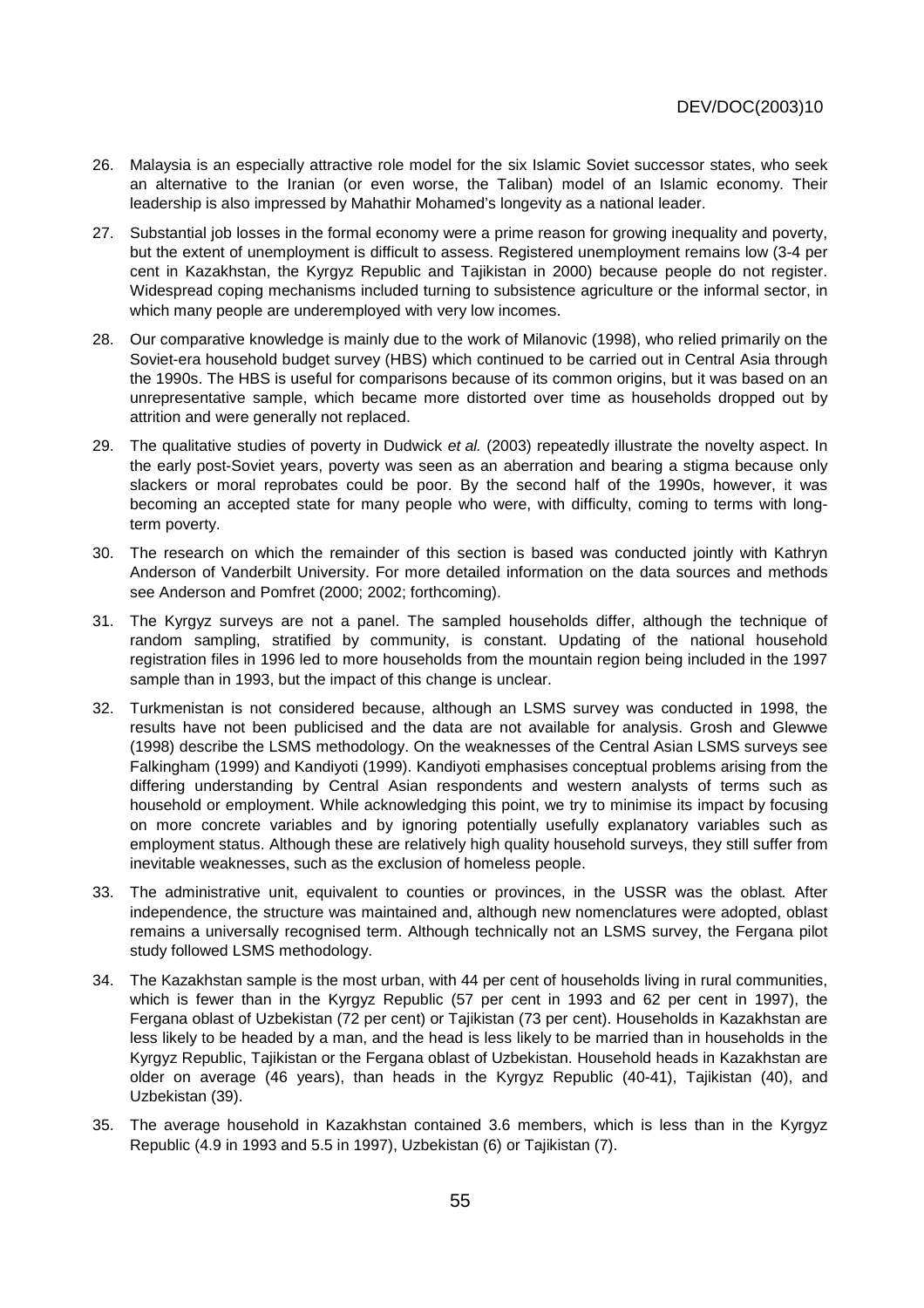26. Malaysia is an especially attractive role model for the six Islamic Soviet successor states, who seek an alternative to the Iranian (or even worse, the Taliban) model of an Islamic economy. Their leadership is also impressed by Mahathir Mohamed's longevity as a national leader.

27. Substantial job losses in the formal economy were a prime reason for growing inequality and poverty, but the extent of unemployment is difficult to assess. Registered unemployment remains low (3-4 per cent in Kazakhstan, the Kyrgyz Republic and Tajikistan in 2000) because people do not register. Widespread coping mechanisms included turning to subsistence agriculture or the informal sector, in which many people are underemployed with very low incomes.

28. Our comparative knowledge is mainly due to the work of Milanovic (1998), who relied primarily on the Soviet-era household budget survey (HBS) which continued to be carried out in Central Asia through the 1990s. The HBS is useful for comparisons because of its common origins, but it was based on an unrepresentative sample, which became more distorted over time as households dropped out by attrition and were generally not replaced.

29. The qualitative studies of poverty in Dudwick *et al.* (2003) repeatedly illustrate the novelty aspect. In the early post-Soviet years, poverty was seen as an aberration and bearing a stigma because only slackers or moral reprobates could be poor. By the second half of the 1990s, however, it was becoming an accepted state for many people who were, with difficulty, coming to terms with long-term poverty.

30. The research on which the remainder of this section is based was conducted jointly with Kathryn Anderson of Vanderbilt University. For more detailed information on the data sources and methods see Anderson and Pomfret (2000; 2002; forthcoming).

31. The Kyrgyz surveys are not a panel. The sampled households differ, although the technique of random sampling, stratified by community, is constant. Updating of the national household registration files in 1996 led to more households from the mountain region being included in the 1997 sample than in 1993, but the impact of this change is unclear.

32. Turkmenistan is not considered because, although an LSMS survey was conducted in 1998, the results have not been publicised and the data are not available for analysis. Grosh and Glewwe (1998) describe the LSMS methodology. On the weaknesses of the Central Asian LSMS surveys see Falkingham (1999) and Kandiyoti (1999). Kandiyoti emphasises conceptual problems arising from the differing understanding by Central Asian respondents and western analysts of terms such as household or employment. While acknowledging this point, we try to minimise its impact by focusing on more concrete variables and by ignoring potentially usefully explanatory variables such as employment status. Although these are relatively high quality household surveys, they still suffer from inevitable weaknesses, such as the exclusion of homeless people.

33. The administrative unit, equivalent to counties or provinces, in the USSR was the oblast*.* After independence, the structure was maintained and, although new nomenclatures were adopted, oblast remains a universally recognised term. Although technically not an LSMS survey, the Fergana pilot study followed LSMS methodology.

34. The Kazakhstan sample is the most urban, with 44 per cent of households living in rural communities, which is fewer than in the Kyrgyz Republic (57 per cent in 1993 and 62 per cent in 1997), the Fergana oblast of Uzbekistan (72 per cent) or Tajikistan (73 per cent). Households in Kazakhstan are less likely to be headed by a man, and the head is less likely to be married than in households in the Kyrgyz Republic, Tajikistan or the Fergana oblast of Uzbekistan. Household heads in Kazakhstan are older on average (46 years), than heads in the Kyrgyz Republic (40-41), Tajikistan (40), and Uzbekistan (39).

35. The average household in Kazakhstan contained 3.6 members, which is less than in the Kyrgyz Republic (4.9 in 1993 and 5.5 in 1997), Uzbekistan (6) or Tajikistan (7).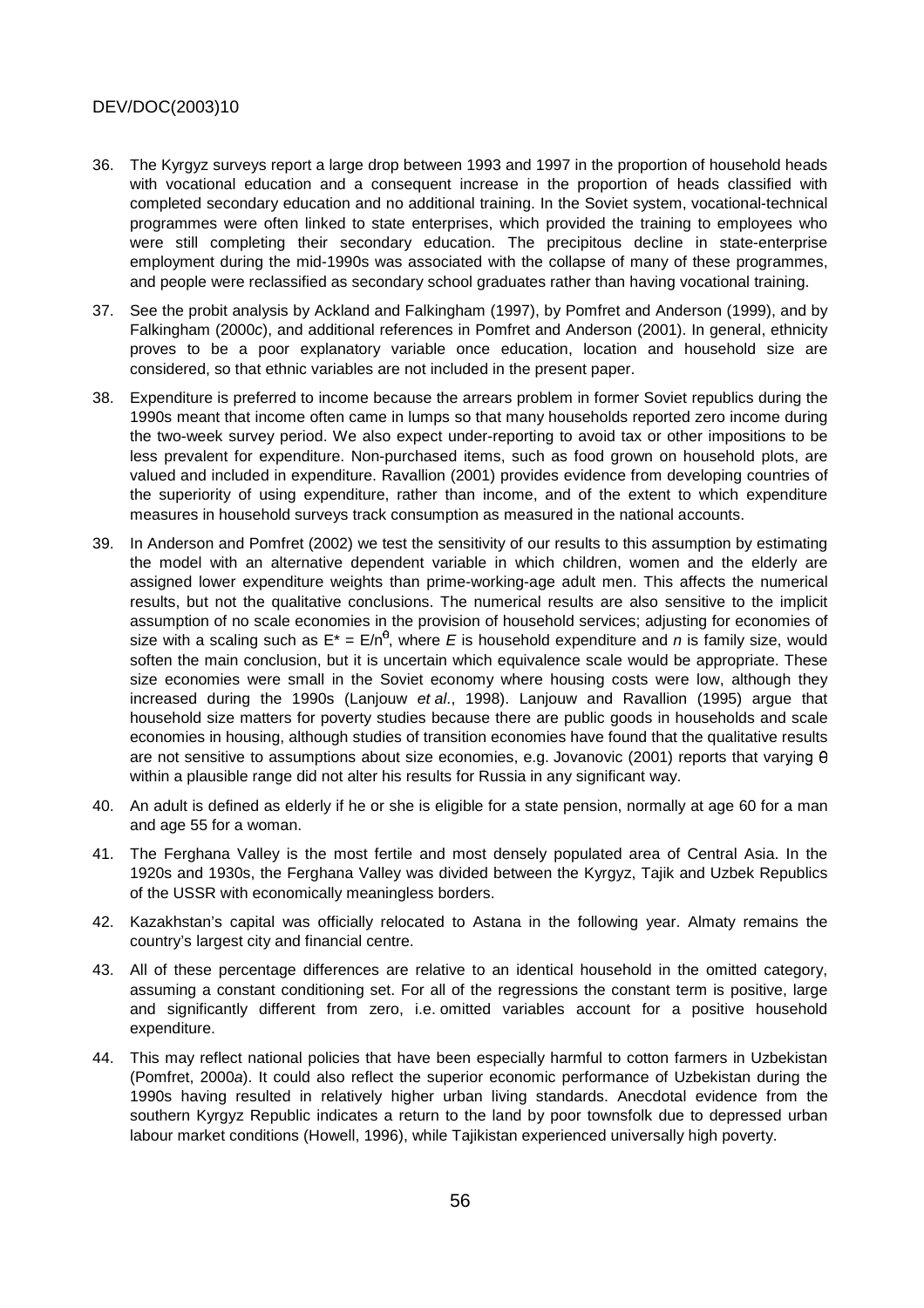36. The Kyrgyz surveys report a large drop between 1993 and 1997 in the proportion of household heads with vocational education and a consequent increase in the proportion of heads classified with completed secondary education and no additional training. In the Soviet system, vocational-technical programmes were often linked to state enterprises, which provided the training to employees who were still completing their secondary education. The precipitous decline in state-enterprise employment during the mid-1990s was associated with the collapse of many of these programmes, and people were reclassified as secondary school graduates rather than having vocational training.

37. See the probit analysis by Ackland and Falkingham (1997), by Pomfret and Anderson (1999), and by Falkingham (2000*c*), and additional references in Pomfret and Anderson (2001). In general, ethnicity proves to be a poor explanatory variable once education, location and household size are considered, so that ethnic variables are not included in the present paper.

38. Expenditure is preferred to income because the arrears problem in former Soviet republics during the 1990s meant that income often came in lumps so that many households reported zero income during the two-week survey period. We also expect under-reporting to avoid tax or other impositions to be less prevalent for expenditure. Non-purchased items, such as food grown on household plots, are valued and included in expenditure. Ravallion (2001) provides evidence from developing countries of the superiority of using expenditure, rather than income, and of the extent to which expenditure measures in household surveys track consumption as measured in the national accounts.

39. In Anderson and Pomfret (2002) we test the sensitivity of our results to this assumption by estimating the model with an alternative dependent variable in which children, women and the elderly are assigned lower expenditure weights than prime-working-age adult men. This affects the numerical results, but not the qualitative conclusions. The numerical results are also sensitive to the implicit assumption of no scale economies in the provision of household services; adjusting for economies of size with a scaling such as $E^* = E/n^{\theta}$, where $E$ is household expenditure and $n$ is family size, would soften the main conclusion, but it is uncertain which equivalence scale would be appropriate. These size economies were small in the Soviet economy where housing costs were low, although they increased during the 1990s (Lanjouw *et al*., 1998). Lanjouw and Ravallion (1995) argue that household size matters for poverty studies because there are public goods in households and scale economies in housing, although studies of transition economies have found that the qualitative results are not sensitive to assumptions about size economies, e.g. Jovanovic (2001) reports that varying $\theta$ within a plausible range did not alter his results for Russia in any significant way.

40. An adult is defined as elderly if he or she is eligible for a state pension, normally at age 60 for a man and age 55 for a woman.

41. The Ferghana Valley is the most fertile and most densely populated area of Central Asia. In the 1920s and 1930s, the Ferghana Valley was divided between the Kyrgyz, Tajik and Uzbek Republics of the USSR with economically meaningless borders.

42. Kazakhstan's capital was officially relocated to Astana in the following year. Almaty remains the country's largest city and financial centre.

43. All of these percentage differences are relative to an identical household in the omitted category, assuming a constant conditioning set. For all of the regressions the constant term is positive, large and significantly different from zero, i.e. omitted variables account for a positive household expenditure.

44. This may reflect national policies that have been especially harmful to cotton farmers in Uzbekistan (Pomfret, 2000*a*). It could also reflect the superior economic performance of Uzbekistan during the 1990s having resulted in relatively higher urban living standards. Anecdotal evidence from the southern Kyrgyz Republic indicates a return to the land by poor townsfolk due to depressed urban labour market conditions (Howell, 1996), while Tajikistan experienced universally high poverty.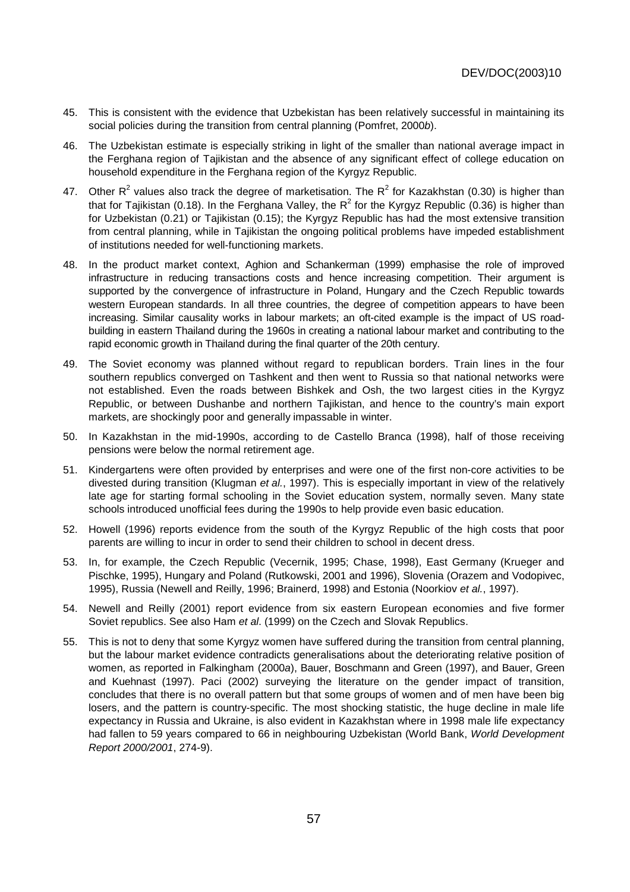45. This is consistent with the evidence that Uzbekistan has been relatively successful in maintaining its social policies during the transition from central planning (Pomfret, 2000*b*).

46. The Uzbekistan estimate is especially striking in light of the smaller than national average impact in the Ferghana region of Tajikistan and the absence of any significant effect of college education on household expenditure in the Ferghana region of the Kyrgyz Republic.

47. Other $R^2$ values also track the degree of marketisation. The $R^2$ for Kazakhstan (0.30) is higher than that for Tajikistan (0.18). In the Ferghana Valley, the $R^2$ for the Kyrgyz Republic (0.36) is higher than for Uzbekistan (0.21) or Tajikistan (0.15); the Kyrgyz Republic has had the most extensive transition from central planning, while in Tajikistan the ongoing political problems have impeded establishment of institutions needed for well-functioning markets.

48. In the product market context, Aghion and Schankerman (1999) emphasise the role of improved infrastructure in reducing transactions costs and hence increasing competition. Their argument is supported by the convergence of infrastructure in Poland, Hungary and the Czech Republic towards western European standards. In all three countries, the degree of competition appears to have been increasing. Similar causality works in labour markets; an oft-cited example is the impact of US road-building in eastern Thailand during the 1960s in creating a national labour market and contributing to the rapid economic growth in Thailand during the final quarter of the 20th century.

49. The Soviet economy was planned without regard to republican borders. Train lines in the four southern republics converged on Tashkent and then went to Russia so that national networks were not established. Even the roads between Bishkek and Osh, the two largest cities in the Kyrgyz Republic, or between Dushanbe and northern Tajikistan, and hence to the country's main export markets, are shockingly poor and generally impassable in winter.

50. In Kazakhstan in the mid-1990s, according to de Castello Branca (1998), half of those receiving pensions were below the normal retirement age.

51. Kindergartens were often provided by enterprises and were one of the first non-core activities to be divested during transition (Klugman *et al.*, 1997). This is especially important in view of the relatively late age for starting formal schooling in the Soviet education system, normally seven. Many state schools introduced unofficial fees during the 1990s to help provide even basic education.

52. Howell (1996) reports evidence from the south of the Kyrgyz Republic of the high costs that poor parents are willing to incur in order to send their children to school in decent dress.

53. In, for example, the Czech Republic (Vecernik, 1995; Chase, 1998), East Germany (Krueger and Pischke, 1995), Hungary and Poland (Rutkowski, 2001 and 1996), Slovenia (Orazem and Vodopivec, 1995), Russia (Newell and Reilly, 1996; Brainerd, 1998) and Estonia (Noorkiov *et al.*, 1997).

54. Newell and Reilly (2001) report evidence from six eastern European economies and five former Soviet republics. See also Ham *et al*. (1999) on the Czech and Slovak Republics.

55. This is not to deny that some Kyrgyz women have suffered during the transition from central planning, but the labour market evidence contradicts generalisations about the deteriorating relative position of women, as reported in Falkingham (2000*a*), Bauer, Boschmann and Green (1997), and Bauer, Green and Kuehnast (1997). Paci (2002) surveying the literature on the gender impact of transition, concludes that there is no overall pattern but that some groups of women and of men have been big losers, and the pattern is country-specific. The most shocking statistic, the huge decline in male life expectancy in Russia and Ukraine, is also evident in Kazakhstan where in 1998 male life expectancy had fallen to 59 years compared to 66 in neighbouring Uzbekistan (World Bank, *World Development Report 2000/2001*, 274-9).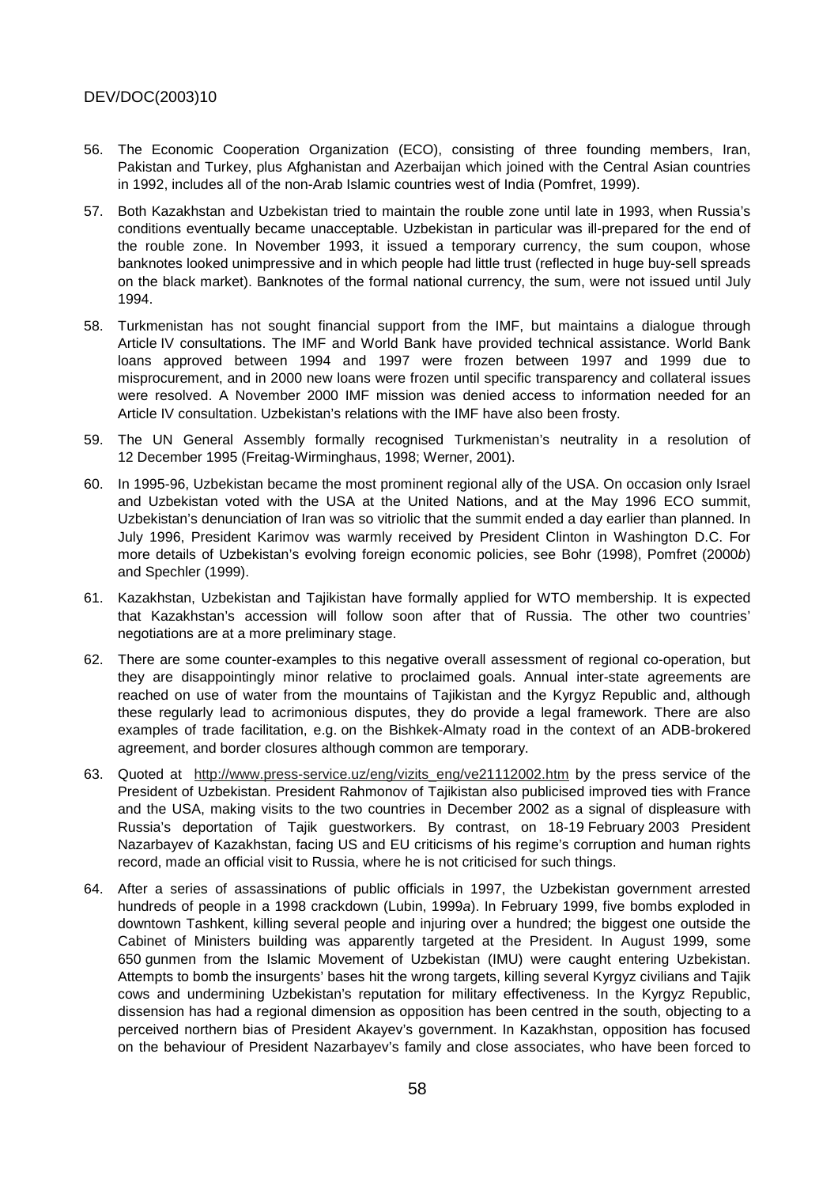56. The Economic Cooperation Organization (ECO), consisting of three founding members, Iran, Pakistan and Turkey, plus Afghanistan and Azerbaijan which joined with the Central Asian countries in 1992, includes all of the non-Arab Islamic countries west of India (Pomfret, 1999).

57. Both Kazakhstan and Uzbekistan tried to maintain the rouble zone until late in 1993, when Russia's conditions eventually became unacceptable. Uzbekistan in particular was ill-prepared for the end of the rouble zone. In November 1993, it issued a temporary currency, the sum coupon, whose banknotes looked unimpressive and in which people had little trust (reflected in huge buy-sell spreads on the black market). Banknotes of the formal national currency, the sum, were not issued until July 1994.

58. Turkmenistan has not sought financial support from the IMF, but maintains a dialogue through Article IV consultations. The IMF and World Bank have provided technical assistance. World Bank loans approved between 1994 and 1997 were frozen between 1997 and 1999 due to misprocurement, and in 2000 new loans were frozen until specific transparency and collateral issues were resolved. A November 2000 IMF mission was denied access to information needed for an Article IV consultation. Uzbekistan's relations with the IMF have also been frosty.

59. The UN General Assembly formally recognised Turkmenistan's neutrality in a resolution of 12 December 1995 (Freitag-Wirminghaus, 1998; Werner, 2001).

60. In 1995-96, Uzbekistan became the most prominent regional ally of the USA. On occasion only Israel and Uzbekistan voted with the USA at the United Nations, and at the May 1996 ECO summit, Uzbekistan's denunciation of Iran was so vitriolic that the summit ended a day earlier than planned. In July 1996, President Karimov was warmly received by President Clinton in Washington D.C. For more details of Uzbekistan's evolving foreign economic policies, see Bohr (1998), Pomfret (2000*b*) and Spechler (1999).

61. Kazakhstan, Uzbekistan and Tajikistan have formally applied for WTO membership. It is expected that Kazakhstan's accession will follow soon after that of Russia. The other two countries' negotiations are at a more preliminary stage.

62. There are some counter-examples to this negative overall assessment of regional co-operation, but they are disappointingly minor relative to proclaimed goals. Annual inter-state agreements are reached on use of water from the mountains of Tajikistan and the Kyrgyz Republic and, although these regularly lead to acrimonious disputes, they do provide a legal framework. There are also examples of trade facilitation, e.g. on the Bishkek-Almaty road in the context of an ADB-brokered agreement, and border closures although common are temporary.

63. Quoted at http://www.press-service.uz/eng/vizits_eng/ve21112002.htm by the press service of the President of Uzbekistan. President Rahmonov of Tajikistan also publicised improved ties with France and the USA, making visits to the two countries in December 2002 as a signal of displeasure with Russia's deportation of Tajik guestworkers. By contrast, on 18-19 February 2003 President Nazarbayev of Kazakhstan, facing US and EU criticisms of his regime's corruption and human rights record, made an official visit to Russia, where he is not criticised for such things.

64. After a series of assassinations of public officials in 1997, the Uzbekistan government arrested hundreds of people in a 1998 crackdown (Lubin, 1999*a*). In February 1999, five bombs exploded in downtown Tashkent, killing several people and injuring over a hundred; the biggest one outside the Cabinet of Ministers building was apparently targeted at the President. In August 1999, some 650 gunmen from the Islamic Movement of Uzbekistan (IMU) were caught entering Uzbekistan. Attempts to bomb the insurgents' bases hit the wrong targets, killing several Kyrgyz civilians and Tajik cows and undermining Uzbekistan's reputation for military effectiveness. In the Kyrgyz Republic, dissension has had a regional dimension as opposition has been centred in the south, objecting to a perceived northern bias of President Akayev's government. In Kazakhstan, opposition has focused on the behaviour of President Nazarbayev's family and close associates, who have been forced to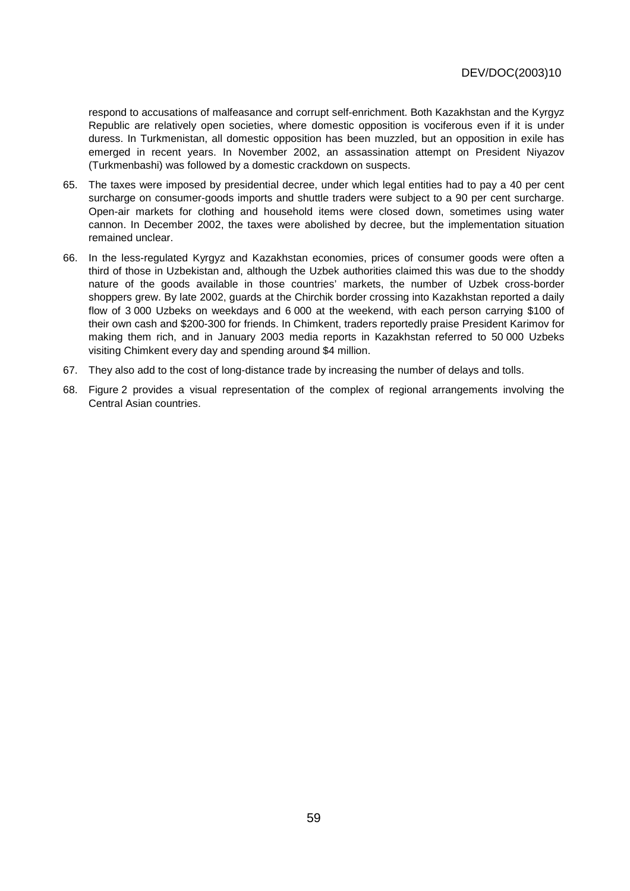respond to accusations of malfeasance and corrupt self-enrichment. Both Kazakhstan and the Kyrgyz Republic are relatively open societies, where domestic opposition is vociferous even if it is under duress. In Turkmenistan, all domestic opposition has been muzzled, but an opposition in exile has emerged in recent years. In November 2002, an assassination attempt on President Niyazov (Turkmenbashi) was followed by a domestic crackdown on suspects.

65. The taxes were imposed by presidential decree, under which legal entities had to pay a 40 per cent surcharge on consumer-goods imports and shuttle traders were subject to a 90 per cent surcharge. Open-air markets for clothing and household items were closed down, sometimes using water cannon. In December 2002, the taxes were abolished by decree, but the implementation situation remained unclear.

66. In the less-regulated Kyrgyz and Kazakhstan economies, prices of consumer goods were often a third of those in Uzbekistan and, although the Uzbek authorities claimed this was due to the shoddy nature of the goods available in those countries' markets, the number of Uzbek cross-border shoppers grew. By late 2002, guards at the Chirchik border crossing into Kazakhstan reported a daily flow of 3 000 Uzbeks on weekdays and 6 000 at the weekend, with each person carrying $100 of their own cash and $200-300 for friends. In Chimkent, traders reportedly praise President Karimov for making them rich, and in January 2003 media reports in Kazakhstan referred to 50 000 Uzbeks visiting Chimkent every day and spending around $4 million.

67. They also add to the cost of long-distance trade by increasing the number of delays and tolls.

68. Figure 2 provides a visual representation of the complex of regional arrangements involving the Central Asian countries.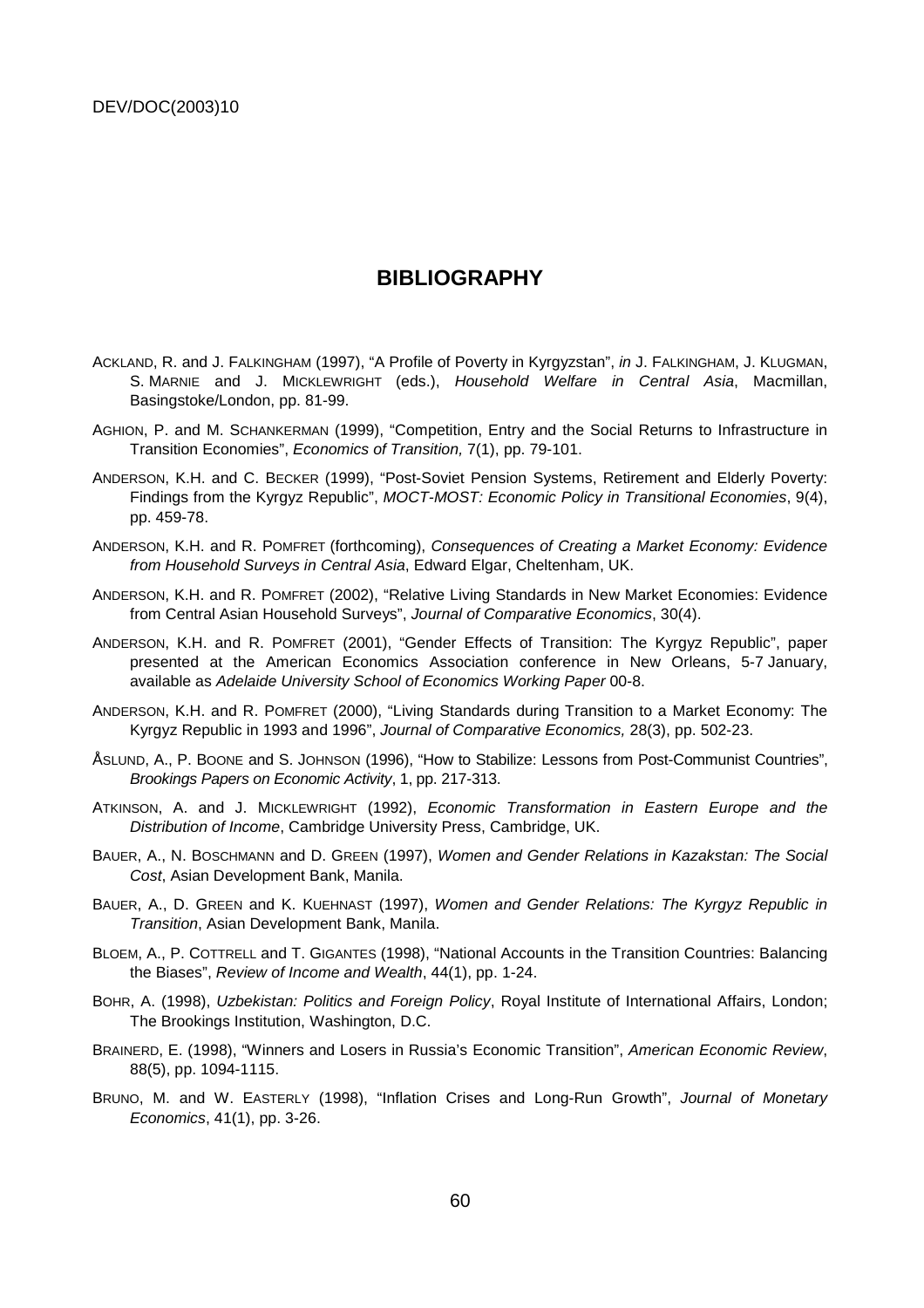# BIBLIOGRAPHY

ACKLAND, R. and J. FALKINGHAM (1997), "A Profile of Poverty in Kyrgyzstan", *in* J. FALKINGHAM, J. KLUGMAN, S. MARNIE and J. MICKLEWRIGHT (eds.), *Household Welfare in Central Asia*, Macmillan, Basingstoke/London, pp. 81-99.

AGHION, P. and M. SCHANKERMAN (1999), "Competition, Entry and the Social Returns to Infrastructure in Transition Economies", *Economics of Transition,* 7(1), pp. 79-101.

ANDERSON, K.H. and C. BECKER (1999), "Post-Soviet Pension Systems, Retirement and Elderly Poverty: Findings from the Kyrgyz Republic", *MOCT-MOST: Economic Policy in Transitional Economies*, 9(4), pp. 459-78.

ANDERSON, K.H. and R. POMFRET (forthcoming), *Consequences of Creating a Market Economy: Evidence from Household Surveys in Central Asia*, Edward Elgar, Cheltenham, UK.

ANDERSON, K.H. and R. POMFRET (2002), "Relative Living Standards in New Market Economies: Evidence from Central Asian Household Surveys", *Journal of Comparative Economics*, 30(4).

ANDERSON, K.H. and R. POMFRET (2001), "Gender Effects of Transition: The Kyrgyz Republic", paper presented at the American Economics Association conference in New Orleans, 5-7 January, available as *Adelaide University School of Economics Working Paper* 00-8.

ANDERSON, K.H. and R. POMFRET (2000), "Living Standards during Transition to a Market Economy: The Kyrgyz Republic in 1993 and 1996", *Journal of Comparative Economics,* 28(3), pp. 502-23.

ÅSLUND, A., P. BOONE and S. JOHNSON (1996), "How to Stabilize: Lessons from Post-Communist Countries", *Brookings Papers on Economic Activity*, 1, pp. 217-313.

ATKINSON, A. and J. MICKLEWRIGHT (1992), *Economic Transformation in Eastern Europe and the Distribution of Income*, Cambridge University Press, Cambridge, UK.

BAUER, A., N. BOSCHMANN and D. GREEN (1997), *Women and Gender Relations in Kazakstan: The Social Cost*, Asian Development Bank, Manila.

BAUER, A., D. GREEN and K. KUEHNAST (1997), *Women and Gender Relations: The Kyrgyz Republic in Transition*, Asian Development Bank, Manila.

BLOEM, A., P. COTTRELL and T. GIGANTES (1998), "National Accounts in the Transition Countries: Balancing the Biases", *Review of Income and Wealth*, 44(1), pp. 1-24.

BOHR, A. (1998), *Uzbekistan: Politics and Foreign Policy*, Royal Institute of International Affairs, London; The Brookings Institution, Washington, D.C.

BRAINERD, E. (1998), "Winners and Losers in Russia's Economic Transition", *American Economic Review*, 88(5), pp. 1094-1115.

BRUNO, M. and W. EASTERLY (1998), "Inflation Crises and Long-Run Growth", *Journal of Monetary Economics*, 41(1), pp. 3-26.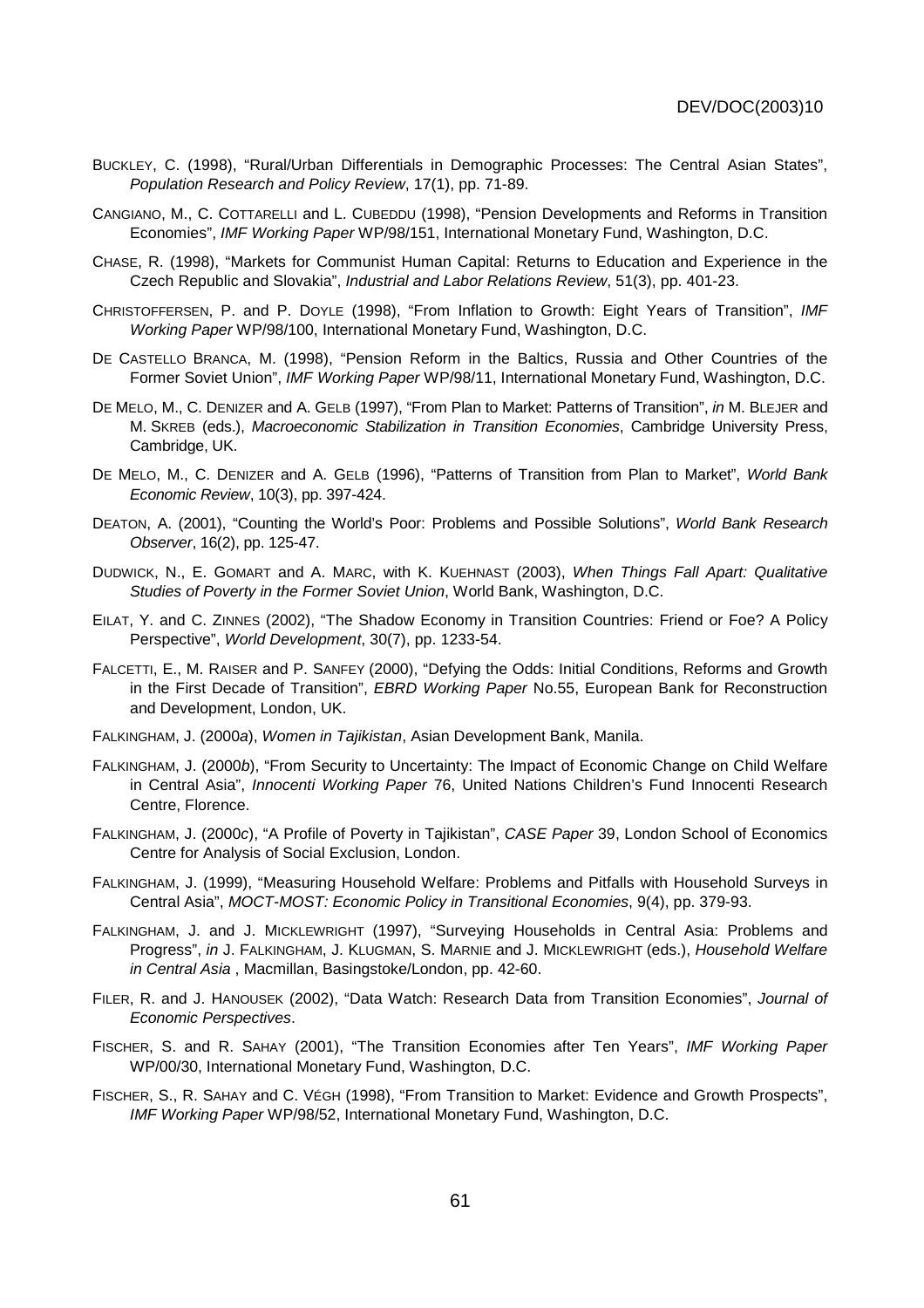BUCKLEY, C. (1998), "Rural/Urban Differentials in Demographic Processes: The Central Asian States", *Population Research and Policy Review*, 17(1), pp. 71-89.

CANGIANO, M., C. COTTARELLI and L. CUBEDDU (1998), "Pension Developments and Reforms in Transition Economies", *IMF Working Paper* WP/98/151, International Monetary Fund, Washington, D.C.

CHASE, R. (1998), "Markets for Communist Human Capital: Returns to Education and Experience in the Czech Republic and Slovakia", *Industrial and Labor Relations Review*, 51(3), pp. 401-23.

CHRISTOFFERSEN, P. and P. DOYLE (1998), "From Inflation to Growth: Eight Years of Transition", *IMF Working Paper* WP/98/100, International Monetary Fund, Washington, D.C.

DE CASTELLO BRANCA, M. (1998), "Pension Reform in the Baltics, Russia and Other Countries of the Former Soviet Union", *IMF Working Paper* WP/98/11, International Monetary Fund, Washington, D.C.

DE MELO, M., C. DENIZER and A. GELB (1997), "From Plan to Market: Patterns of Transition", *in* M. BLEJER and M. SKREB (eds.), *Macroeconomic Stabilization in Transition Economies*, Cambridge University Press, Cambridge, UK.

DE MELO, M., C. DENIZER and A. GELB (1996), "Patterns of Transition from Plan to Market", *World Bank Economic Review*, 10(3), pp. 397-424.

DEATON, A. (2001), "Counting the World's Poor: Problems and Possible Solutions", *World Bank Research Observer*, 16(2), pp. 125-47.

DUDWICK, N., E. GOMART and A. MARC, with K. KUEHNAST (2003), *When Things Fall Apart: Qualitative Studies of Poverty in the Former Soviet Union*, World Bank, Washington, D.C.

EILAT, Y. and C. ZINNES (2002), "The Shadow Economy in Transition Countries: Friend or Foe? A Policy Perspective", *World Development*, 30(7), pp. 1233-54.

FALCETTI, E., M. RAISER and P. SANFEY (2000), "Defying the Odds: Initial Conditions, Reforms and Growth in the First Decade of Transition", *EBRD Working Paper* No.55, European Bank for Reconstruction and Development, London, UK.

FALKINGHAM, J. (2000*a*), *Women in Tajikistan*, Asian Development Bank, Manila.

FALKINGHAM, J. (2000*b*), "From Security to Uncertainty: The Impact of Economic Change on Child Welfare in Central Asia", *Innocenti Working Paper* 76, United Nations Children's Fund Innocenti Research Centre, Florence.

FALKINGHAM, J. (2000*c*), "A Profile of Poverty in Tajikistan", *CASE Paper* 39, London School of Economics Centre for Analysis of Social Exclusion, London.

FALKINGHAM, J. (1999), "Measuring Household Welfare: Problems and Pitfalls with Household Surveys in Central Asia", *MOCT-MOST: Economic Policy in Transitional Economies*, 9(4), pp. 379-93.

FALKINGHAM, J. and J. MICKLEWRIGHT (1997), "Surveying Households in Central Asia: Problems and Progress", *in* J. FALKINGHAM, J. KLUGMAN, S. MARNIE and J. MICKLEWRIGHT (eds.), *Household Welfare in Central Asia* , Macmillan, Basingstoke/London, pp. 42-60.

FILER, R. and J. HANOUSEK (2002), "Data Watch: Research Data from Transition Economies", *Journal of Economic Perspectives*.

FISCHER, S. and R. SAHAY (2001), "The Transition Economies after Ten Years", *IMF Working Paper* WP/00/30, International Monetary Fund, Washington, D.C.

FISCHER, S., R. SAHAY and C. VÉGH (1998), "From Transition to Market: Evidence and Growth Prospects", *IMF Working Paper* WP/98/52, International Monetary Fund, Washington, D.C.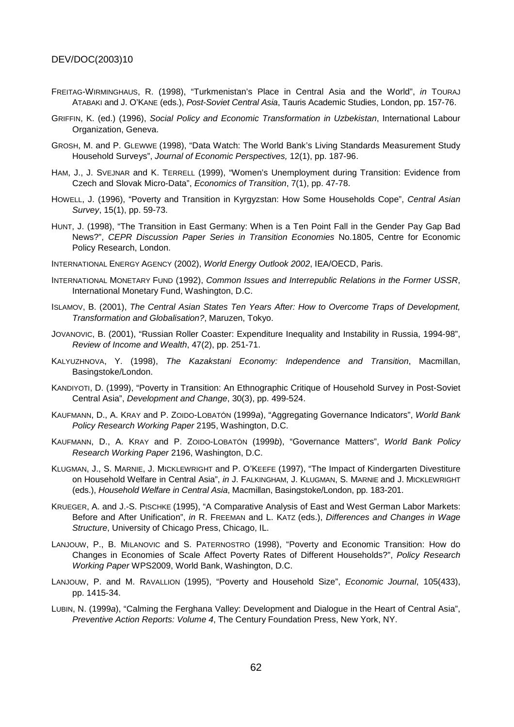FREITAG-WIRMINGHAUS, R. (1998), "Turkmenistan's Place in Central Asia and the World", *in* TOURAJ ATABAKI and J. O'KANE (eds.), *Post-Soviet Central Asia*, Tauris Academic Studies, London, pp. 157-76.

GRIFFIN, K. (ed.) (1996), *Social Policy and Economic Transformation in Uzbekistan*, International Labour Organization, Geneva.

GROSH, M. and P. GLEWWE (1998), "Data Watch: The World Bank's Living Standards Measurement Study Household Surveys", *Journal of Economic Perspectives,* 12(1), pp. 187-96.

HAM, J., J. SVEJNAR and K. TERRELL (1999), "Women's Unemployment during Transition: Evidence from Czech and Slovak Micro-Data", *Economics of Transition*, 7(1), pp. 47-78.

HOWELL, J. (1996), "Poverty and Transition in Kyrgyzstan: How Some Households Cope", *Central Asian Survey*, 15(1), pp. 59-73.

HUNT, J. (1998), "The Transition in East Germany: When is a Ten Point Fall in the Gender Pay Gap Bad News?", *CEPR Discussion Paper Series in Transition Economies* No.1805, Centre for Economic Policy Research, London.

INTERNATIONAL ENERGY AGENCY (2002), *World Energy Outlook 2002*, IEA/OECD, Paris.

INTERNATIONAL MONETARY FUND (1992), *Common Issues and Interrepublic Relations in the Former USSR*, International Monetary Fund, Washington, D.C.

ISLAMOV, B. (2001), *The Central Asian States Ten Years After: How to Overcome Traps of Development, Transformation and Globalisation?*, Maruzen, Tokyo.

JOVANOVIC, B. (2001), "Russian Roller Coaster: Expenditure Inequality and Instability in Russia, 1994-98", *Review of Income and Wealth*, 47(2), pp. 251-71.

KALYUZHNOVA, Y. (1998), *The Kazakstani Economy: Independence and Transition*, Macmillan, Basingstoke/London.

KANDIYOTI, D. (1999), "Poverty in Transition: An Ethnographic Critique of Household Survey in Post-Soviet Central Asia", *Development and Change*, 30(3), pp. 499-524.

KAUFMANN, D., A. KRAY and P. ZOIDO-LOBATÓN (1999*a*), "Aggregating Governance Indicators", *World Bank Policy Research Working Paper* 2195, Washington, D.C.

KAUFMANN, D., A. KRAY and P. ZOIDO-LOBATÓN (1999*b*), "Governance Matters", *World Bank Policy Research Working Paper* 2196, Washington, D.C.

KLUGMAN, J., S. MARNIE, J. MICKLEWRIGHT and P. O'KEEFE (1997), "The Impact of Kindergarten Divestiture on Household Welfare in Central Asia", *in* J. FALKINGHAM, J. KLUGMAN, S. MARNIE and J. MICKLEWRIGHT (eds.), *Household Welfare in Central Asia*, Macmillan, Basingstoke/London, pp. 183-201.

KRUEGER, A. and J.-S. PISCHKE (1995), "A Comparative Analysis of East and West German Labor Markets: Before and After Unification", *in* R. FREEMAN and L. KATZ (eds.), *Differences and Changes in Wage Structure*, University of Chicago Press, Chicago, IL.

LANJOUW, P., B. MILANOVIC and S. PATERNOSTRO (1998), "Poverty and Economic Transition: How do Changes in Economies of Scale Affect Poverty Rates of Different Households?", *Policy Research Working Paper* WPS2009, World Bank, Washington, D.C.

LANJOUW, P. and M. RAVALLION (1995), "Poverty and Household Size", *Economic Journal*, 105(433), pp. 1415-34.

LUBIN, N. (1999*a*), "Calming the Ferghana Valley: Development and Dialogue in the Heart of Central Asia", *Preventive Action Reports: Volume 4*, The Century Foundation Press, New York, NY.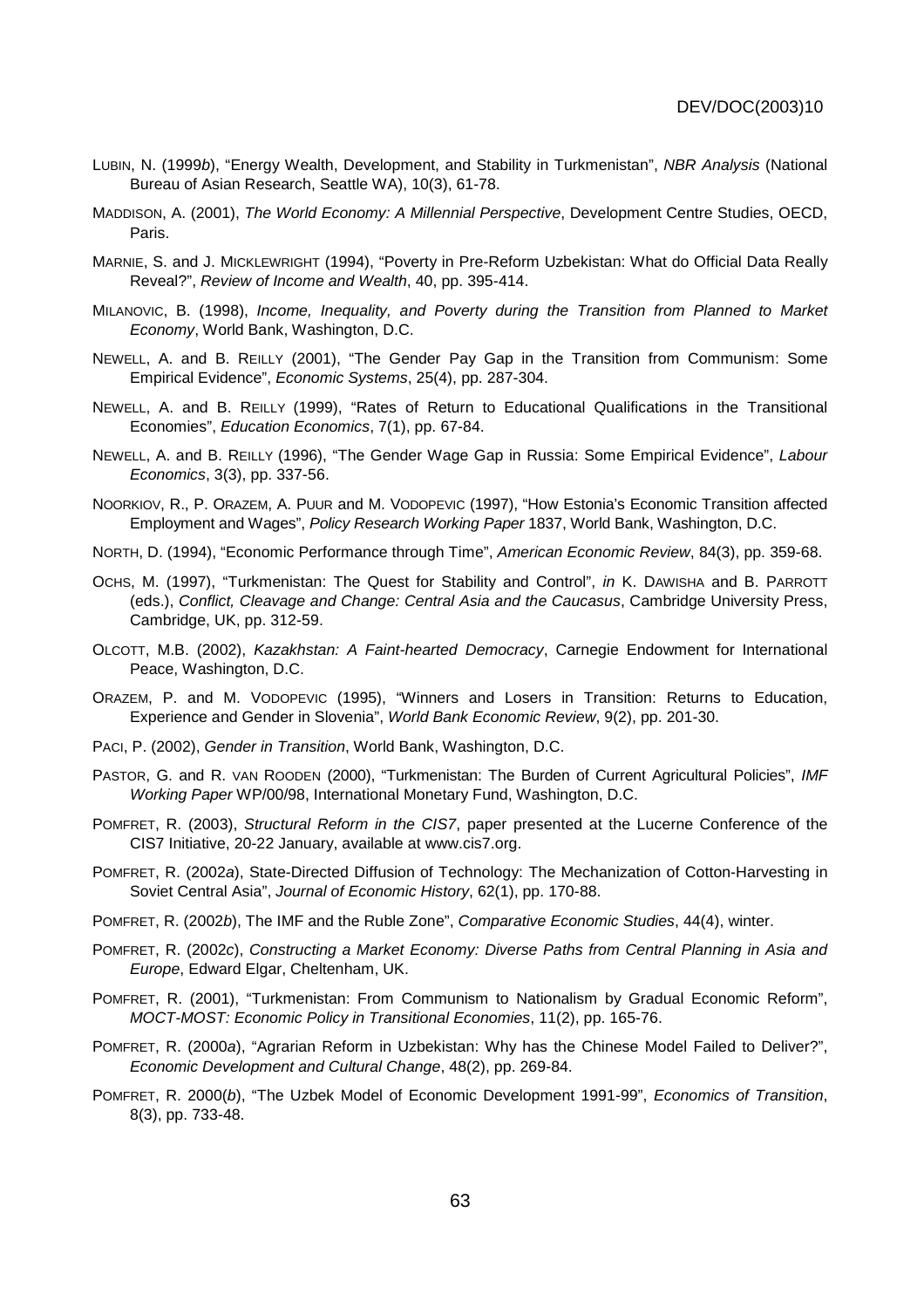LUBIN, N. (1999*b*), "Energy Wealth, Development, and Stability in Turkmenistan", *NBR Analysis* (National Bureau of Asian Research, Seattle WA), 10(3), 61-78.

MADDISON, A. (2001), *The World Economy: A Millennial Perspective*, Development Centre Studies, OECD, Paris.

MARNIE, S. and J. MICKLEWRIGHT (1994), "Poverty in Pre-Reform Uzbekistan: What do Official Data Really Reveal?", *Review of Income and Wealth*, 40, pp. 395-414.

MILANOVIC, B. (1998), *Income, Inequality, and Poverty during the Transition from Planned to Market Economy*, World Bank, Washington, D.C.

NEWELL, A. and B. REILLY (2001), "The Gender Pay Gap in the Transition from Communism: Some Empirical Evidence", *Economic Systems*, 25(4), pp. 287-304.

NEWELL, A. and B. REILLY (1999), "Rates of Return to Educational Qualifications in the Transitional Economies", *Education Economics*, 7(1), pp. 67-84.

NEWELL, A. and B. REILLY (1996), "The Gender Wage Gap in Russia: Some Empirical Evidence", *Labour Economics*, 3(3), pp. 337-56.

NOORKIOV, R., P. ORAZEM, A. PUUR and M. VODOPEVIC (1997), "How Estonia's Economic Transition affected Employment and Wages", *Policy Research Working Paper* 1837, World Bank, Washington, D.C.

NORTH, D. (1994), "Economic Performance through Time", *American Economic Review*, 84(3), pp. 359-68.

OCHS, M. (1997), "Turkmenistan: The Quest for Stability and Control", *in* K. DAWISHA and B. PARROTT (eds.), *Conflict, Cleavage and Change: Central Asia and the Caucasus*, Cambridge University Press, Cambridge, UK, pp. 312-59.

OLCOTT, M.B. (2002), *Kazakhstan: A Faint-hearted Democracy*, Carnegie Endowment for International Peace, Washington, D.C.

ORAZEM, P. and M. VODOPEVIC (1995), "Winners and Losers in Transition: Returns to Education, Experience and Gender in Slovenia", *World Bank Economic Review*, 9(2), pp. 201-30.

PACI, P. (2002), *Gender in Transition*, World Bank, Washington, D.C.

PASTOR, G. and R. VAN ROODEN (2000), "Turkmenistan: The Burden of Current Agricultural Policies", *IMF Working Paper* WP/00/98, International Monetary Fund, Washington, D.C.

POMFRET, R. (2003), *Structural Reform in the CIS7*, paper presented at the Lucerne Conference of the CIS7 Initiative, 20-22 January, available at www.cis7.org.

POMFRET, R. (2002*a*), State-Directed Diffusion of Technology: The Mechanization of Cotton-Harvesting in Soviet Central Asia", *Journal of Economic History*, 62(1), pp. 170-88.

POMFRET, R. (2002*b*), The IMF and the Ruble Zone", *Comparative Economic Studies*, 44(4), winter.

POMFRET, R. (2002*c*), *Constructing a Market Economy: Diverse Paths from Central Planning in Asia and Europe*, Edward Elgar, Cheltenham, UK.

POMFRET, R. (2001), "Turkmenistan: From Communism to Nationalism by Gradual Economic Reform", *MOCT-MOST: Economic Policy in Transitional Economies*, 11(2), pp. 165-76.

POMFRET, R. (2000*a*), "Agrarian Reform in Uzbekistan: Why has the Chinese Model Failed to Deliver?", *Economic Development and Cultural Change*, 48(2), pp. 269-84.

POMFRET, R. 2000(*b*), "The Uzbek Model of Economic Development 1991-99", *Economics of Transition*, 8(3), pp. 733-48.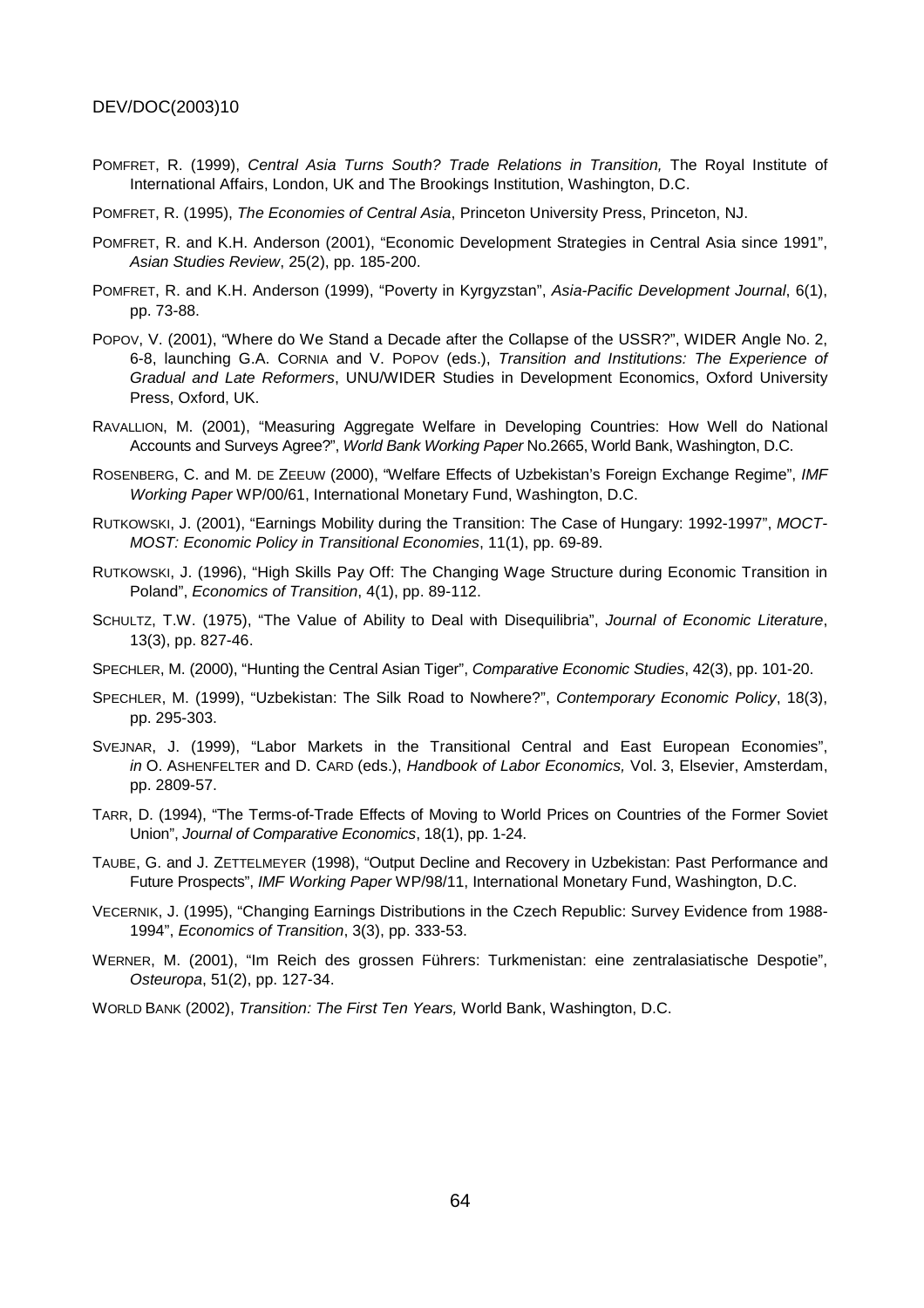POMFRET, R. (1999), *Central Asia Turns South? Trade Relations in Transition,* The Royal Institute of International Affairs, London, UK and The Brookings Institution, Washington, D.C.

POMFRET, R. (1995), *The Economies of Central Asia*, Princeton University Press, Princeton, NJ.

POMFRET, R. and K.H. Anderson (2001), "Economic Development Strategies in Central Asia since 1991", *Asian Studies Review*, 25(2), pp. 185-200.

POMFRET, R. and K.H. Anderson (1999), "Poverty in Kyrgyzstan", *Asia-Pacific Development Journal*, 6(1), pp. 73-88.

POPOV, V. (2001), "Where do We Stand a Decade after the Collapse of the USSR?", WIDER Angle No. 2, 6-8, launching G.A. CORNIA and V. POPOV (eds.), *Transition and Institutions: The Experience of Gradual and Late Reformers*, UNU/WIDER Studies in Development Economics, Oxford University Press, Oxford, UK.

RAVALLION, M. (2001), "Measuring Aggregate Welfare in Developing Countries: How Well do National Accounts and Surveys Agree?", *World Bank Working Paper* No.2665, World Bank, Washington, D.C.

ROSENBERG, C. and M. DE ZEEUW (2000), "Welfare Effects of Uzbekistan's Foreign Exchange Regime", *IMF Working Paper* WP/00/61, International Monetary Fund, Washington, D.C.

RUTKOWSKI, J. (2001), "Earnings Mobility during the Transition: The Case of Hungary: 1992-1997", *MOCT-MOST: Economic Policy in Transitional Economies*, 11(1), pp. 69-89.

RUTKOWSKI, J. (1996), "High Skills Pay Off: The Changing Wage Structure during Economic Transition in Poland", *Economics of Transition*, 4(1), pp. 89-112.

SCHULTZ, T.W. (1975), "The Value of Ability to Deal with Disequilibria", *Journal of Economic Literature*, 13(3), pp. 827-46.

SPECHLER, M. (2000), "Hunting the Central Asian Tiger", *Comparative Economic Studies*, 42(3), pp. 101-20.

SPECHLER, M. (1999), "Uzbekistan: The Silk Road to Nowhere?", *Contemporary Economic Policy*, 18(3), pp. 295-303.

SVEJNAR, J. (1999), "Labor Markets in the Transitional Central and East European Economies", *in* O. ASHENFELTER and D. CARD (eds.), *Handbook of Labor Economics,* Vol. 3, Elsevier, Amsterdam, pp. 2809-57.

TARR, D. (1994), "The Terms-of-Trade Effects of Moving to World Prices on Countries of the Former Soviet Union", *Journal of Comparative Economics*, 18(1), pp. 1-24.

TAUBE, G. and J. ZETTELMEYER (1998), "Output Decline and Recovery in Uzbekistan: Past Performance and Future Prospects", *IMF Working Paper* WP/98/11, International Monetary Fund, Washington, D.C.

VECERNIK, J. (1995), "Changing Earnings Distributions in the Czech Republic: Survey Evidence from 1988-1994", *Economics of Transition*, 3(3), pp. 333-53.

WERNER, M. (2001), "Im Reich des grossen Führers: Turkmenistan: eine zentralasiatische Despotie", *Osteuropa*, 51(2), pp. 127-34.

WORLD BANK (2002), *Transition: The First Ten Years,* World Bank, Washington, D.C.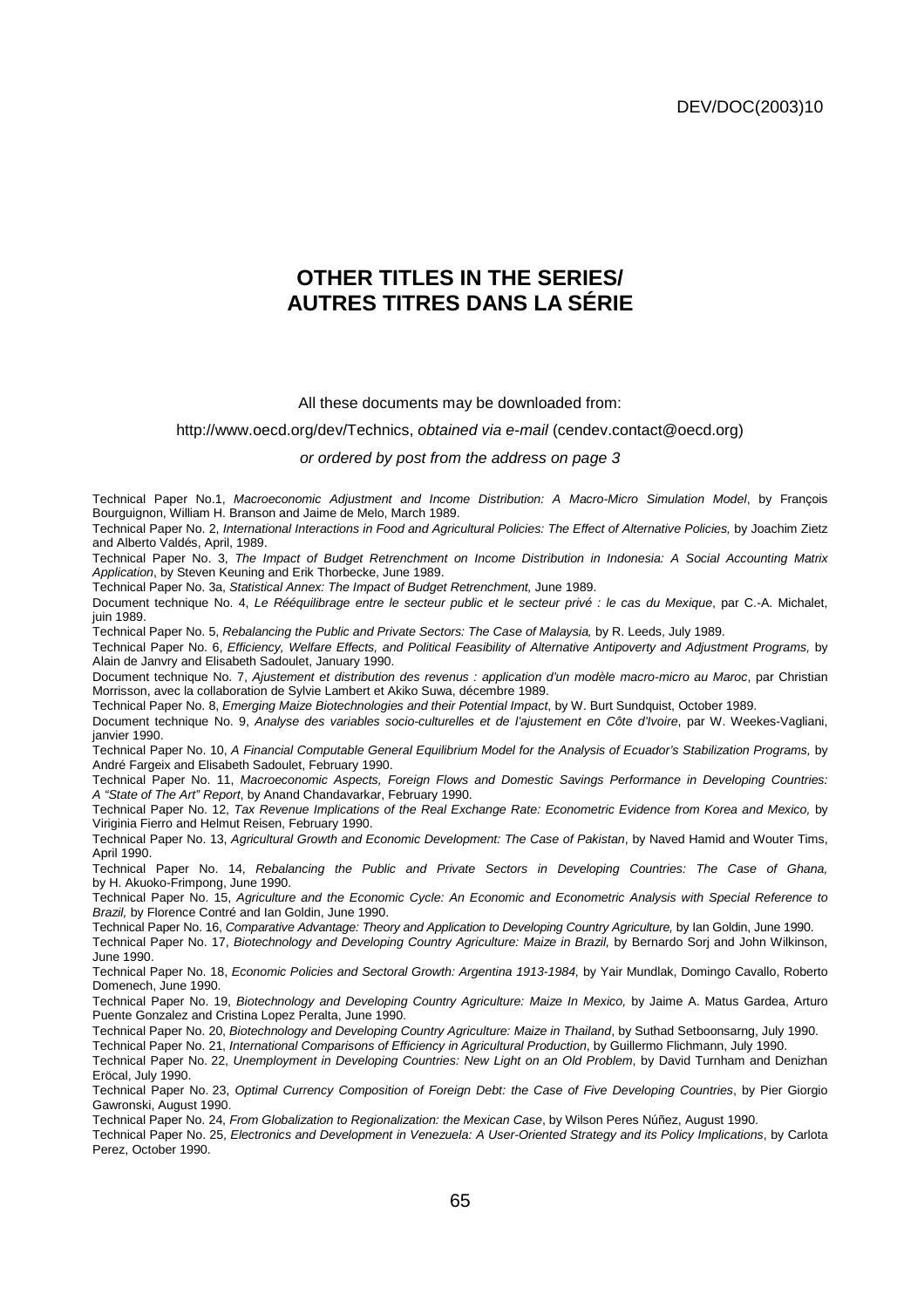# OTHER TITLES IN THE SERIES/ AUTRES TITRES DANS LA SÉRIE

All these documents may be downloaded from:

http://www.oecd.org/dev/Technics, *obtained via e-mail* (cendev.contact@oecd.org)

*or ordered by post from the address on page 3*

Technical Paper No.1, *Macroeconomic Adjustment and Income Distribution: A Macro-Micro Simulation Model*, by François Bourguignon, William H. Branson and Jaime de Melo, March 1989.

Technical Paper No. 2, *International Interactions in Food and Agricultural Policies: The Effect of Alternative Policies,* by Joachim Zietz and Alberto Valdés, April, 1989.

Technical Paper No. 3, *The Impact of Budget Retrenchment on Income Distribution in Indonesia: A Social Accounting Matrix Application*, by Steven Keuning and Erik Thorbecke, June 1989.

Technical Paper No. 3a, *Statistical Annex: The Impact of Budget Retrenchment,* June 1989.

Document technique No. 4, *Le Rééquilibrage entre le secteur public et le secteur privé : le cas du Mexique*, par C.-A. Michalet, juin 1989.

Technical Paper No. 5, *Rebalancing the Public and Private Sectors: The Case of Malaysia,* by R. Leeds, July 1989.

Technical Paper No. 6, *Efficiency, Welfare Effects, and Political Feasibility of Alternative Antipoverty and Adjustment Programs,* by Alain de Janvry and Elisabeth Sadoulet, January 1990.

Document technique No. 7, *Ajustement et distribution des revenus : application d'un modèle macro-micro au Maroc*, par Christian Morrisson, avec la collaboration de Sylvie Lambert et Akiko Suwa, décembre 1989.

Technical Paper No. 8, *Emerging Maize Biotechnologies and their Potential Impact*, by W. Burt Sundquist, October 1989.

Document technique No. 9, *Analyse des variables socio-culturelles et de l'ajustement en Côte d'Ivoire*, par W. Weekes-Vagliani, janvier 1990.

Technical Paper No. 10, *A Financial Computable General Equilibrium Model for the Analysis of Ecuador's Stabilization Programs,* by André Fargeix and Elisabeth Sadoulet, February 1990.

Technical Paper No. 11, *Macroeconomic Aspects, Foreign Flows and Domestic Savings Performance in Developing Countries: A "State of The Art" Report*, by Anand Chandavarkar, February 1990.

Technical Paper No. 12, *Tax Revenue Implications of the Real Exchange Rate: Econometric Evidence from Korea and Mexico,* by Viriginia Fierro and Helmut Reisen, February 1990.

Technical Paper No. 13, *Agricultural Growth and Economic Development: The Case of Pakistan*, by Naved Hamid and Wouter Tims, April 1990.

Technical Paper No. 14, *Rebalancing the Public and Private Sectors in Developing Countries: The Case of Ghana,* by H. Akuoko-Frimpong, June 1990.

Technical Paper No. 15, *Agriculture and the Economic Cycle: An Economic and Econometric Analysis with Special Reference to Brazil,* by Florence Contré and Ian Goldin, June 1990.

Technical Paper No. 16, *Comparative Advantage: Theory and Application to Developing Country Agriculture,* by Ian Goldin, June 1990.

Technical Paper No. 17, *Biotechnology and Developing Country Agriculture: Maize in Brazil,* by Bernardo Sorj and John Wilkinson, June 1990.

Technical Paper No. 18, *Economic Policies and Sectoral Growth: Argentina 1913-1984,* by Yair Mundlak, Domingo Cavallo, Roberto Domenech, June 1990.

Technical Paper No. 19, *Biotechnology and Developing Country Agriculture: Maize In Mexico,* by Jaime A. Matus Gardea, Arturo Puente Gonzalez and Cristina Lopez Peralta, June 1990.

Technical Paper No. 20, *Biotechnology and Developing Country Agriculture: Maize in Thailand*, by Suthad Setboonsarng, July 1990.

Technical Paper No. 21, *International Comparisons of Efficiency in Agricultural Production*, by Guillermo Flichmann, July 1990.

Technical Paper No. 22, *Unemployment in Developing Countries: New Light on an Old Problem*, by David Turnham and Denizhan Eröcal, July 1990.

Technical Paper No. 23, *Optimal Currency Composition of Foreign Debt: the Case of Five Developing Countries*, by Pier Giorgio Gawronski, August 1990.

Technical Paper No. 24, *From Globalization to Regionalization: the Mexican Case*, by Wilson Peres Núñez, August 1990.

Technical Paper No. 25, *Electronics and Development in Venezuela: A User-Oriented Strategy and its Policy Implications*, by Carlota Perez, October 1990.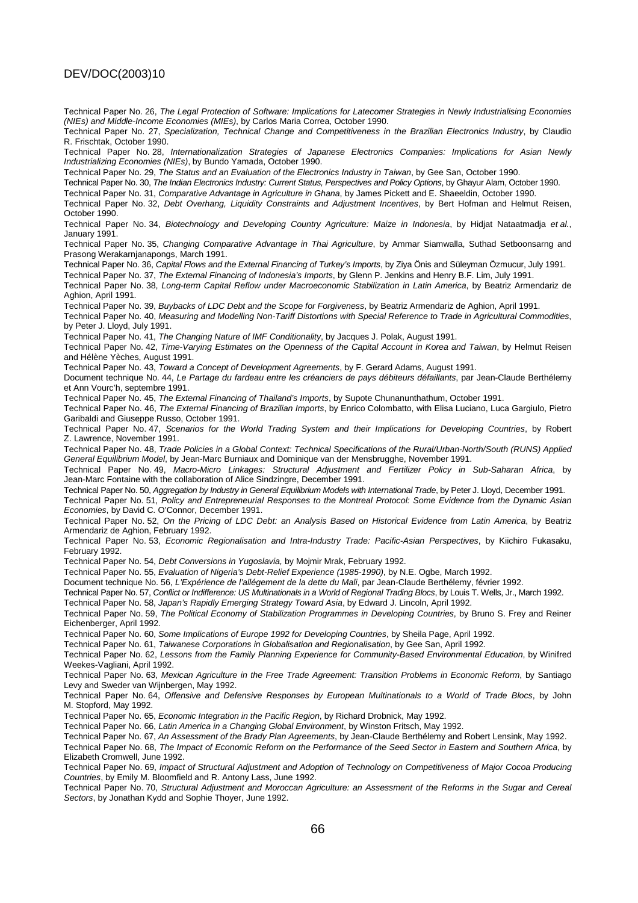Technical Paper No. 26, *The Legal Protection of Software: Implications for Latecomer Strategies in Newly Industrialising Economies (NIEs) and Middle-Income Economies (MIEs)*, by Carlos Maria Correa, October 1990.

Technical Paper No. 27, *Specialization, Technical Change and Competitiveness in the Brazilian Electronics Industry*, by Claudio R. Frischtak, October 1990.

Technical Paper No. 28, *Internationalization Strategies of Japanese Electronics Companies: Implications for Asian Newly Industrializing Economies (NIEs)*, by Bundo Yamada, October 1990.

Technical Paper No. 29, *The Status and an Evaluation of the Electronics Industry in Taiwan*, by Gee San, October 1990.

Technical Paper No. 30, *The Indian Electronics Industry: Current Status, Perspectives and Policy Options*, by Ghayur Alam, October 1990.

Technical Paper No. 31, *Comparative Advantage in Agriculture in Ghana*, by James Pickett and E. Shaeeldin, October 1990.

Technical Paper No. 32, *Debt Overhang, Liquidity Constraints and Adjustment Incentives*, by Bert Hofman and Helmut Reisen, October 1990.

Technical Paper No. 34, *Biotechnology and Developing Country Agriculture: Maize in Indonesia*, by Hidjat Nataatmadja *et al.*, January 1991.

Technical Paper No. 35, *Changing Comparative Advantage in Thai Agriculture*, by Ammar Siamwalla, Suthad Setboonsarng and Prasong Werakarnjanapongs, March 1991.

Technical Paper No. 36, *Capital Flows and the External Financing of Turkey's Imports*, by Ziya Önis and Süleyman Özmucur, July 1991.

Technical Paper No. 37, *The External Financing of Indonesia's Imports*, by Glenn P. Jenkins and Henry B.F. Lim, July 1991.

Technical Paper No. 38, *Long-term Capital Reflow under Macroeconomic Stabilization in Latin America*, by Beatriz Armendariz de Aghion, April 1991.

Technical Paper No. 39, *Buybacks of LDC Debt and the Scope for Forgiveness*, by Beatriz Armendariz de Aghion, April 1991.

Technical Paper No. 40, *Measuring and Modelling Non-Tariff Distortions with Special Reference to Trade in Agricultural Commodities*, by Peter J. Lloyd, July 1991.

Technical Paper No. 41, *The Changing Nature of IMF Conditionality*, by Jacques J. Polak, August 1991.

Technical Paper No. 42, *Time-Varying Estimates on the Openness of the Capital Account in Korea and Taiwan*, by Helmut Reisen and Hélène Yèches, August 1991.

Technical Paper No. 43, *Toward a Concept of Development Agreements*, by F. Gerard Adams, August 1991.

Document technique No. 44, *Le Partage du fardeau entre les créanciers de pays débiteurs défaillants*, par Jean-Claude Berthélemy et Ann Vourc'h, septembre 1991.

Technical Paper No. 45, *The External Financing of Thailand's Imports*, by Supote Chunanunthathum, October 1991.

Technical Paper No. 46, *The External Financing of Brazilian Imports*, by Enrico Colombatto, with Elisa Luciano, Luca Gargiulo, Pietro Garibaldi and Giuseppe Russo, October 1991.

Technical Paper No. 47, *Scenarios for the World Trading System and their Implications for Developing Countries*, by Robert Z. Lawrence, November 1991.

Technical Paper No. 48, *Trade Policies in a Global Context: Technical Specifications of the Rural/Urban-North/South (RUNS) Applied General Equilibrium Model*, by Jean-Marc Burniaux and Dominique van der Mensbrugghe, November 1991.

Technical Paper No. 49, *Macro-Micro Linkages: Structural Adjustment and Fertilizer Policy in Sub-Saharan Africa*, by Jean-Marc Fontaine with the collaboration of Alice Sindzingre, December 1991.

Technical Paper No. 50, *Aggregation by Industry in General Equilibrium Models with International Trade*, by Peter J. Lloyd, December 1991.

Technical Paper No. 51, *Policy and Entrepreneurial Responses to the Montreal Protocol: Some Evidence from the Dynamic Asian Economies*, by David C. O'Connor, December 1991.

Technical Paper No. 52, *On the Pricing of LDC Debt: an Analysis Based on Historical Evidence from Latin America*, by Beatriz Armendariz de Aghion, February 1992.

Technical Paper No. 53, *Economic Regionalisation and Intra-Industry Trade: Pacific-Asian Perspectives*, by Kiichiro Fukasaku, February 1992.

Technical Paper No. 54, *Debt Conversions in Yugoslavia,* by Mojmir Mrak, February 1992.

Technical Paper No. 55, *Evaluation of Nigeria's Debt-Relief Experience (1985-1990)*, by N.E. Ogbe, March 1992.

Document technique No. 56, *L'Expérience de l'allégement de la dette du Mali*, par Jean-Claude Berthélemy, février 1992.

Technical Paper No. 57, *Conflict or Indifference: US Multinationals in a World of Regional Trading Blocs*, by Louis T. Wells, Jr., March 1992.

Technical Paper No. 58, *Japan's Rapidly Emerging Strategy Toward Asia*, by Edward J. Lincoln, April 1992.

Technical Paper No. 59, *The Political Economy of Stabilization Programmes in Developing Countries*, by Bruno S. Frey and Reiner Eichenberger, April 1992.

Technical Paper No. 60, *Some Implications of Europe 1992 for Developing Countries*, by Sheila Page, April 1992.

Technical Paper No. 61, *Taiwanese Corporations in Globalisation and Regionalisation*, by Gee San, April 1992.

Technical Paper No. 62, *Lessons from the Family Planning Experience for Community-Based Environmental Education*, by Winifred Weekes-Vagliani, April 1992.

Technical Paper No. 63, *Mexican Agriculture in the Free Trade Agreement: Transition Problems in Economic Reform*, by Santiago Levy and Sweder van Wijnbergen, May 1992.

Technical Paper No. 64, *Offensive and Defensive Responses by European Multinationals to a World of Trade Blocs*, by John M. Stopford, May 1992.

Technical Paper No. 65, *Economic Integration in the Pacific Region*, by Richard Drobnick, May 1992.

Technical Paper No. 66, *Latin America in a Changing Global Environment*, by Winston Fritsch, May 1992.

Technical Paper No. 67, *An Assessment of the Brady Plan Agreements*, by Jean-Claude Berthélemy and Robert Lensink, May 1992.

Technical Paper No. 68, *The Impact of Economic Reform on the Performance of the Seed Sector in Eastern and Southern Africa*, by Elizabeth Cromwell, June 1992.

Technical Paper No. 69, *Impact of Structural Adjustment and Adoption of Technology on Competitiveness of Major Cocoa Producing Countries*, by Emily M. Bloomfield and R. Antony Lass, June 1992.

Technical Paper No. 70, *Structural Adjustment and Moroccan Agriculture: an Assessment of the Reforms in the Sugar and Cereal Sectors*, by Jonathan Kydd and Sophie Thoyer, June 1992.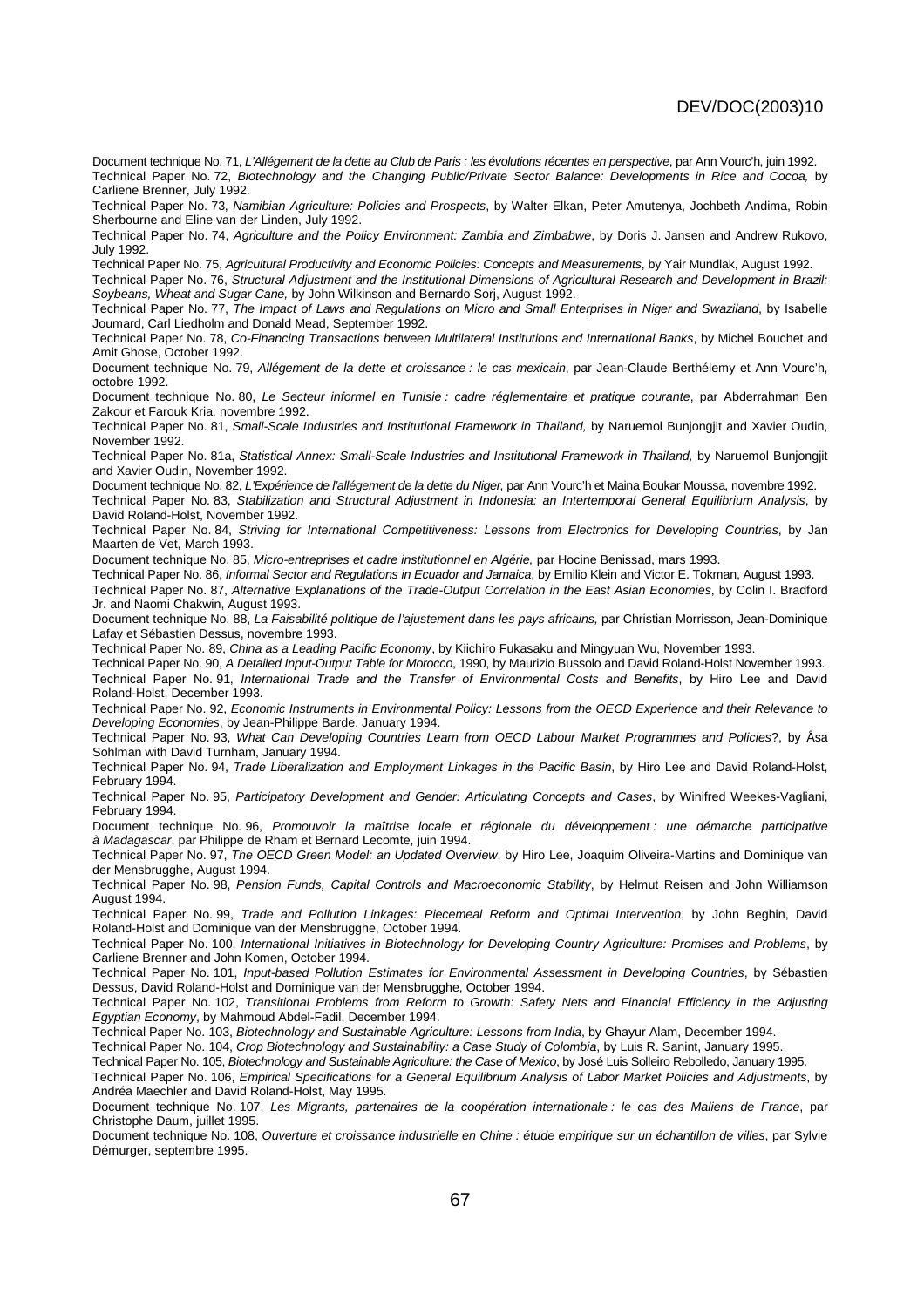Document technique No. 71, *L'Allégement de la dette au Club de Paris : les évolutions récentes en perspective*, par Ann Vourc'h, juin 1992.

Technical Paper No. 72, *Biotechnology and the Changing Public/Private Sector Balance: Developments in Rice and Cocoa,* by Carliene Brenner, July 1992.

Technical Paper No. 73, *Namibian Agriculture: Policies and Prospects*, by Walter Elkan, Peter Amutenya, Jochbeth Andima, Robin Sherbourne and Eline van der Linden, July 1992.

Technical Paper No. 74, *Agriculture and the Policy Environment: Zambia and Zimbabwe*, by Doris J. Jansen and Andrew Rukovo, July 1992.

Technical Paper No. 75, *Agricultural Productivity and Economic Policies: Concepts and Measurements*, by Yair Mundlak, August 1992.

Technical Paper No. 76, *Structural Adjustment and the Institutional Dimensions of Agricultural Research and Development in Brazil: Soybeans, Wheat and Sugar Cane,* by John Wilkinson and Bernardo Sorj, August 1992.

Technical Paper No. 77, *The Impact of Laws and Regulations on Micro and Small Enterprises in Niger and Swaziland*, by Isabelle Joumard, Carl Liedholm and Donald Mead, September 1992.

Technical Paper No. 78, *Co-Financing Transactions between Multilateral Institutions and International Banks*, by Michel Bouchet and Amit Ghose, October 1992.

Document technique No. 79, *Allégement de la dette et croissance : le cas mexicain*, par Jean-Claude Berthélemy et Ann Vourc'h, octobre 1992.

Document technique No. 80, *Le Secteur informel en Tunisie : cadre réglementaire et pratique courante*, par Abderrahman Ben Zakour et Farouk Kria, novembre 1992.

Technical Paper No. 81, *Small-Scale Industries and Institutional Framework in Thailand,* by Naruemol Bunjongjit and Xavier Oudin, November 1992.

Technical Paper No. 81a, *Statistical Annex: Small-Scale Industries and Institutional Framework in Thailand,* by Naruemol Bunjongjit and Xavier Oudin, November 1992.

Document technique No. 82, *L'Expérience de l'allégement de la dette du Niger,* par Ann Vourc'h et Maina Boukar Moussa, novembre 1992.

Technical Paper No. 83, *Stabilization and Structural Adjustment in Indonesia: an Intertemporal General Equilibrium Analysis*, by David Roland-Holst, November 1992.

Technical Paper No. 84, *Striving for International Competitiveness: Lessons from Electronics for Developing Countries*, by Jan Maarten de Vet, March 1993.

Document technique No. 85, *Micro-entreprises et cadre institutionnel en Algérie,* par Hocine Benissad, mars 1993.

Technical Paper No. 86, *Informal Sector and Regulations in Ecuador and Jamaica*, by Emilio Klein and Victor E. Tokman, August 1993.

Technical Paper No. 87, *Alternative Explanations of the Trade-Output Correlation in the East Asian Economies*, by Colin I. Bradford Jr. and Naomi Chakwin, August 1993.

Document technique No. 88, *La Faisabilité politique de l'ajustement dans les pays africains,* par Christian Morrisson, Jean-Dominique Lafay et Sébastien Dessus, novembre 1993.

Technical Paper No. 89, *China as a Leading Pacific Economy*, by Kiichiro Fukasaku and Mingyuan Wu, November 1993.

Technical Paper No. 90, *A Detailed Input-Output Table for Morocco*, 1990, by Maurizio Bussolo and David Roland-Holst November 1993.

Technical Paper No. 91, *International Trade and the Transfer of Environmental Costs and Benefits*, by Hiro Lee and David Roland-Holst, December 1993.

Technical Paper No. 92, *Economic Instruments in Environmental Policy: Lessons from the OECD Experience and their Relevance to Developing Economies*, by Jean-Philippe Barde, January 1994.

Technical Paper No. 93, *What Can Developing Countries Learn from OECD Labour Market Programmes and Policies*?, by Åsa Sohlman with David Turnham, January 1994.

Technical Paper No. 94, *Trade Liberalization and Employment Linkages in the Pacific Basin*, by Hiro Lee and David Roland-Holst, February 1994.

Technical Paper No. 95, *Participatory Development and Gender: Articulating Concepts and Cases*, by Winifred Weekes-Vagliani, February 1994.

Document technique No. 96, *Promouvoir la maîtrise locale et régionale du développement : une démarche participative à Madagascar*, par Philippe de Rham et Bernard Lecomte, juin 1994.

Technical Paper No. 97, *The OECD Green Model: an Updated Overview*, by Hiro Lee, Joaquim Oliveira-Martins and Dominique van der Mensbrugghe, August 1994.

Technical Paper No. 98, *Pension Funds, Capital Controls and Macroeconomic Stability*, by Helmut Reisen and John Williamson August 1994.

Technical Paper No. 99, *Trade and Pollution Linkages: Piecemeal Reform and Optimal Intervention*, by John Beghin, David Roland-Holst and Dominique van der Mensbrugghe, October 1994.

Technical Paper No. 100, *International Initiatives in Biotechnology for Developing Country Agriculture: Promises and Problems*, by Carliene Brenner and John Komen, October 1994.

Technical Paper No. 101, *Input-based Pollution Estimates for Environmental Assessment in Developing Countries*, by Sébastien Dessus, David Roland-Holst and Dominique van der Mensbrugghe, October 1994.

Technical Paper No. 102, *Transitional Problems from Reform to Growth: Safety Nets and Financial Efficiency in the Adjusting Egyptian Economy*, by Mahmoud Abdel-Fadil, December 1994.

Technical Paper No. 103, *Biotechnology and Sustainable Agriculture: Lessons from India*, by Ghayur Alam, December 1994.

Technical Paper No. 104, *Crop Biotechnology and Sustainability: a Case Study of Colombia*, by Luis R. Sanint, January 1995.

Technical Paper No. 105, *Biotechnology and Sustainable Agriculture: the Case of Mexico*, by José Luis Solleiro Rebolledo, January 1995.

Technical Paper No. 106, *Empirical Specifications for a General Equilibrium Analysis of Labor Market Policies and Adjustments*, by Andréa Maechler and David Roland-Holst, May 1995.

Document technique No. 107, *Les Migrants, partenaires de la coopération internationale : le cas des Maliens de France*, par Christophe Daum, juillet 1995.

Document technique No. 108, *Ouverture et croissance industrielle en Chine : étude empirique sur un échantillon de villes*, par Sylvie Démurger, septembre 1995.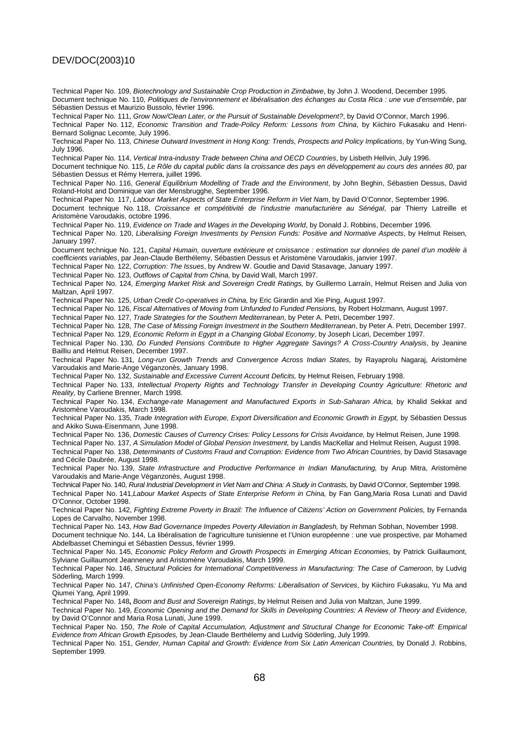Technical Paper No. 109, *Biotechnology and Sustainable Crop Production in Zimbabwe*, by John J. Woodend, December 1995.

Document technique No. 110, *Politiques de l'environnement et libéralisation des échanges au Costa Rica : une vue d'ensemble*, par Sébastien Dessus et Maurizio Bussolo, février 1996.

Technical Paper No. 111, *Grow Now/Clean Later, or the Pursuit of Sustainable Development?*, by David O'Connor, March 1996.

Technical Paper No. 112, *Economic Transition and Trade-Policy Reform: Lessons from China*, by Kiichiro Fukasaku and Henri-Bernard Solignac Lecomte, July 1996.

Technical Paper No. 113, *Chinese Outward Investment in Hong Kong: Trends, Prospects and Policy Implications*, by Yun-Wing Sung, July 1996.

Technical Paper No. 114, *Vertical Intra-industry Trade between China and OECD Countries*, by Lisbeth Hellvin, July 1996.

Document technique No. 115, *Le Rôle du capital public dans la croissance des pays en développement au cours des années 80*, par Sébastien Dessus et Rémy Herrera, juillet 1996.

Technical Paper No. 116, *General Equilibrium Modelling of Trade and the Environment*, by John Beghin, Sébastien Dessus, David Roland-Holst and Dominique van der Mensbrugghe, September 1996.

Technical Paper No. 117, *Labour Market Aspects of State Enterprise Reform in Viet Nam*, by David O'Connor, September 1996.

Document technique No. 118, *Croissance et compétitivité de l'industrie manufacturière au Sénégal*, par Thierry Latreille et Aristomène Varoudakis, octobre 1996.

Technical Paper No. 119, *Evidence on Trade and Wages in the Developing World*, by Donald J. Robbins, December 1996.

Technical Paper No. 120, *Liberalising Foreign Investments by Pension Funds: Positive and Normative Aspects*, by Helmut Reisen, January 1997.

Document technique No. 121, *Capital Humain, ouverture extérieure et croissance : estimation sur données de panel d'un modèle à coefficients variables*, par Jean-Claude Berthélemy, Sébastien Dessus et Aristomène Varoudakis, janvier 1997.

Technical Paper No. 122, *Corruption: The Issues*, by Andrew W. Goudie and David Stasavage, January 1997.

Technical Paper No. 123, *Outflows of Capital from China,* by David Wall, March 1997.

Technical Paper No. 124, *Emerging Market Risk and Sovereign Credit Ratings,* by Guillermo Larraín, Helmut Reisen and Julia von Maltzan, April 1997.

Technical Paper No. 125, *Urban Credit Co-operatives in China,* by Eric Girardin and Xie Ping, August 1997.

Technical Paper No. 126, *Fiscal Alternatives of Moving from Unfunded to Funded Pensions,* by Robert Holzmann, August 1997.

Technical Paper No. 127, *Trade Strategies for the Southern Mediterranean*, by Peter A. Petri, December 1997.

Technical Paper No. 128, *The Case of Missing Foreign Investment in the Southern Mediterranean*, by Peter A. Petri, December 1997.

Technical Paper No. 129, *Economic Reform in Egypt in a Changing Global Economy*, by Joseph Licari, December 1997.

Technical Paper No. 130, *Do Funded Pensions Contribute to Higher Aggregate Savings? A Cross-Country Analysis*, by Jeanine Bailliu and Helmut Reisen, December 1997.

Technical Paper No. 131, *Long-run Growth Trends and Convergence Across Indian States,* by Rayaprolu Nagaraj, Aristomène Varoudakis and Marie-Ange Véganzonès, January 1998.

Technical Paper No. 132, *Sustainable and Excessive Current Account Deficits,* by Helmut Reisen, February 1998.

Technical Paper No. 133, *Intellectual Property Rights and Technology Transfer in Developing Country Agriculture: Rhetoric and Reality,* by Carliene Brenner, March 1998.

Technical Paper No. 134, *Exchange-rate Management and Manufactured Exports in Sub-Saharan Africa,* by Khalid Sekkat and Aristomène Varoudakis, March 1998.

Technical Paper No. 135, *Trade Integration with Europe, Export Diversification and Economic Growth in Egypt,* by Sébastien Dessus and Akiko Suwa-Eisenmann, June 1998.

Technical Paper No. 136, *Domestic Causes of Currency Crises: Policy Lessons for Crisis Avoidance,* by Helmut Reisen, June 1998.

Technical Paper No. 137, *A Simulation Model of Global Pension Investment,* by Landis MacKellar and Helmut Reisen, August 1998.

Technical Paper No. 138, *Determinants of Customs Fraud and Corruption: Evidence from Two African Countries,* by David Stasavage and Cécile Daubrée, August 1998.

Technical Paper No. 139, *State Infrastructure and Productive Performance in Indian Manufacturing,* by Arup Mitra, Aristomène Varoudakis and Marie-Ange Véganzonès, August 1998.

Technical Paper No. 140, *Rural Industrial Development in Viet Nam and China: A Study in Contrasts,* by David O'Connor, September 1998.

Technical Paper No. 141,*Labour Market Aspects of State Enterprise Reform in China,* by Fan Gang,Maria Rosa Lunati and David O'Connor, October 1998.

Technical Paper No. 142, *Fighting Extreme Poverty in Brazil: The Influence of Citizens' Action on Government Policies,* by Fernanda Lopes de Carvalho, November 1998.

Technical Paper No. 143, *How Bad Governance Impedes Poverty Alleviation in Bangladesh,* by Rehman Sobhan, November 1998.

Document technique No. 144, La libéralisation de l'agriculture tunisienne et l'Union européenne : une vue prospective, par Mohamed Abdelbasset Chemingui et Sébastien Dessus, février 1999.

Technical Paper No. 145, *Economic Policy Reform and Growth Prospects in Emerging African Economies,* by Patrick Guillaumont, Sylviane Guillaumont Jeanneney and Aristomène Varoudakis, March 1999.

Technical Paper No. 146, *Structural Policies for International Competitiveness in Manufacturing: The Case of Cameroon*, by Ludvig Söderling, March 1999.

Technical Paper No. 147, *China's Unfinished Open-Economy Reforms: Liberalisation of Services*, by Kiichiro Fukasaku, Yu Ma and Qiumei Yang, April 1999.

Technical Paper No. 148**,** *Boom and Bust and Sovereign Ratings*, by Helmut Reisen and Julia von Maltzan, June 1999.

Technical Paper No. 149, *Economic Opening and the Demand for Skills in Developing Countries: A Review of Theory and Evidence*, by David O'Connor and Maria Rosa Lunati, June 1999.

Technical Paper No. 150, *The Role of Capital Accumulation, Adjustment and Structural Change for Economic Take-off: Empirical Evidence from African Growth Episodes,* by Jean-Claude Berthélemy and Ludvig Söderling, July 1999.

Technical Paper No. 151, *Gender, Human Capital and Growth: Evidence from Six Latin American Countries,* by Donald J. Robbins, September 1999.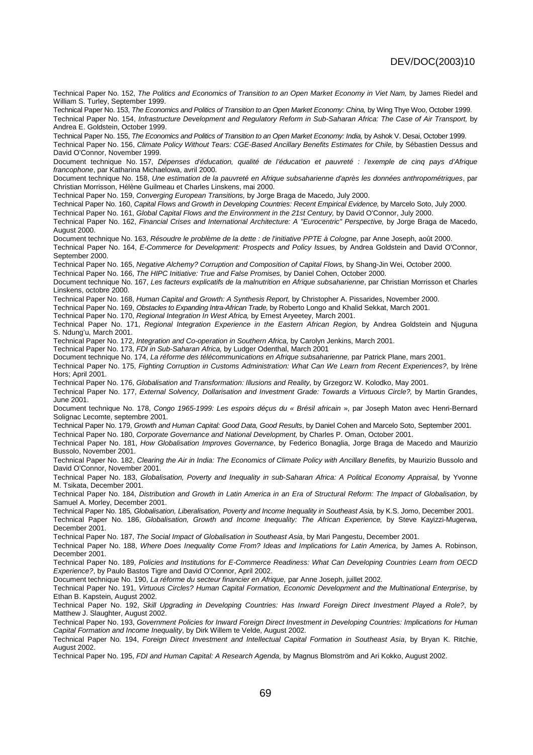Technical Paper No. 152, *The Politics and Economics of Transition to an Open Market Economy in Viet Nam,* by James Riedel and William S. Turley, September 1999.

Technical Paper No. 153, *The Economics and Politics of Transition to an Open Market Economy: China,* by Wing Thye Woo, October 1999.

Technical Paper No. 154, *Infrastructure Development and Regulatory Reform in Sub-Saharan Africa: The Case of Air Transport,* by Andrea E. Goldstein, October 1999.

Technical Paper No. 155, *The Economics and Politics of Transition to an Open Market Economy: India,* by Ashok V. Desai, October 1999.

Technical Paper No. 156, *Climate Policy Without Tears: CGE-Based Ancillary Benefits Estimates for Chile,* by Sébastien Dessus and David O'Connor, November 1999.

Document technique No. 157, *Dépenses d'éducation, qualité de l'éducation et pauvreté : l'exemple de cinq pays d'Afrique francophone*, par Katharina Michaelowa, avril 2000.

Document technique No. 158, *Une estimation de la pauvreté en Afrique subsaharienne d'après les données anthropométriques*, par Christian Morrisson, Hélène Guilmeau et Charles Linskens, mai 2000.

Technical Paper No. 159, *Converging European Transitions,* by Jorge Braga de Macedo, July 2000.

Technical Paper No. 160, *Capital Flows and Growth in Developing Countries: Recent Empirical Evidence,* by Marcelo Soto, July 2000.

Technical Paper No. 161, *Global Capital Flows and the Environment in the 21st Century,* by David O'Connor, July 2000.

Technical Paper No. 162, *Financial Crises and International Architecture: A "Eurocentric" Perspective,* by Jorge Braga de Macedo, August 2000.

Document technique No. 163, *Résoudre le problème de la dette : de l'initiative PPTE à Cologne*, par Anne Joseph, août 2000.

Technical Paper No. 164, *E-Commerce for Development: Prospects and Policy Issues,* by Andrea Goldstein and David O'Connor, September 2000.

Technical Paper No. 165, *Negative Alchemy? Corruption and Composition of Capital Flows,* by Shang-Jin Wei, October 2000.

Technical Paper No. 166, *The HIPC Initiative: True and False Promises,* by Daniel Cohen, October 2000.

Document technique No. 167, *Les facteurs explicatifs de la malnutrition en Afrique subsaharienne*, par Christian Morrisson et Charles Linskens, octobre 2000.

Technical Paper No. 168, *Human Capital and Growth: A Synthesis Report,* by Christopher A. Pissarides, November 2000.

Technical Paper No. 169, *Obstacles to Expanding Intra-African Trade,* by Roberto Longo and Khalid Sekkat, March 2001.

Technical Paper No. 170, *Regional Integration In West Africa,* by Ernest Aryeetey, March 2001.

Technical Paper No. 171, *Regional Integration Experience in the Eastern African Region,* by Andrea Goldstein and Njuguna S. Ndung'u, March 2001.

Technical Paper No. 172, *Integration and Co-operation in Southern Africa,* by Carolyn Jenkins, March 2001.

Technical Paper No. 173, *FDI in Sub-Saharan Africa,* by Ludger Odenthal, March 2001

Document technique No. 174, *La réforme des télécommunications en Afrique subsaharienne,* par Patrick Plane, mars 2001.

Technical Paper No. 175, *Fighting Corruption in Customs Administration: What Can We Learn from Recent Experiences?*, by Irène Hors; April 2001.

Technical Paper No. 176, *Globalisation and Transformation: Illusions and Reality,* by Grzegorz W. Kolodko, May 2001.

Technical Paper No. 177, *External Solvency, Dollarisation and Investment Grade: Towards a Virtuous Circle?,* by Martin Grandes, June 2001.

Document technique No. 178, *Congo 1965-1999: Les espoirs déçus du « Brésil africain* », par Joseph Maton avec Henri-Bernard Solignac Lecomte, septembre 2001.

Technical Paper No. 179, *Growth and Human Capital: Good Data, Good Results*, by Daniel Cohen and Marcelo Soto, September 2001.

Technical Paper No. 180, *Corporate Governance and National Development,* by Charles P. Oman, October 2001.

Technical Paper No. 181, *How Globalisation Improves Governance*, by Federico Bonaglia, Jorge Braga de Macedo and Maurizio Bussolo, November 2001.

Technical Paper No. 182, *Clearing the Air in India: The Economics of Climate Policy with Ancillary Benefits,* by Maurizio Bussolo and David O'Connor, November 2001.

Technical Paper No. 183, *Globalisation, Poverty and Inequality in sub-Saharan Africa: A Political Economy Appraisal*, by Yvonne M. Tsikata, December 2001.

Technical Paper No. 184, *Distribution and Growth in Latin America in an Era of Structural Reform: The Impact of Globalisation*, by Samuel A. Morley, December 2001.

Technical Paper No. 185, *Globalisation, Liberalisation, Poverty and Income Inequality in Southeast Asia,* by K.S. Jomo, December 2001.

Technical Paper No. 186, *Globalisation, Growth and Income Inequality: The African Experience,* by Steve Kayizzi-Mugerwa, December 2001.

Technical Paper No. 187, *The Social Impact of Globalisation in Southeast Asia*, by Mari Pangestu, December 2001.

Technical Paper No. 188, *Where Does Inequality Come From? Ideas and Implications for Latin America*, by James A. Robinson, December 2001.

Technical Paper No. 189, *Policies and Institutions for E-Commerce Readiness: What Can Developing Countries Learn from OECD Experience?*, by Paulo Bastos Tigre and David O'Connor, April 2002.

Document technique No. 190, *La réforme du secteur financier en Afrique,* par Anne Joseph, juillet 2002.

Technical Paper No. 191, *Virtuous Circles? Human Capital Formation, Economic Development and the Multinational Enterprise*, by Ethan B. Kapstein, August 2002.

Technical Paper No. 192, *Skill Upgrading in Developing Countries: Has Inward Foreign Direct Investment Played a Role?*, by Matthew J. Slaughter, August 2002.

Technical Paper No. 193, *Government Policies for Inward Foreign Direct Investment in Developing Countries: Implications for Human Capital Formation and Income Inequality*, by Dirk Willem te Velde, August 2002.

Technical Paper No. 194, *Foreign Direct Investment and Intellectual Capital Formation in Southeast Asia*, by Bryan K. Ritchie, August 2002.

Technical Paper No. 195, *FDI and Human Capital: A Research Agenda,* by Magnus Blomström and Ari Kokko, August 2002.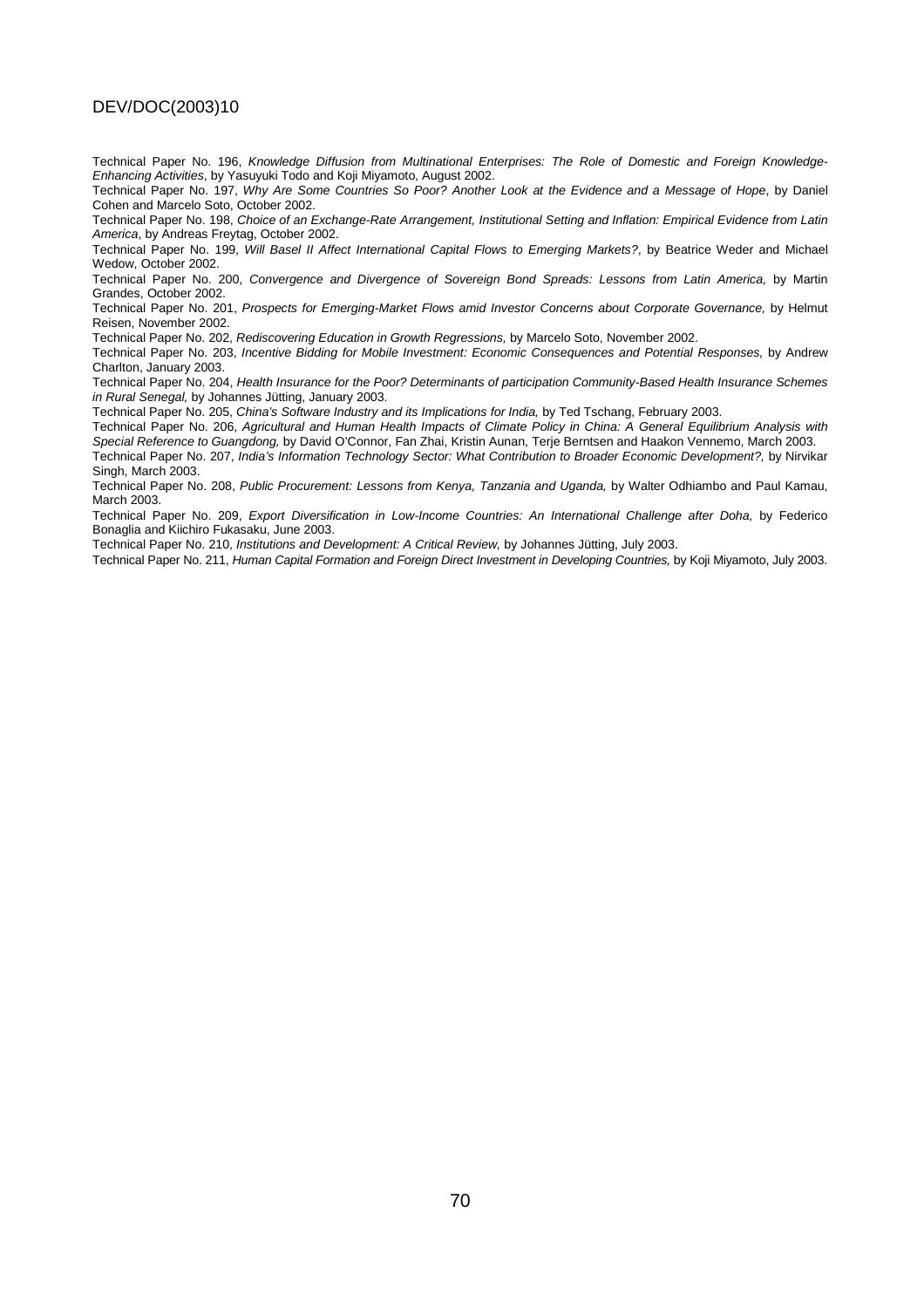Technical Paper No. 196, *Knowledge Diffusion from Multinational Enterprises: The Role of Domestic and Foreign Knowledge-Enhancing Activities*, by Yasuyuki Todo and Koji Miyamoto, August 2002.

Technical Paper No. 197, *Why Are Some Countries So Poor? Another Look at the Evidence and a Message of Hope*, by Daniel Cohen and Marcelo Soto, October 2002.

Technical Paper No. 198, *Choice of an Exchange-Rate Arrangement, Institutional Setting and Inflation: Empirical Evidence from Latin America*, by Andreas Freytag, October 2002.

Technical Paper No. 199, *Will Basel II Affect International Capital Flows to Emerging Markets?*, by Beatrice Weder and Michael Wedow, October 2002.

Technical Paper No. 200, *Convergence and Divergence of Sovereign Bond Spreads: Lessons from Latin America,* by Martin Grandes, October 2002.

Technical Paper No. 201, *Prospects for Emerging-Market Flows amid Investor Concerns about Corporate Governance,* by Helmut Reisen, November 2002.

Technical Paper No. 202, *Rediscovering Education in Growth Regressions,* by Marcelo Soto, November 2002.

Technical Paper No. 203, *Incentive Bidding for Mobile Investment: Economic Consequences and Potential Responses,* by Andrew Charlton, January 2003.

Technical Paper No. 204, *Health Insurance for the Poor? Determinants of participation Community-Based Health Insurance Schemes in Rural Senegal,* by Johannes Jütting, January 2003.

Technical Paper No. 205, *China's Software Industry and its Implications for India,* by Ted Tschang, February 2003.

Technical Paper No. 206, *Agricultural and Human Health Impacts of Climate Policy in China: A General Equilibrium Analysis with Special Reference to Guangdong,* by David O'Connor, Fan Zhai, Kristin Aunan, Terje Berntsen and Haakon Vennemo, March 2003.

Technical Paper No. 207, *India's Information Technology Sector: What Contribution to Broader Economic Development?,* by Nirvikar Singh, March 2003.

Technical Paper No. 208, *Public Procurement: Lessons from Kenya, Tanzania and Uganda,* by Walter Odhiambo and Paul Kamau, March 2003.

Technical Paper No. 209, *Export Diversification in Low-Income Countries: An International Challenge after Doha,* by Federico Bonaglia and Kiichiro Fukasaku, June 2003.

Technical Paper No. 210, *Institutions and Development: A Critical Review,* by Johannes Jütting, July 2003.

Technical Paper No. 211, *Human Capital Formation and Foreign Direct Investment in Developing Countries,* by Koji Miyamoto, July 2003.